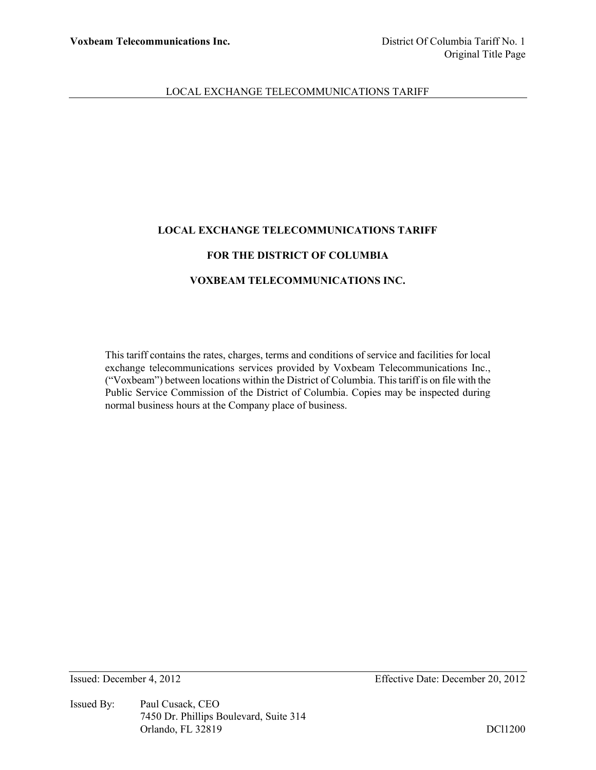# LOCAL EXCHANGE TELECOMMUNICATIONS TARIFF

## FOR THE DISTRICT OF COLUMBIA

## VOXBEAM TELECOMMUNICATIONS INC.

This tariff contains the rates, charges, terms and conditions of service and facilities for local exchange telecommunications services provided by Voxbeam Telecommunications Inc., ("Voxbeam") between locations within the District of Columbia. This tariff is on file with the Public Service Commission of the District of Columbia. Copies may be inspected during normal business hours at the Company place of business.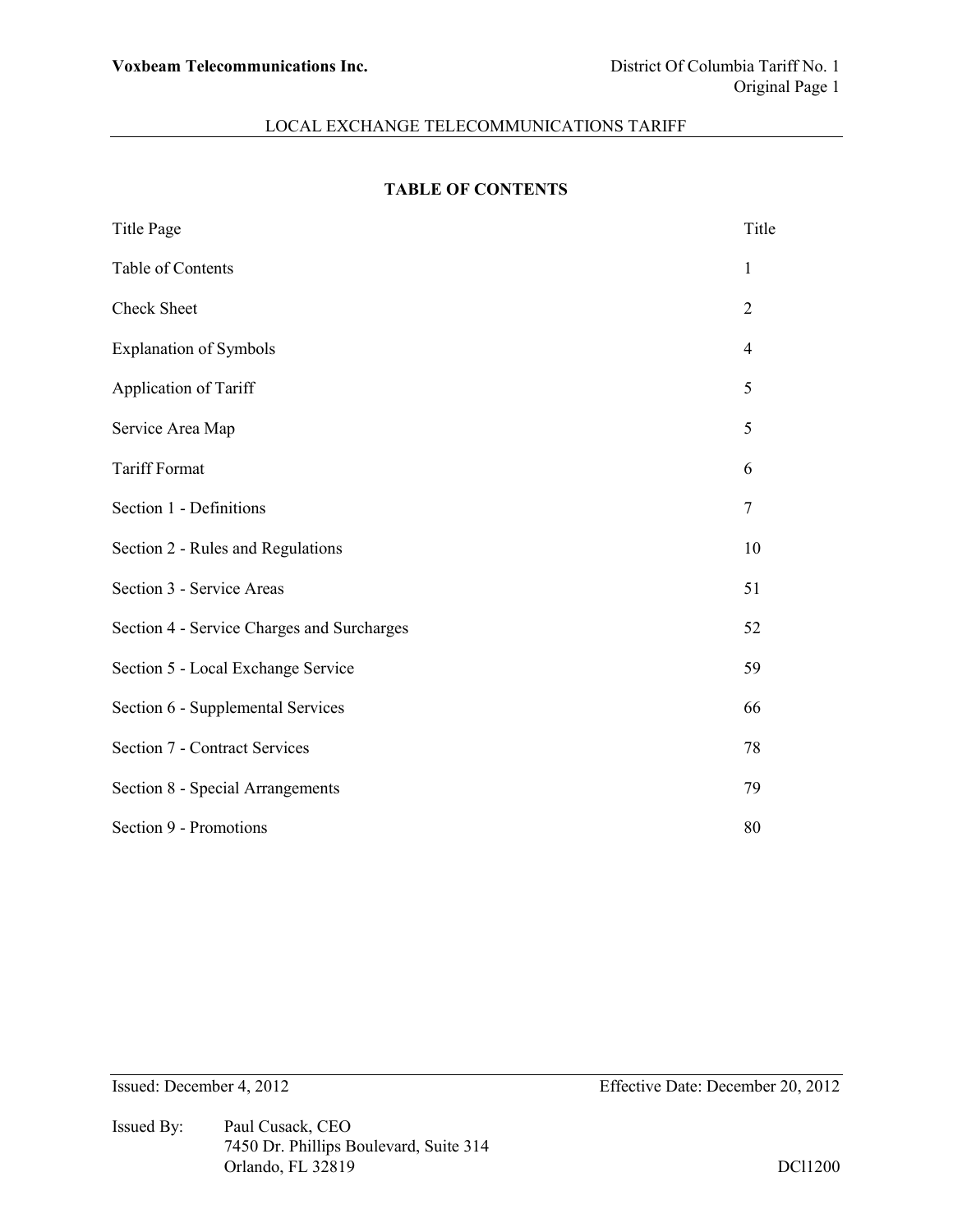# TABLE OF CONTENTS

| | |
|---|---|
| Title Page | Title |
| Table of Contents | 1 |
| Check Sheet | 2 |
| Explanation of Symbols | 4 |
| Application of Tariff | 5 |
| Service Area Map | 5 |
| Tariff Format | 6 |
| Section 1 - Definitions | 7 |
| Section 2 - Rules and Regulations | 10 |
| Section 3 - Service Areas | 51 |
| Section 4 - Service Charges and Surcharges | 52 |
| Section 5 - Local Exchange Service | 59 |
| Section 6 - Supplemental Services | 66 |
| Section 7 - Contract Services | 78 |
| Section 8 - Special Arrangements | 79 |
| Section 9 - Promotions | 80 |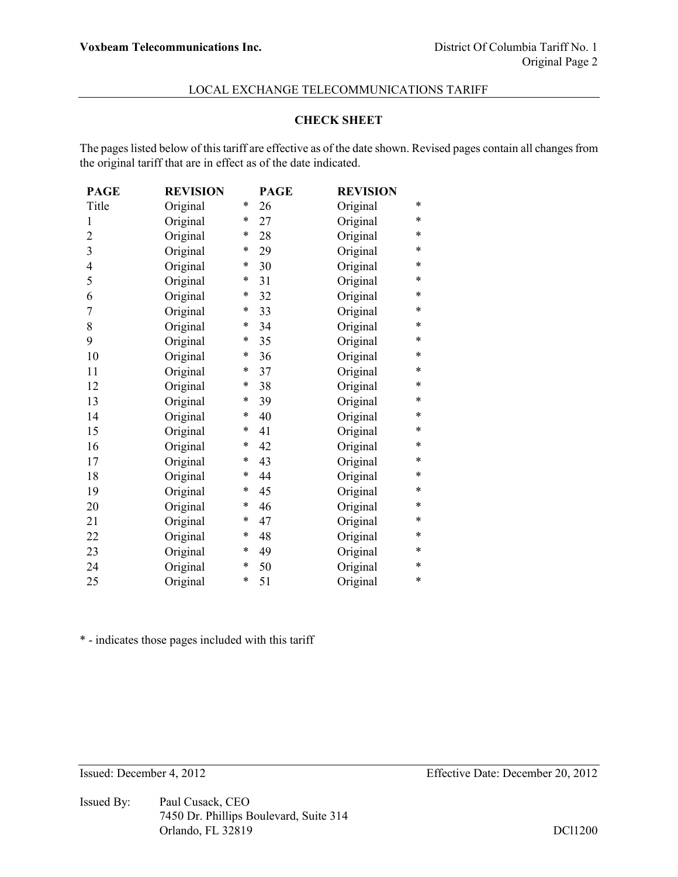# CHECK SHEET

The pages listed below of this tariff are effective as of the date shown. Revised pages contain all changes from the original tariff that are in effect as of the date indicated.

| PAGE | REVISION | | PAGE | REVISION | |
|---|---|---|---|---|---|
| Title | Original | * | 26 | Original | * |
| 1 | Original | * | 27 | Original | * |
| 2 | Original | * | 28 | Original | * |
| 3 | Original | * | 29 | Original | * |
| 4 | Original | * | 30 | Original | * |
| 5 | Original | * | 31 | Original | * |
| 6 | Original | * | 32 | Original | * |
| 7 | Original | * | 33 | Original | * |
| 8 | Original | * | 34 | Original | * |
| 9 | Original | * | 35 | Original | * |
| 10 | Original | * | 36 | Original | * |
| 11 | Original | * | 37 | Original | * |
| 12 | Original | * | 38 | Original | * |
| 13 | Original | * | 39 | Original | * |
| 14 | Original | * | 40 | Original | * |
| 15 | Original | * | 41 | Original | * |
| 16 | Original | * | 42 | Original | * |
| 17 | Original | * | 43 | Original | * |
| 18 | Original | * | 44 | Original | * |
| 19 | Original | * | 45 | Original | * |
| 20 | Original | * | 46 | Original | * |
| 21 | Original | * | 47 | Original | * |
| 22 | Original | * | 48 | Original | * |
| 23 | Original | * | 49 | Original | * |
| 24 | Original | * | 50 | Original | * |
| 25 | Original | * | 51 | Original | * |

* - indicates those pages included with this tariff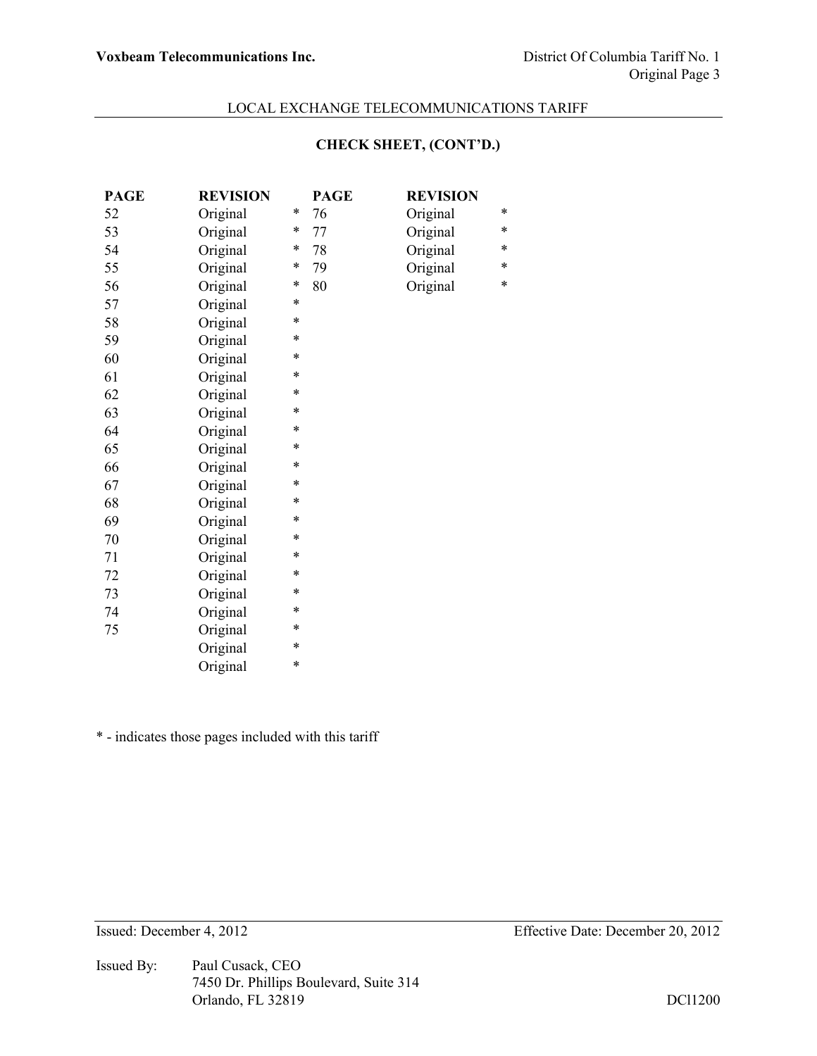LOCAL EXCHANGE TELECOMMUNICATIONS TARIFF

**CHECK SHEET, (CONT'D.)**

| PAGE | REVISION | | PAGE | REVISION | |
|---|---|---|---|---|---|
| 52 | Original | * | 76 | Original | * |
| 53 | Original | * | 77 | Original | * |
| 54 | Original | * | 78 | Original | * |
| 55 | Original | * | 79 | Original | * |
| 56 | Original | * | 80 | Original | * |
| 57 | Original | * | | | |
| 58 | Original | * | | | |
| 59 | Original | * | | | |
| 60 | Original | * | | | |
| 61 | Original | * | | | |
| 62 | Original | * | | | |
| 63 | Original | * | | | |
| 64 | Original | * | | | |
| 65 | Original | * | | | |
| 66 | Original | * | | | |
| 67 | Original | * | | | |
| 68 | Original | * | | | |
| 69 | Original | * | | | |
| 70 | Original | * | | | |
| 71 | Original | * | | | |
| 72 | Original | * | | | |
| 73 | Original | * | | | |
| 74 | Original | * | | | |
| 75 | Original | * | | | |
| | Original | * | | | |
| | Original | * | | | |

\* - indicates those pages included with this tariff

Issued: December 4, 2012 Effective Date: December 20, 2012

Issued By: Paul Cusack, CEO
7450 Dr. Phillips Boulevard, Suite 314
Orlando, FL 32819

DCl1200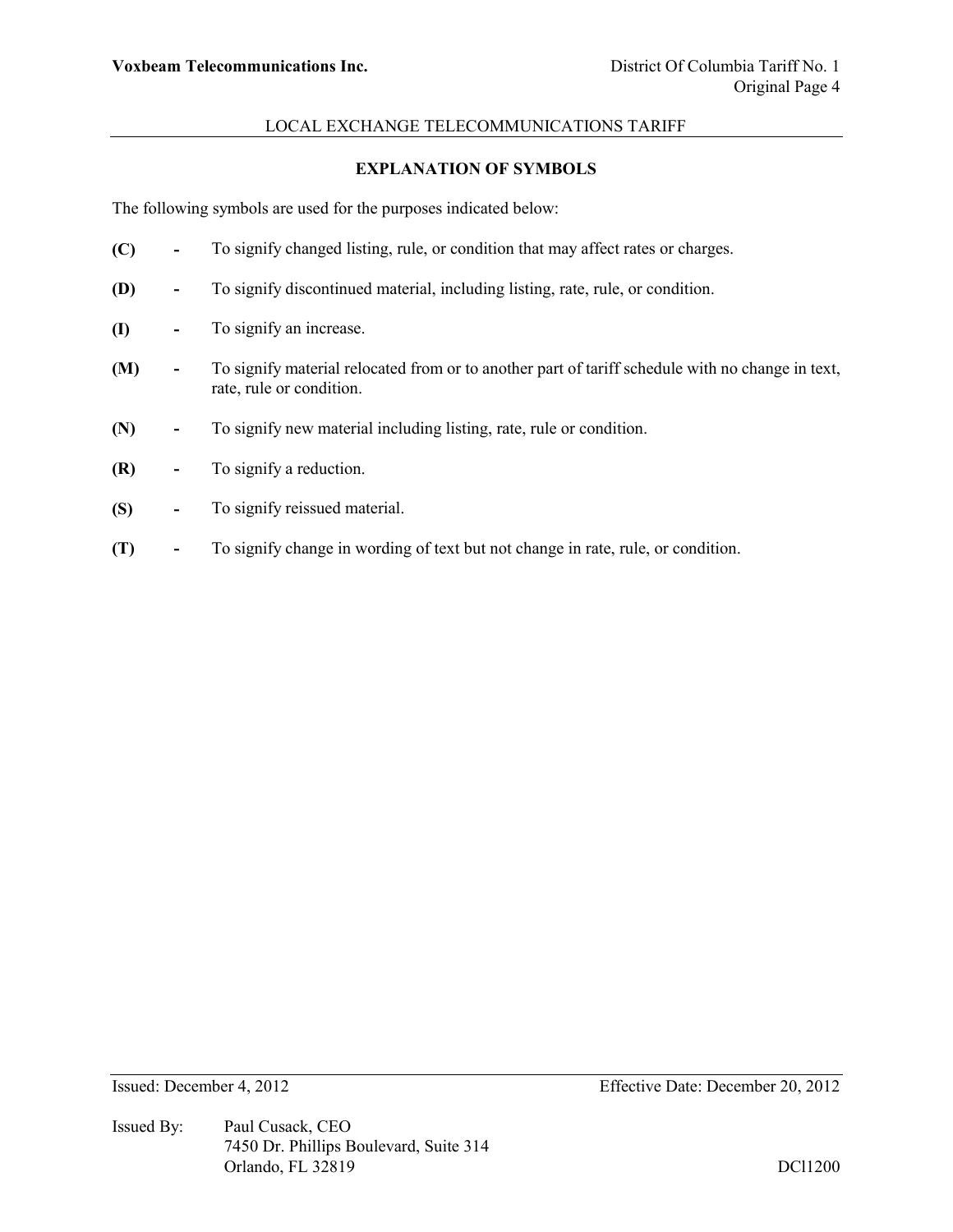## EXPLANATION OF SYMBOLS

The following symbols are used for the purposes indicated below:

**(C)** - To signify changed listing, rule, or condition that may affect rates or charges.

**(D)** - To signify discontinued material, including listing, rate, rule, or condition.

**(I)** - To signify an increase.

**(M)** - To signify material relocated from or to another part of tariff schedule with no change in text, rate, rule or condition.

**(N)** - To signify new material including listing, rate, rule or condition.

**(R)** - To signify a reduction.

**(S)** - To signify reissued material.

**(T)** - To signify change in wording of text but not change in rate, rule, or condition.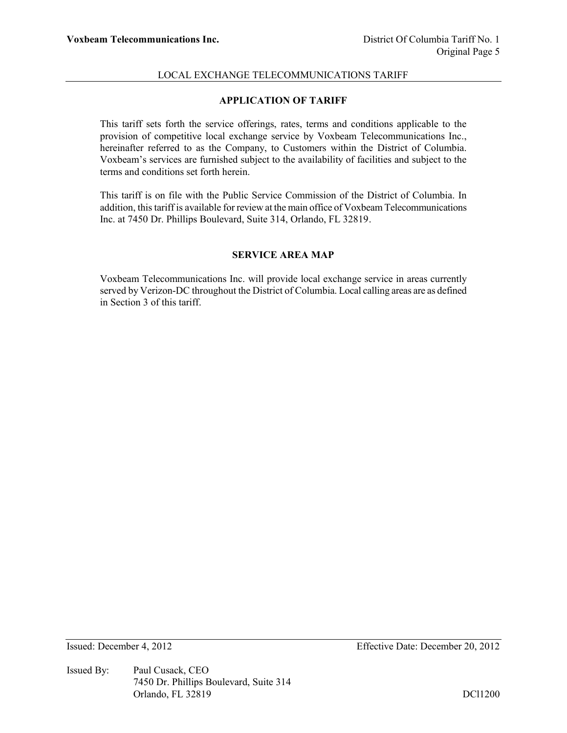## APPLICATION OF TARIFF

This tariff sets forth the service offerings, rates, terms and conditions applicable to the provision of competitive local exchange service by Voxbeam Telecommunications Inc., hereinafter referred to as the Company, to Customers within the District of Columbia. Voxbeam's services are furnished subject to the availability of facilities and subject to the terms and conditions set forth herein.

This tariff is on file with the Public Service Commission of the District of Columbia. In addition, this tariff is available for review at the main office of Voxbeam Telecommunications Inc. at 7450 Dr. Phillips Boulevard, Suite 314, Orlando, FL 32819.

## SERVICE AREA MAP

Voxbeam Telecommunications Inc. will provide local exchange service in areas currently served by Verizon-DC throughout the District of Columbia. Local calling areas are as defined in Section 3 of this tariff.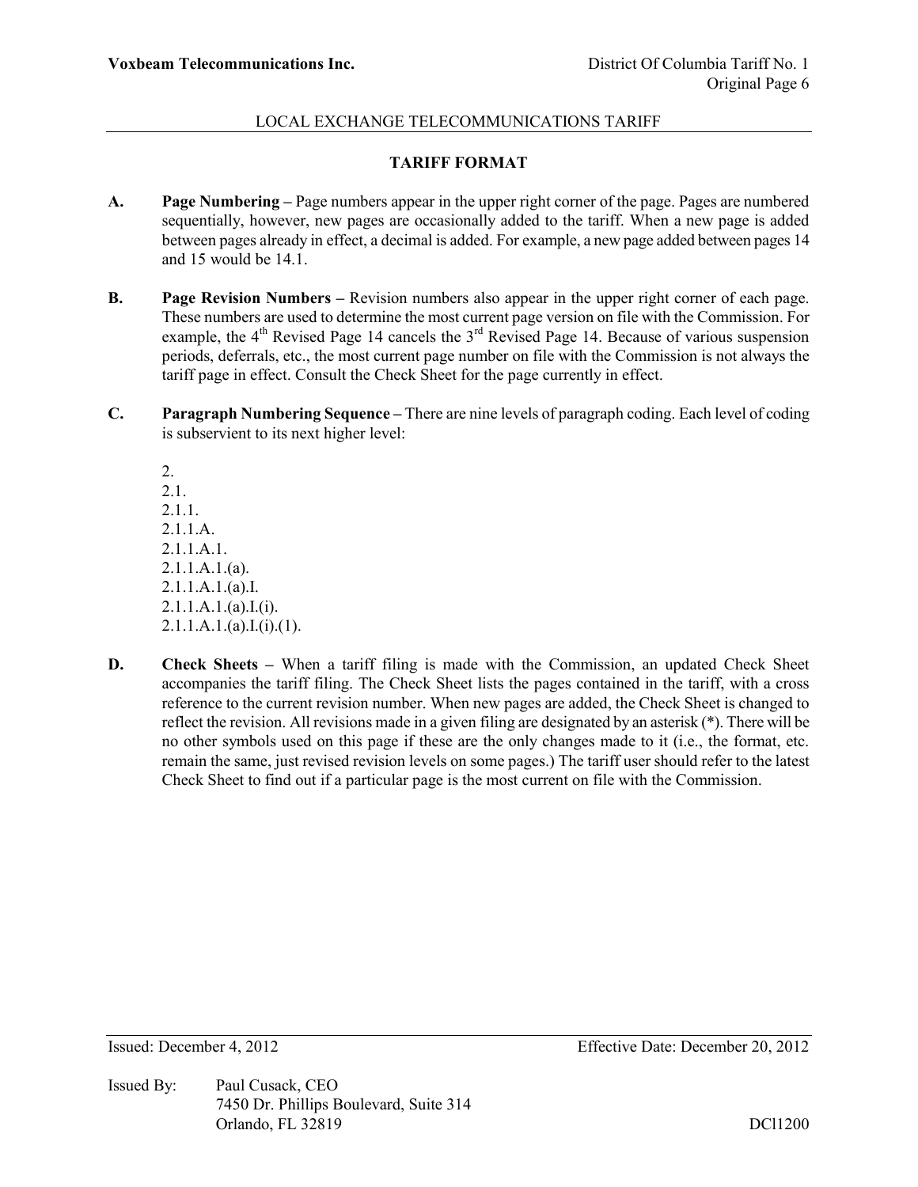## TARIFF FORMAT

**A.** **Page Numbering –** Page numbers appear in the upper right corner of the page. Pages are numbered sequentially, however, new pages are occasionally added to the tariff. When a new page is added between pages already in effect, a decimal is added. For example, a new page added between pages 14 and 15 would be 14.1.

**B.** **Page Revision Numbers –** Revision numbers also appear in the upper right corner of each page. These numbers are used to determine the most current page version on file with the Commission. For example, the 4th Revised Page 14 cancels the 3rd Revised Page 14. Because of various suspension periods, deferrals, etc., the most current page number on file with the Commission is not always the tariff page in effect. Consult the Check Sheet for the page currently in effect.

**C.** **Paragraph Numbering Sequence –** There are nine levels of paragraph coding. Each level of coding is subservient to its next higher level:

2.
2.1.
2.1.1.
2.1.1.A.
2.1.1.A.1.
2.1.1.A.1.(a).
2.1.1.A.1.(a).I.
2.1.1.A.1.(a).I.(i).
2.1.1.A.1.(a).I.(i).(1).

**D.** **Check Sheets –** When a tariff filing is made with the Commission, an updated Check Sheet accompanies the tariff filing. The Check Sheet lists the pages contained in the tariff, with a cross reference to the current revision number. When new pages are added, the Check Sheet is changed to reflect the revision. All revisions made in a given filing are designated by an asterisk (*). There will be no other symbols used on this page if these are the only changes made to it (i.e., the format, etc. remain the same, just revised revision levels on some pages.) The tariff user should refer to the latest Check Sheet to find out if a particular page is the most current on file with the Commission.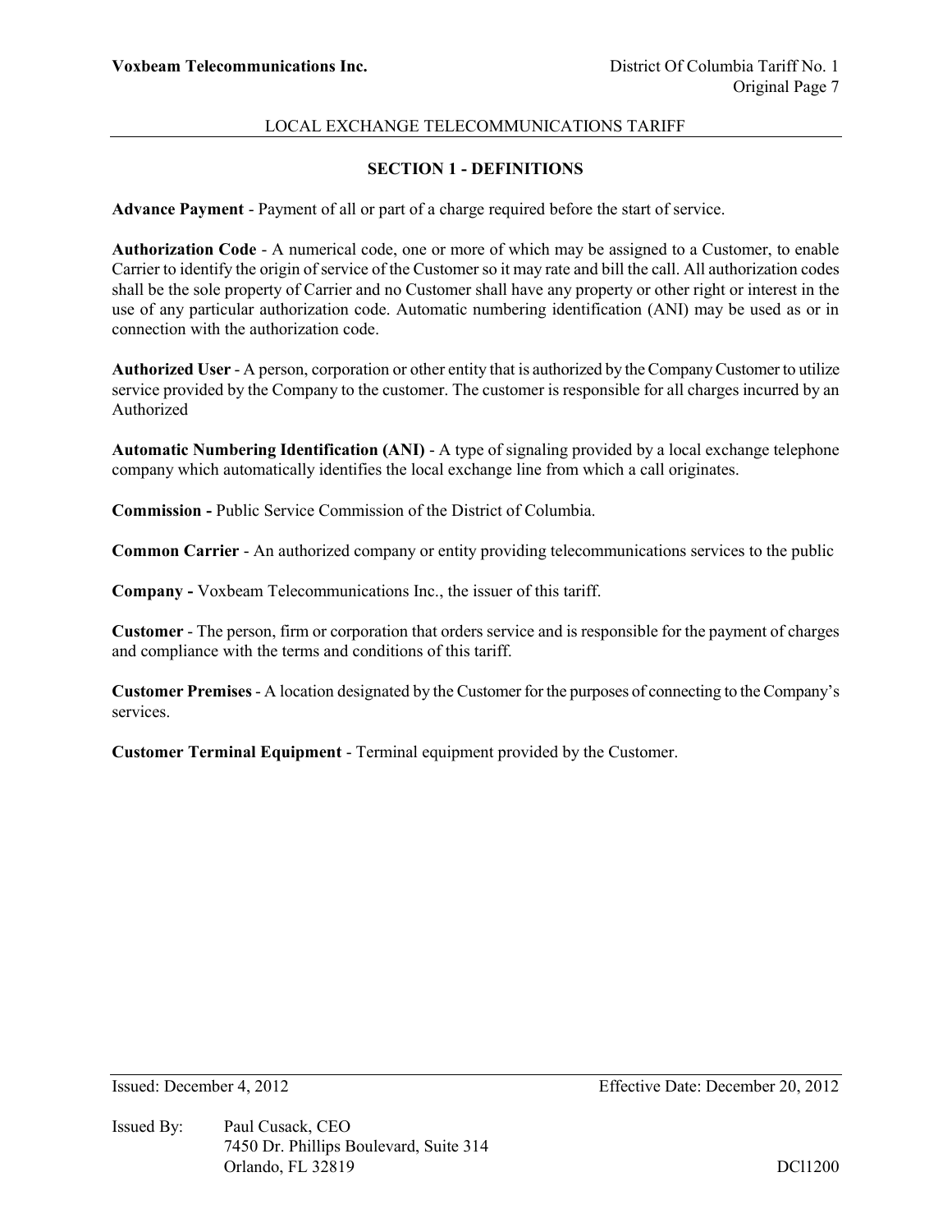## SECTION 1 - DEFINITIONS

**Advance Payment** - Payment of all or part of a charge required before the start of service.

**Authorization Code** - A numerical code, one or more of which may be assigned to a Customer, to enable Carrier to identify the origin of service of the Customer so it may rate and bill the call. All authorization codes shall be the sole property of Carrier and no Customer shall have any property or other right or interest in the use of any particular authorization code. Automatic numbering identification (ANI) may be used as or in connection with the authorization code.

**Authorized User** - A person, corporation or other entity that is authorized by the Company Customer to utilize service provided by the Company to the customer. The customer is responsible for all charges incurred by an Authorized

**Automatic Numbering Identification (ANI)** - A type of signaling provided by a local exchange telephone company which automatically identifies the local exchange line from which a call originates.

**Commission -** Public Service Commission of the District of Columbia.

**Common Carrier** - An authorized company or entity providing telecommunications services to the public

**Company -** Voxbeam Telecommunications Inc., the issuer of this tariff.

**Customer** - The person, firm or corporation that orders service and is responsible for the payment of charges and compliance with the terms and conditions of this tariff.

**Customer Premises** - A location designated by the Customer for the purposes of connecting to the Company's services.

**Customer Terminal Equipment** - Terminal equipment provided by the Customer.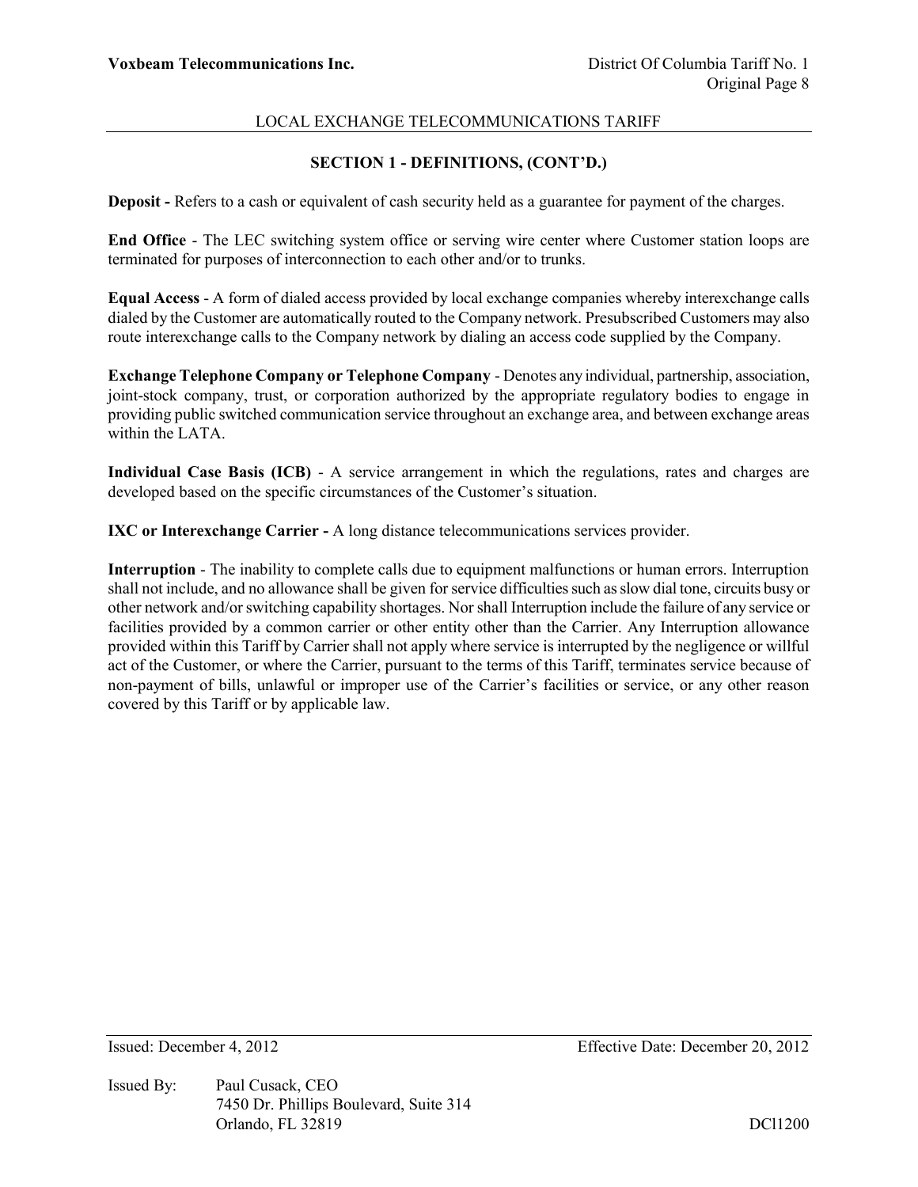## SECTION 1 - DEFINITIONS, (CONT'D.)

**Deposit -** Refers to a cash or equivalent of cash security held as a guarantee for payment of the charges.

**End Office** - The LEC switching system office or serving wire center where Customer station loops are terminated for purposes of interconnection to each other and/or to trunks.

**Equal Access** - A form of dialed access provided by local exchange companies whereby interexchange calls dialed by the Customer are automatically routed to the Company network. Presubscribed Customers may also route interexchange calls to the Company network by dialing an access code supplied by the Company.

**Exchange Telephone Company or Telephone Company** - Denotes any individual, partnership, association, joint-stock company, trust, or corporation authorized by the appropriate regulatory bodies to engage in providing public switched communication service throughout an exchange area, and between exchange areas within the LATA.

**Individual Case Basis (ICB)** - A service arrangement in which the regulations, rates and charges are developed based on the specific circumstances of the Customer's situation.

**IXC or Interexchange Carrier -** A long distance telecommunications services provider.

**Interruption** - The inability to complete calls due to equipment malfunctions or human errors. Interruption shall not include, and no allowance shall be given for service difficulties such as slow dial tone, circuits busy or other network and/or switching capability shortages. Nor shall Interruption include the failure of any service or facilities provided by a common carrier or other entity other than the Carrier. Any Interruption allowance provided within this Tariff by Carrier shall not apply where service is interrupted by the negligence or willful act of the Customer, or where the Carrier, pursuant to the terms of this Tariff, terminates service because of non-payment of bills, unlawful or improper use of the Carrier's facilities or service, or any other reason covered by this Tariff or by applicable law.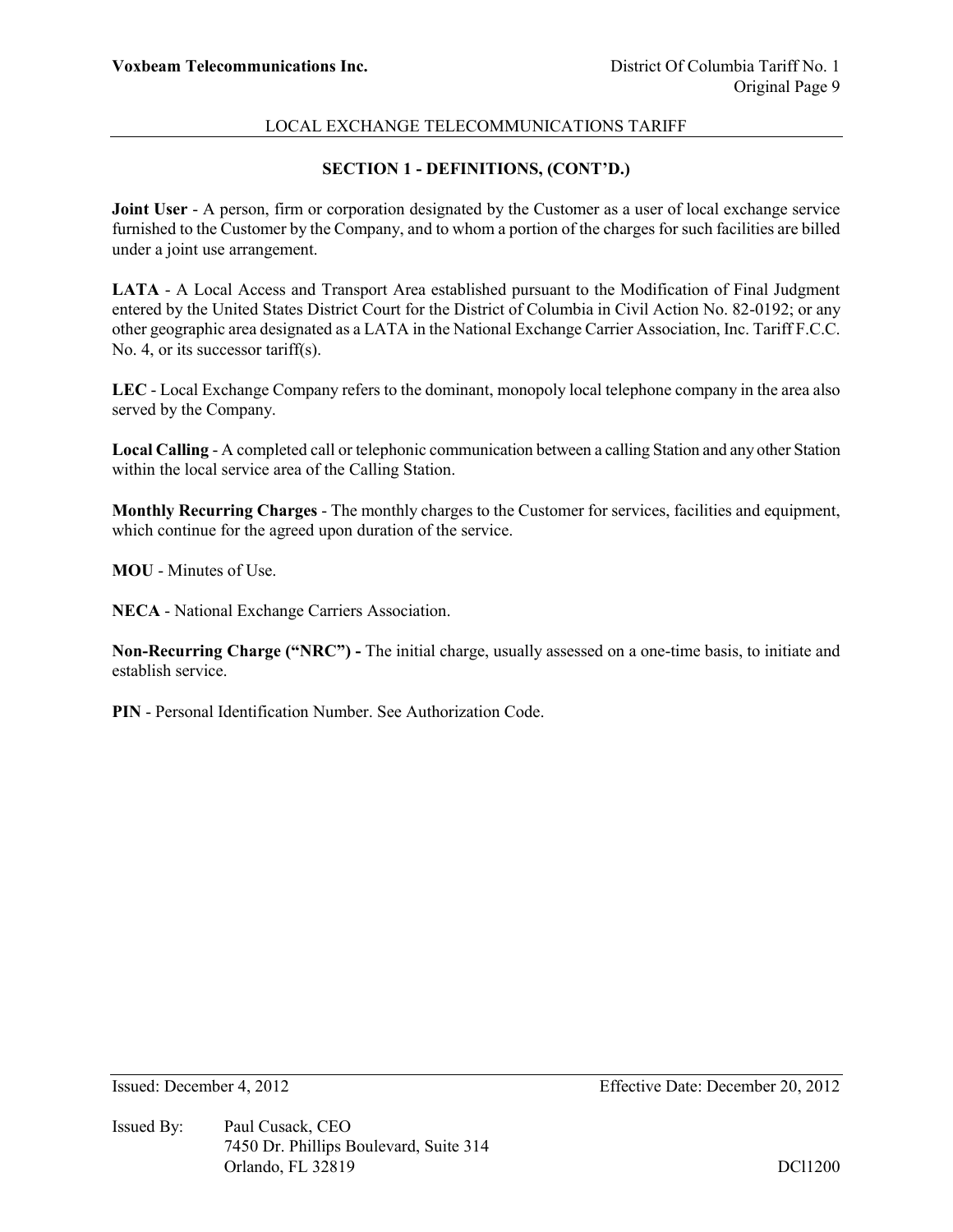## SECTION 1 - DEFINITIONS, (CONT'D.)

**Joint User** - A person, firm or corporation designated by the Customer as a user of local exchange service furnished to the Customer by the Company, and to whom a portion of the charges for such facilities are billed under a joint use arrangement.

**LATA** - A Local Access and Transport Area established pursuant to the Modification of Final Judgment entered by the United States District Court for the District of Columbia in Civil Action No. 82-0192; or any other geographic area designated as a LATA in the National Exchange Carrier Association, Inc. Tariff F.C.C. No. 4, or its successor tariff(s).

**LEC** - Local Exchange Company refers to the dominant, monopoly local telephone company in the area also served by the Company.

**Local Calling** - A completed call or telephonic communication between a calling Station and any other Station within the local service area of the Calling Station.

**Monthly Recurring Charges** - The monthly charges to the Customer for services, facilities and equipment, which continue for the agreed upon duration of the service.

**MOU** - Minutes of Use.

**NECA** - National Exchange Carriers Association.

**Non-Recurring Charge ("NRC") -** The initial charge, usually assessed on a one-time basis, to initiate and establish service.

**PIN** - Personal Identification Number. See Authorization Code.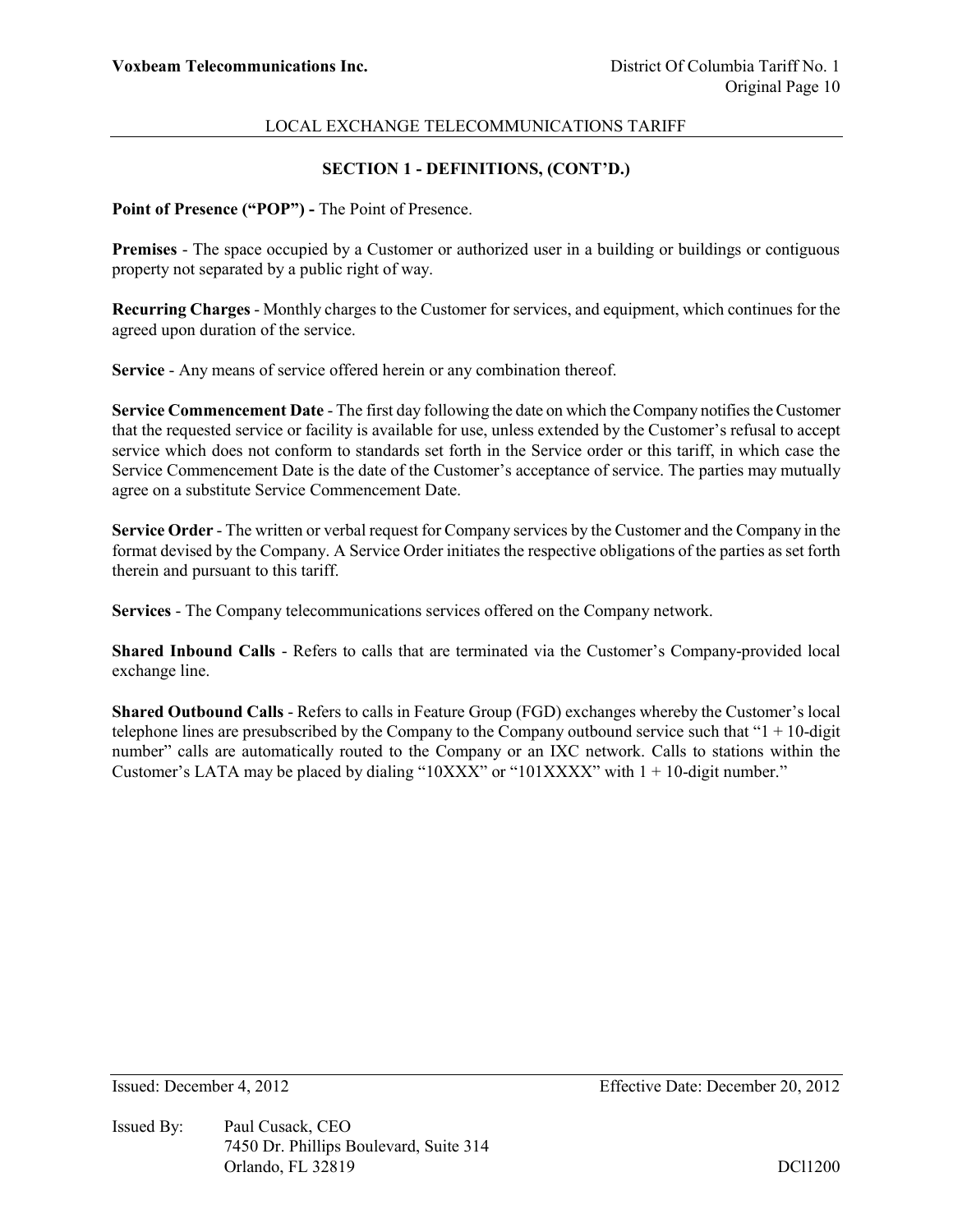## SECTION 1 - DEFINITIONS, (CONT'D.)

**Point of Presence ("POP") -** The Point of Presence.

**Premises** - The space occupied by a Customer or authorized user in a building or buildings or contiguous property not separated by a public right of way.

**Recurring Charges** - Monthly charges to the Customer for services, and equipment, which continues for the agreed upon duration of the service.

**Service** - Any means of service offered herein or any combination thereof.

**Service Commencement Date** - The first day following the date on which the Company notifies the Customer that the requested service or facility is available for use, unless extended by the Customer's refusal to accept service which does not conform to standards set forth in the Service order or this tariff, in which case the Service Commencement Date is the date of the Customer's acceptance of service. The parties may mutually agree on a substitute Service Commencement Date.

**Service Order** - The written or verbal request for Company services by the Customer and the Company in the format devised by the Company. A Service Order initiates the respective obligations of the parties as set forth therein and pursuant to this tariff.

**Services** - The Company telecommunications services offered on the Company network.

**Shared Inbound Calls** - Refers to calls that are terminated via the Customer's Company-provided local exchange line.

**Shared Outbound Calls** - Refers to calls in Feature Group (FGD) exchanges whereby the Customer's local telephone lines are presubscribed by the Company to the Company outbound service such that "1 + 10-digit number" calls are automatically routed to the Company or an IXC network. Calls to stations within the Customer's LATA may be placed by dialing "10XXX" or "101XXXX" with 1 + 10-digit number."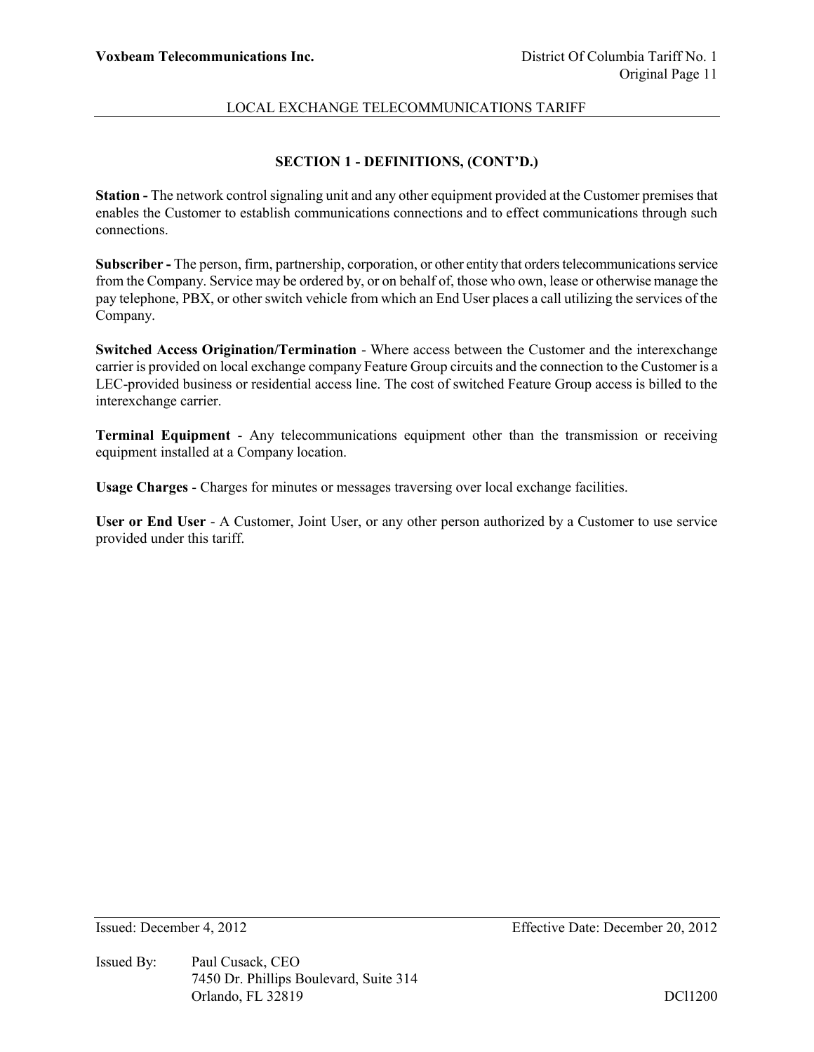## SECTION 1 - DEFINITIONS, (CONT'D.)

**Station -** The network control signaling unit and any other equipment provided at the Customer premises that enables the Customer to establish communications connections and to effect communications through such connections.

**Subscriber -** The person, firm, partnership, corporation, or other entity that orders telecommunications service from the Company. Service may be ordered by, or on behalf of, those who own, lease or otherwise manage the pay telephone, PBX, or other switch vehicle from which an End User places a call utilizing the services of the Company.

**Switched Access Origination/Termination** - Where access between the Customer and the interexchange carrier is provided on local exchange company Feature Group circuits and the connection to the Customer is a LEC-provided business or residential access line. The cost of switched Feature Group access is billed to the interexchange carrier.

**Terminal Equipment** - Any telecommunications equipment other than the transmission or receiving equipment installed at a Company location.

**Usage Charges** - Charges for minutes or messages traversing over local exchange facilities.

**User or End User** - A Customer, Joint User, or any other person authorized by a Customer to use service provided under this tariff.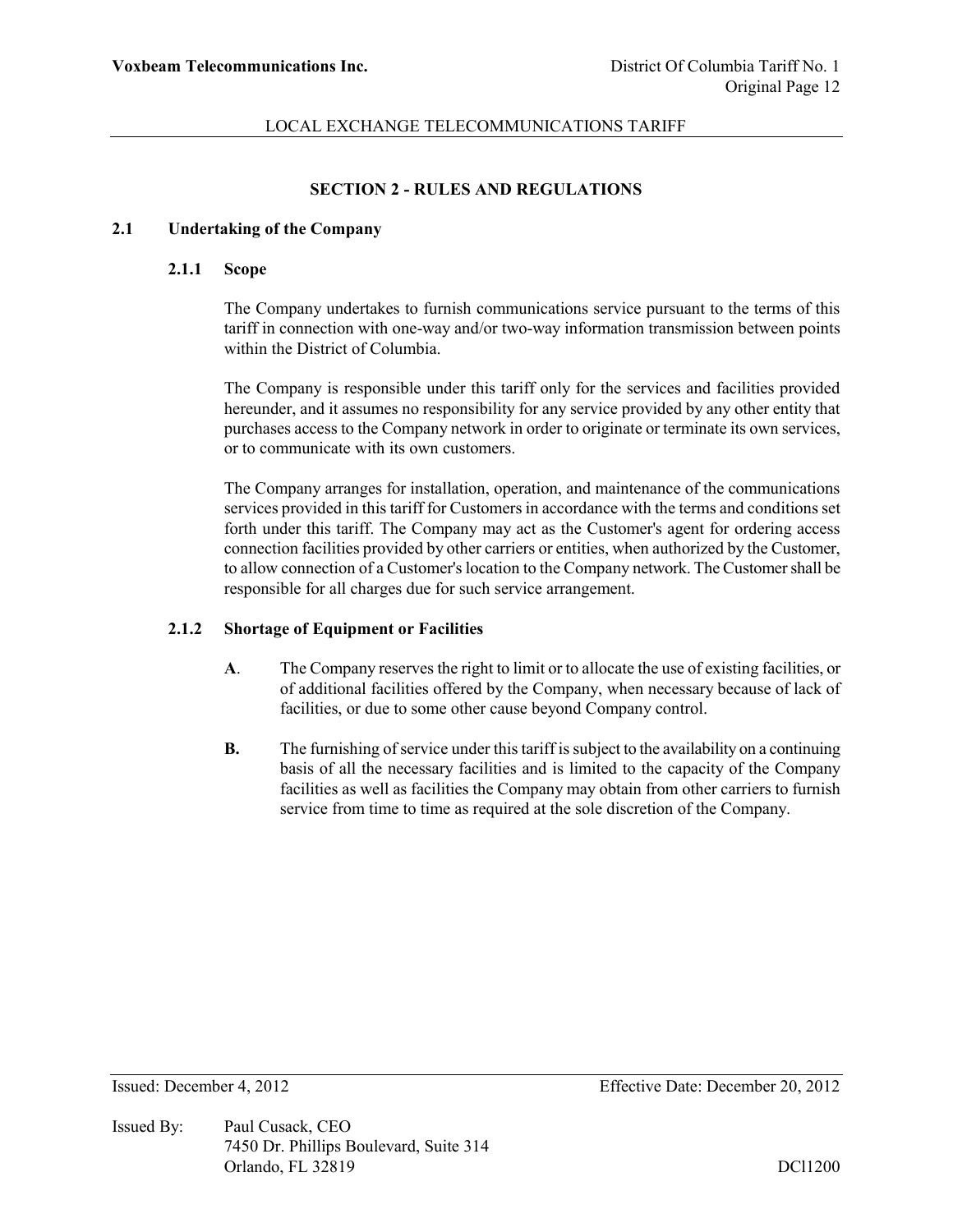# SECTION 2 - RULES AND REGULATIONS

## 2.1 Undertaking of the Company

### 2.1.1 Scope

The Company undertakes to furnish communications service pursuant to the terms of this tariff in connection with one-way and/or two-way information transmission between points within the District of Columbia.

The Company is responsible under this tariff only for the services and facilities provided hereunder, and it assumes no responsibility for any service provided by any other entity that purchases access to the Company network in order to originate or terminate its own services, or to communicate with its own customers.

The Company arranges for installation, operation, and maintenance of the communications services provided in this tariff for Customers in accordance with the terms and conditions set forth under this tariff. The Company may act as the Customer's agent for ordering access connection facilities provided by other carriers or entities, when authorized by the Customer, to allow connection of a Customer's location to the Company network. The Customer shall be responsible for all charges due for such service arrangement.

### 2.1.2 Shortage of Equipment or Facilities

**A**. The Company reserves the right to limit or to allocate the use of existing facilities, or of additional facilities offered by the Company, when necessary because of lack of facilities, or due to some other cause beyond Company control.

**B.** The furnishing of service under this tariff is subject to the availability on a continuing basis of all the necessary facilities and is limited to the capacity of the Company facilities as well as facilities the Company may obtain from other carriers to furnish service from time to time as required at the sole discretion of the Company.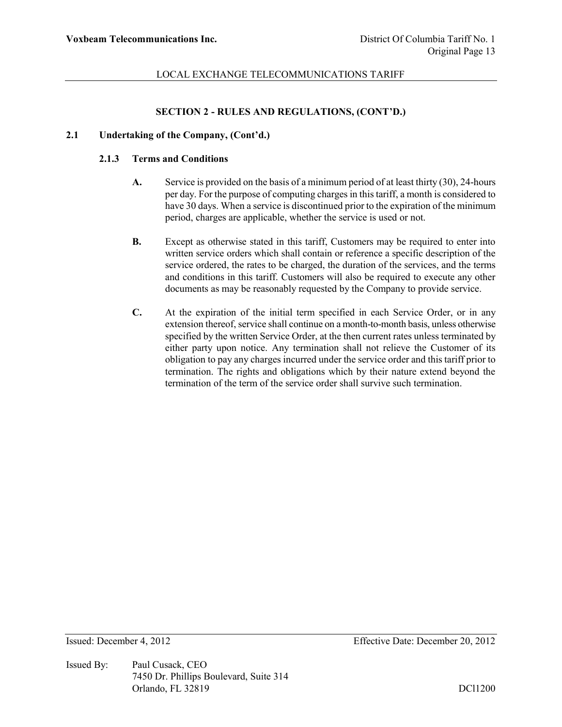## SECTION 2 - RULES AND REGULATIONS, (CONT'D.)

### 2.1 Undertaking of the Company, (Cont'd.)

#### 2.1.3 Terms and Conditions

**A.** Service is provided on the basis of a minimum period of at least thirty (30), 24-hours per day. For the purpose of computing charges in this tariff, a month is considered to have 30 days. When a service is discontinued prior to the expiration of the minimum period, charges are applicable, whether the service is used or not.

**B.** Except as otherwise stated in this tariff, Customers may be required to enter into written service orders which shall contain or reference a specific description of the service ordered, the rates to be charged, the duration of the services, and the terms and conditions in this tariff. Customers will also be required to execute any other documents as may be reasonably requested by the Company to provide service.

**C.** At the expiration of the initial term specified in each Service Order, or in any extension thereof, service shall continue on a month-to-month basis, unless otherwise specified by the written Service Order, at the then current rates unless terminated by either party upon notice. Any termination shall not relieve the Customer of its obligation to pay any charges incurred under the service order and this tariff prior to termination. The rights and obligations which by their nature extend beyond the termination of the term of the service order shall survive such termination.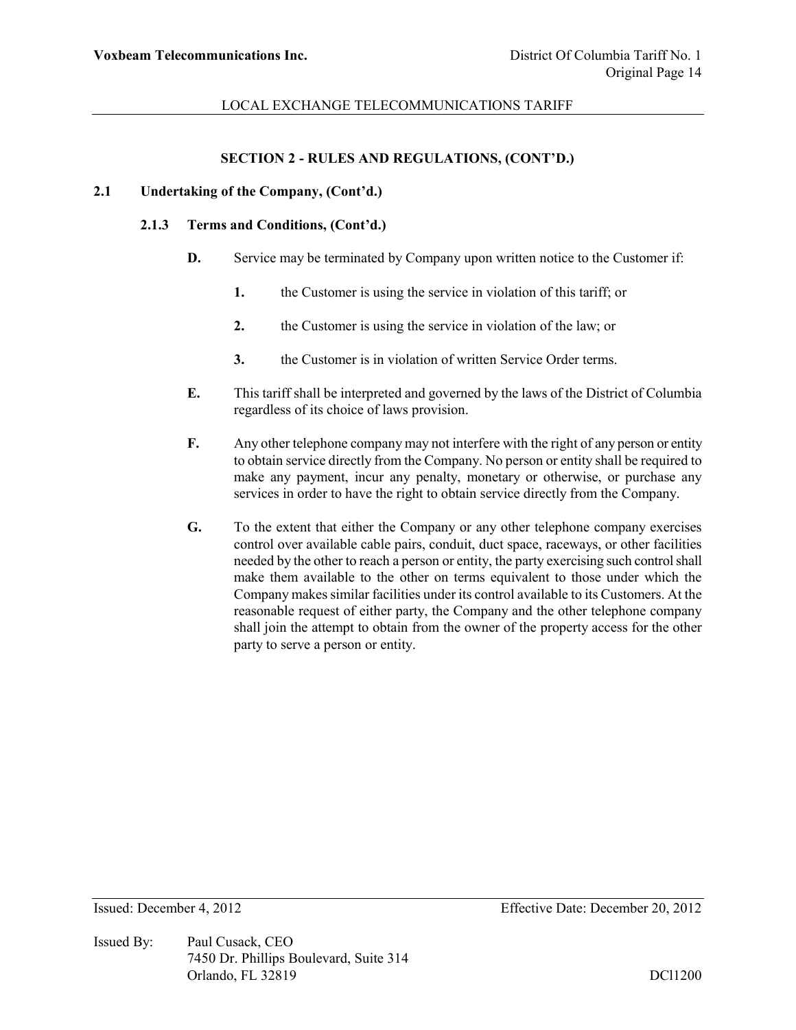## SECTION 2 - RULES AND REGULATIONS, (CONT'D.)

### 2.1 Undertaking of the Company, (Cont'd.)

#### 2.1.3 Terms and Conditions, (Cont'd.)

**D.** Service may be terminated by Company upon written notice to the Customer if:

**1.** the Customer is using the service in violation of this tariff; or

**2.** the Customer is using the service in violation of the law; or

**3.** the Customer is in violation of written Service Order terms.

**E.** This tariff shall be interpreted and governed by the laws of the District of Columbia regardless of its choice of laws provision.

**F.** Any other telephone company may not interfere with the right of any person or entity to obtain service directly from the Company. No person or entity shall be required to make any payment, incur any penalty, monetary or otherwise, or purchase any services in order to have the right to obtain service directly from the Company.

**G.** To the extent that either the Company or any other telephone company exercises control over available cable pairs, conduit, duct space, raceways, or other facilities needed by the other to reach a person or entity, the party exercising such control shall make them available to the other on terms equivalent to those under which the Company makes similar facilities under its control available to its Customers. At the reasonable request of either party, the Company and the other telephone company shall join the attempt to obtain from the owner of the property access for the other party to serve a person or entity.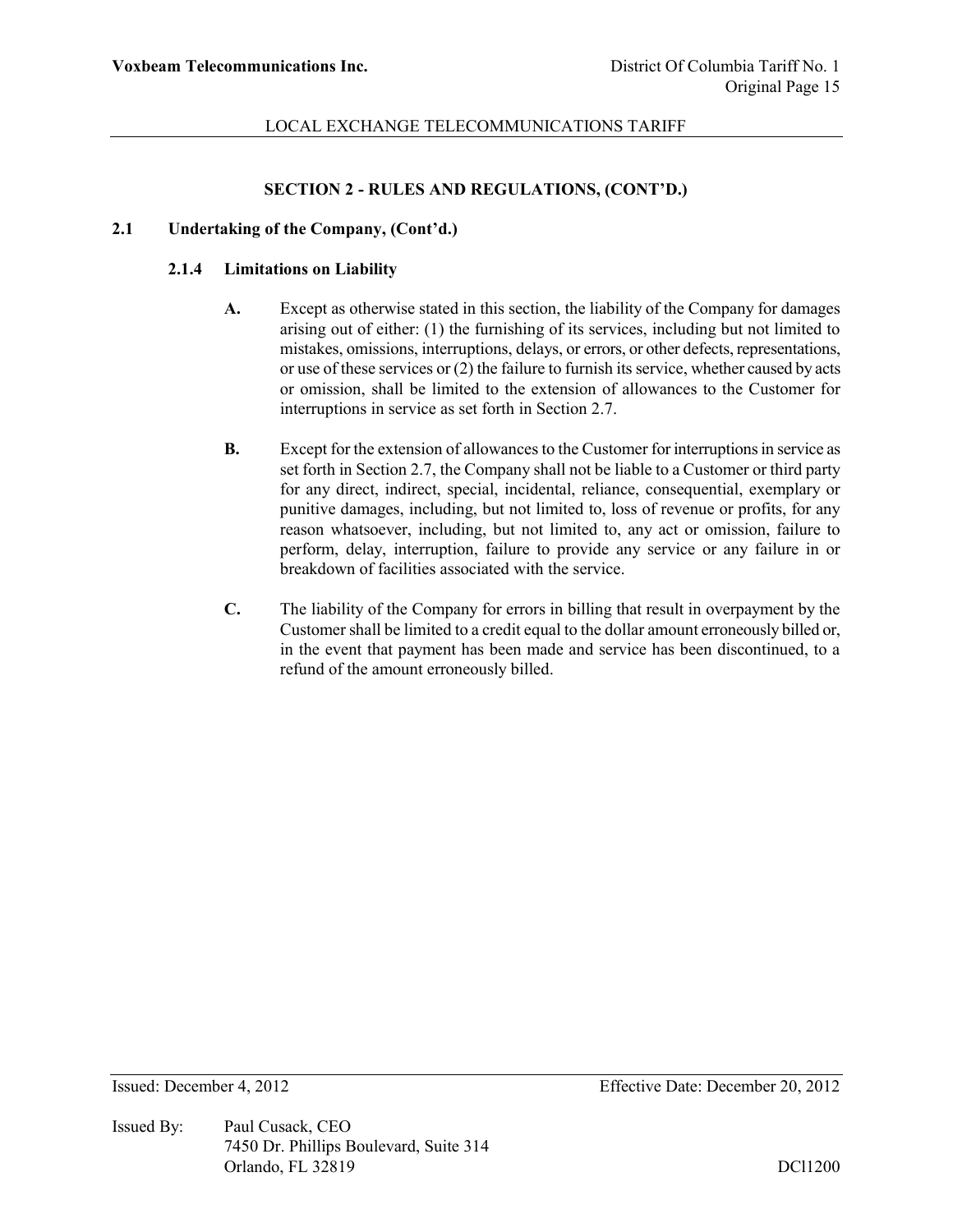## SECTION 2 - RULES AND REGULATIONS, (CONT'D.)

### 2.1 Undertaking of the Company, (Cont'd.)

#### 2.1.4 Limitations on Liability

**A.** Except as otherwise stated in this section, the liability of the Company for damages arising out of either: (1) the furnishing of its services, including but not limited to mistakes, omissions, interruptions, delays, or errors, or other defects, representations, or use of these services or (2) the failure to furnish its service, whether caused by acts or omission, shall be limited to the extension of allowances to the Customer for interruptions in service as set forth in Section 2.7.

**B.** Except for the extension of allowances to the Customer for interruptions in service as set forth in Section 2.7, the Company shall not be liable to a Customer or third party for any direct, indirect, special, incidental, reliance, consequential, exemplary or punitive damages, including, but not limited to, loss of revenue or profits, for any reason whatsoever, including, but not limited to, any act or omission, failure to perform, delay, interruption, failure to provide any service or any failure in or breakdown of facilities associated with the service.

**C.** The liability of the Company for errors in billing that result in overpayment by the Customer shall be limited to a credit equal to the dollar amount erroneously billed or, in the event that payment has been made and service has been discontinued, to a refund of the amount erroneously billed.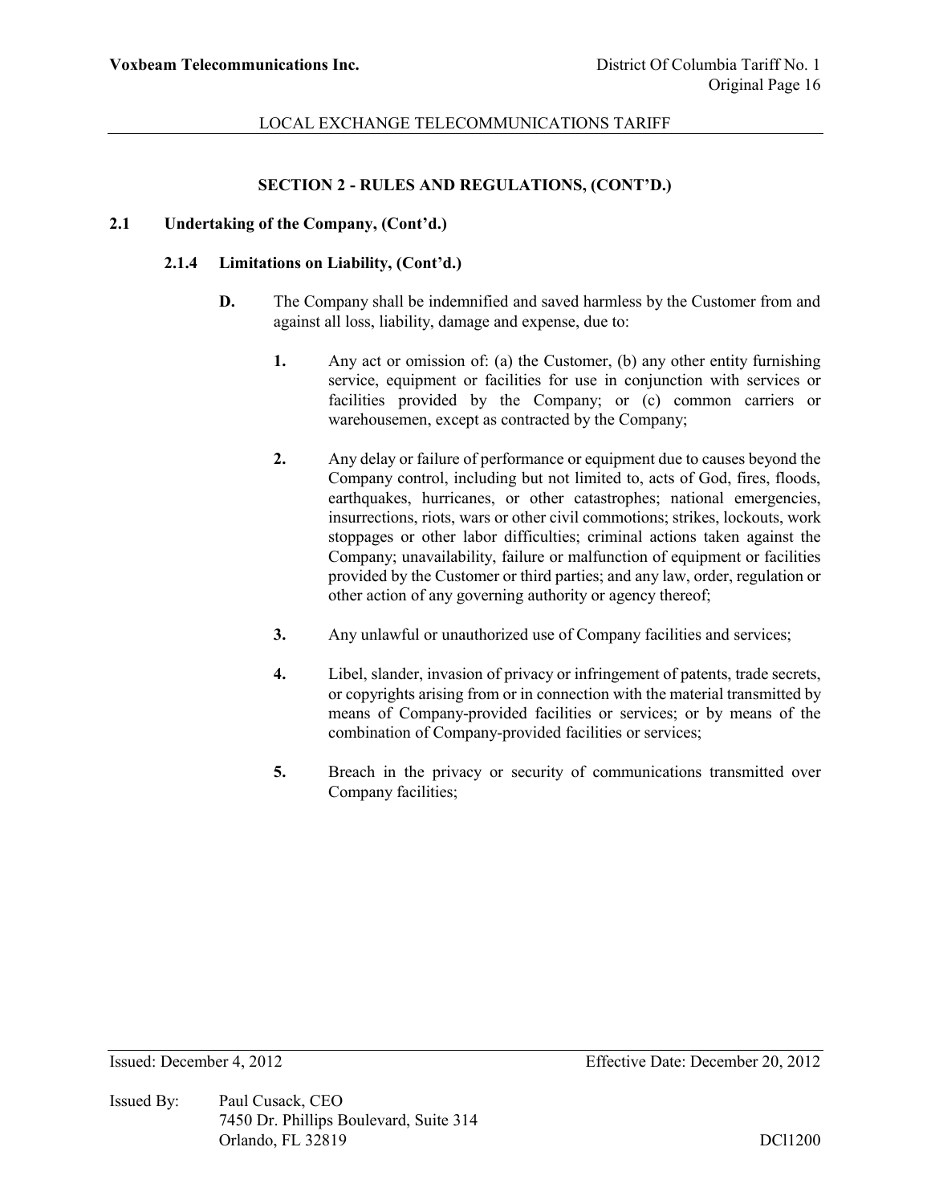## SECTION 2 - RULES AND REGULATIONS, (CONT'D.)

### 2.1 Undertaking of the Company, (Cont'd.)

#### 2.1.4 Limitations on Liability, (Cont'd.)

**D.** The Company shall be indemnified and saved harmless by the Customer from and against all loss, liability, damage and expense, due to:

**1.** Any act or omission of: (a) the Customer, (b) any other entity furnishing service, equipment or facilities for use in conjunction with services or facilities provided by the Company; or (c) common carriers or warehousemen, except as contracted by the Company;

**2.** Any delay or failure of performance or equipment due to causes beyond the Company control, including but not limited to, acts of God, fires, floods, earthquakes, hurricanes, or other catastrophes; national emergencies, insurrections, riots, wars or other civil commotions; strikes, lockouts, work stoppages or other labor difficulties; criminal actions taken against the Company; unavailability, failure or malfunction of equipment or facilities provided by the Customer or third parties; and any law, order, regulation or other action of any governing authority or agency thereof;

**3.** Any unlawful or unauthorized use of Company facilities and services;

**4.** Libel, slander, invasion of privacy or infringement of patents, trade secrets, or copyrights arising from or in connection with the material transmitted by means of Company-provided facilities or services; or by means of the combination of Company-provided facilities or services;

**5.** Breach in the privacy or security of communications transmitted over Company facilities;

Issued: December 4, 2012 Effective Date: December 20, 2012

Issued By: Paul Cusack, CEO
7450 Dr. Phillips Boulevard, Suite 314
Orlando, FL 32819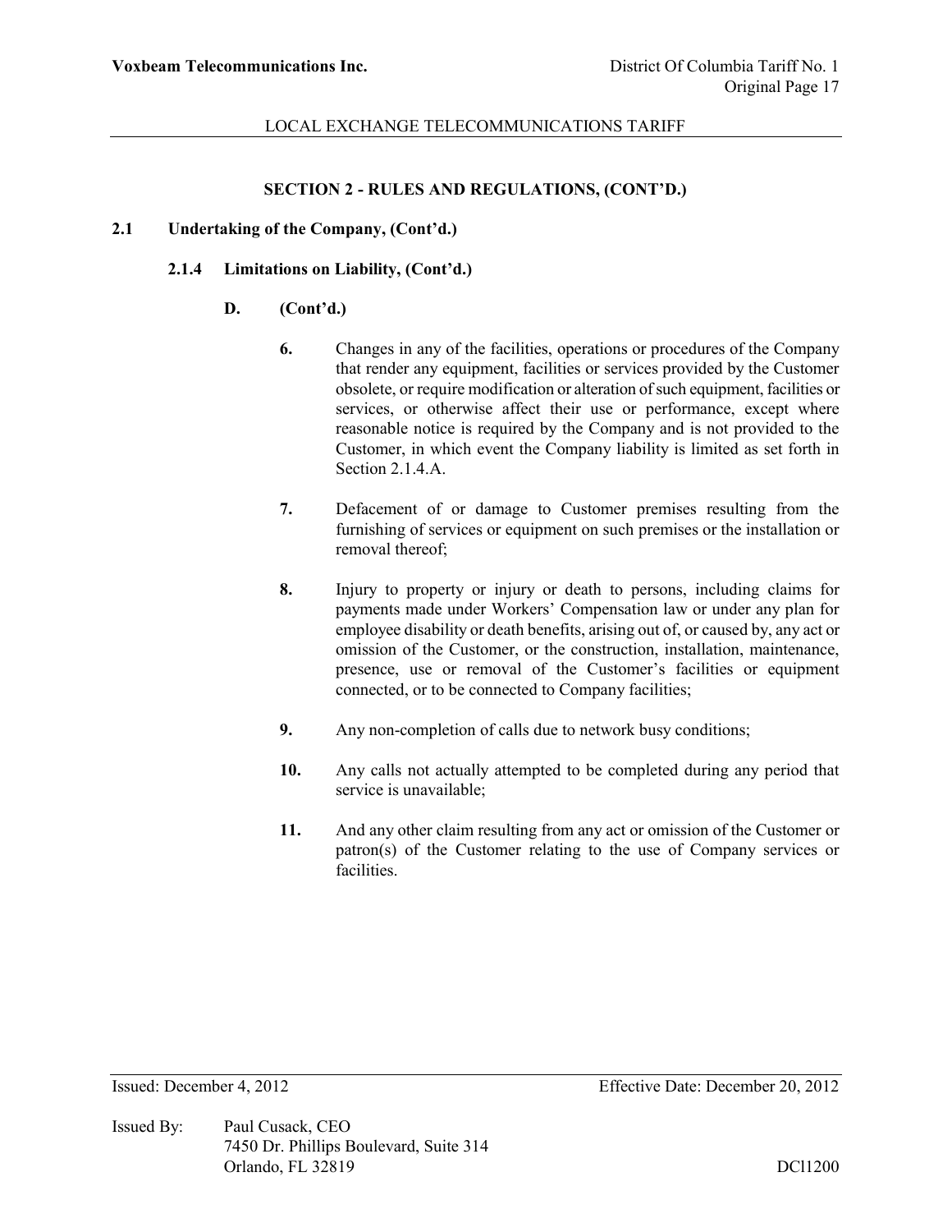## SECTION 2 - RULES AND REGULATIONS, (CONT'D.)

### 2.1 Undertaking of the Company, (Cont'd.)

#### 2.1.4 Limitations on Liability, (Cont'd.)

**D. (Cont'd.)**

**6.** Changes in any of the facilities, operations or procedures of the Company that render any equipment, facilities or services provided by the Customer obsolete, or require modification or alteration of such equipment, facilities or services, or otherwise affect their use or performance, except where reasonable notice is required by the Company and is not provided to the Customer, in which event the Company liability is limited as set forth in Section 2.1.4.A.

**7.** Defacement of or damage to Customer premises resulting from the furnishing of services or equipment on such premises or the installation or removal thereof;

**8.** Injury to property or injury or death to persons, including claims for payments made under Workers' Compensation law or under any plan for employee disability or death benefits, arising out of, or caused by, any act or omission of the Customer, or the construction, installation, maintenance, presence, use or removal of the Customer's facilities or equipment connected, or to be connected to Company facilities;

**9.** Any non-completion of calls due to network busy conditions;

**10.** Any calls not actually attempted to be completed during any period that service is unavailable;

**11.** And any other claim resulting from any act or omission of the Customer or patron(s) of the Customer relating to the use of Company services or facilities.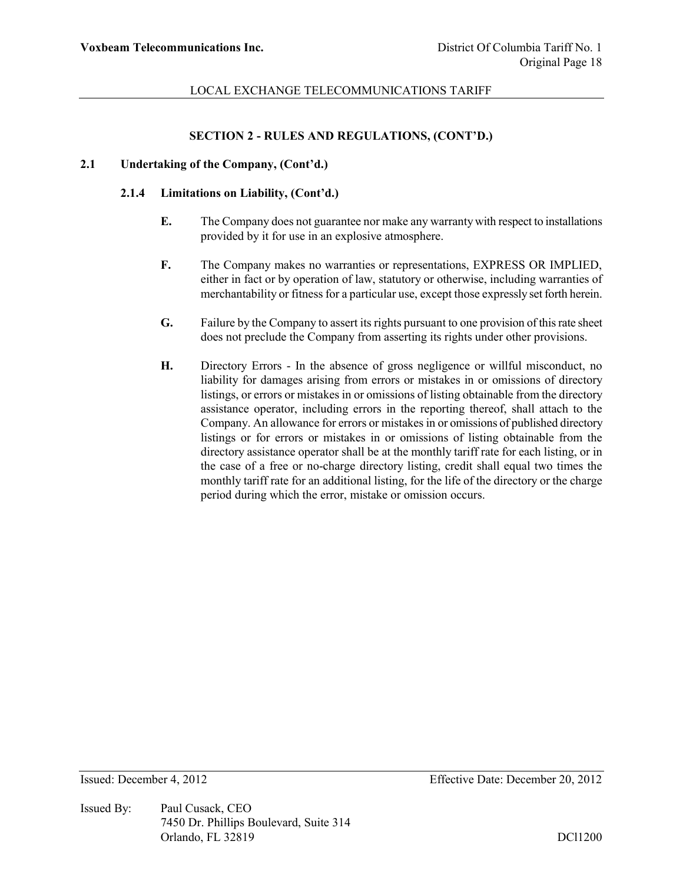## SECTION 2 - RULES AND REGULATIONS, (CONT'D.)

### 2.1 Undertaking of the Company, (Cont'd.)

#### 2.1.4 Limitations on Liability, (Cont'd.)

**E.** The Company does not guarantee nor make any warranty with respect to installations provided by it for use in an explosive atmosphere.

**F.** The Company makes no warranties or representations, EXPRESS OR IMPLIED, either in fact or by operation of law, statutory or otherwise, including warranties of merchantability or fitness for a particular use, except those expressly set forth herein.

**G.** Failure by the Company to assert its rights pursuant to one provision of this rate sheet does not preclude the Company from asserting its rights under other provisions.

**H.** Directory Errors - In the absence of gross negligence or willful misconduct, no liability for damages arising from errors or mistakes in or omissions of directory listings, or errors or mistakes in or omissions of listing obtainable from the directory assistance operator, including errors in the reporting thereof, shall attach to the Company. An allowance for errors or mistakes in or omissions of published directory listings or for errors or mistakes in or omissions of listing obtainable from the directory assistance operator shall be at the monthly tariff rate for each listing, or in the case of a free or no-charge directory listing, credit shall equal two times the monthly tariff rate for an additional listing, for the life of the directory or the charge period during which the error, mistake or omission occurs.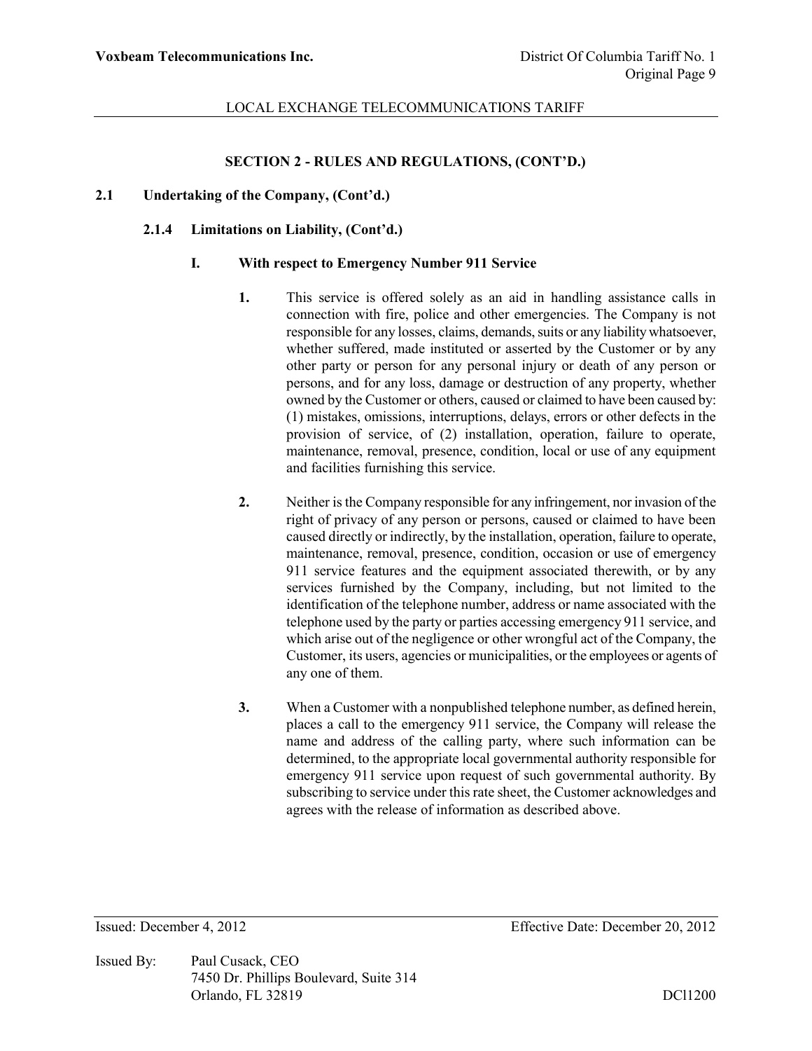### SECTION 2 - RULES AND REGULATIONS, (CONT'D.)

**2.1 Undertaking of the Company, (Cont'd.)**

**2.1.4 Limitations on Liability, (Cont'd.)**

**I. With respect to Emergency Number 911 Service**

**1.** This service is offered solely as an aid in handling assistance calls in connection with fire, police and other emergencies. The Company is not responsible for any losses, claims, demands, suits or any liability whatsoever, whether suffered, made instituted or asserted by the Customer or by any other party or person for any personal injury or death of any person or persons, and for any loss, damage or destruction of any property, whether owned by the Customer or others, caused or claimed to have been caused by: (1) mistakes, omissions, interruptions, delays, errors or other defects in the provision of service, of (2) installation, operation, failure to operate, maintenance, removal, presence, condition, local or use of any equipment and facilities furnishing this service.

**2.** Neither is the Company responsible for any infringement, nor invasion of the right of privacy of any person or persons, caused or claimed to have been caused directly or indirectly, by the installation, operation, failure to operate, maintenance, removal, presence, condition, occasion or use of emergency 911 service features and the equipment associated therewith, or by any services furnished by the Company, including, but not limited to the identification of the telephone number, address or name associated with the telephone used by the party or parties accessing emergency 911 service, and which arise out of the negligence or other wrongful act of the Company, the Customer, its users, agencies or municipalities, or the employees or agents of any one of them.

**3.** When a Customer with a nonpublished telephone number, as defined herein, places a call to the emergency 911 service, the Company will release the name and address of the calling party, where such information can be determined, to the appropriate local governmental authority responsible for emergency 911 service upon request of such governmental authority. By subscribing to service under this rate sheet, the Customer acknowledges and agrees with the release of information as described above.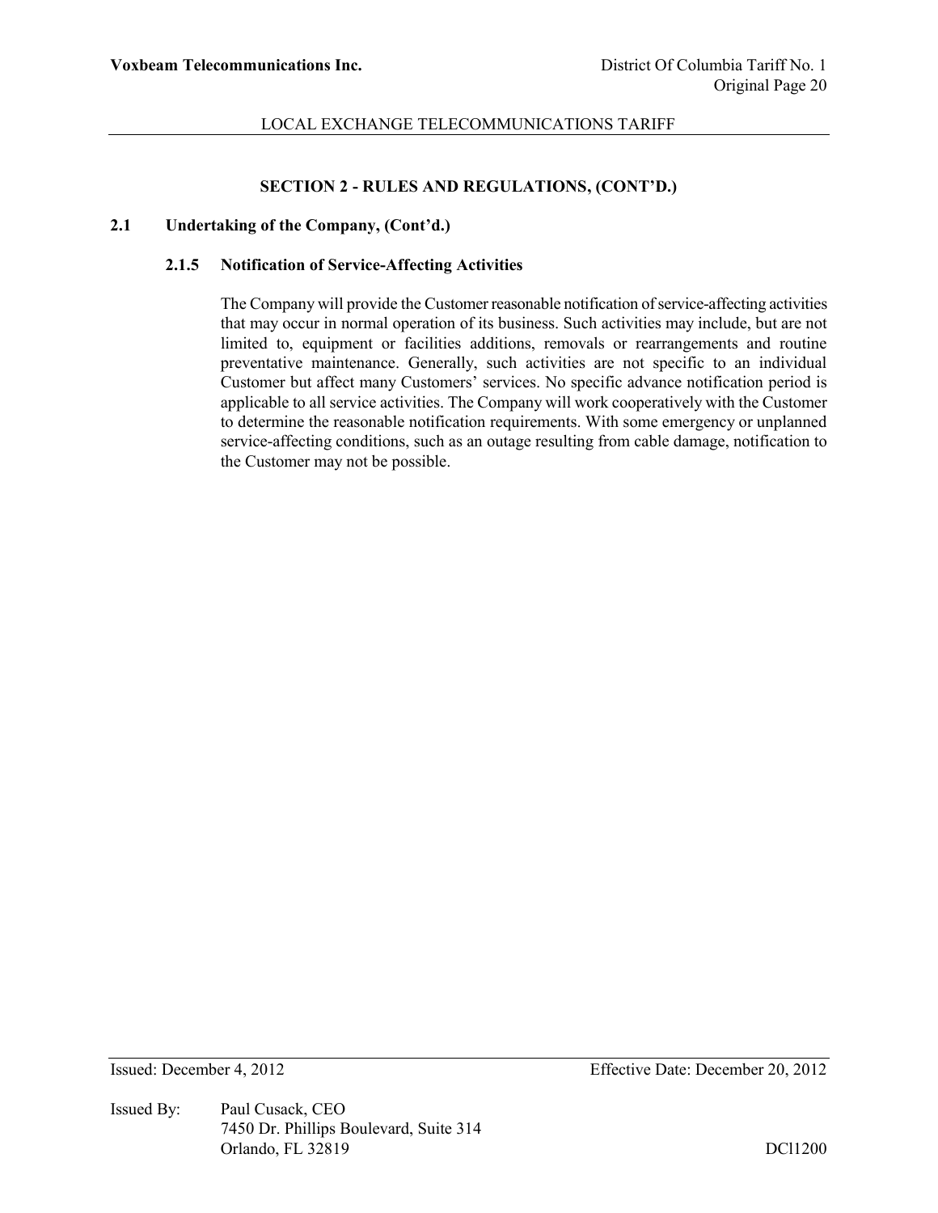## SECTION 2 - RULES AND REGULATIONS, (CONT'D.)

### 2.1 Undertaking of the Company, (Cont'd.)

#### 2.1.5 Notification of Service-Affecting Activities

The Company will provide the Customer reasonable notification of service-affecting activities that may occur in normal operation of its business. Such activities may include, but are not limited to, equipment or facilities additions, removals or rearrangements and routine preventative maintenance. Generally, such activities are not specific to an individual Customer but affect many Customers' services. No specific advance notification period is applicable to all service activities. The Company will work cooperatively with the Customer to determine the reasonable notification requirements. With some emergency or unplanned service-affecting conditions, such as an outage resulting from cable damage, notification to the Customer may not be possible.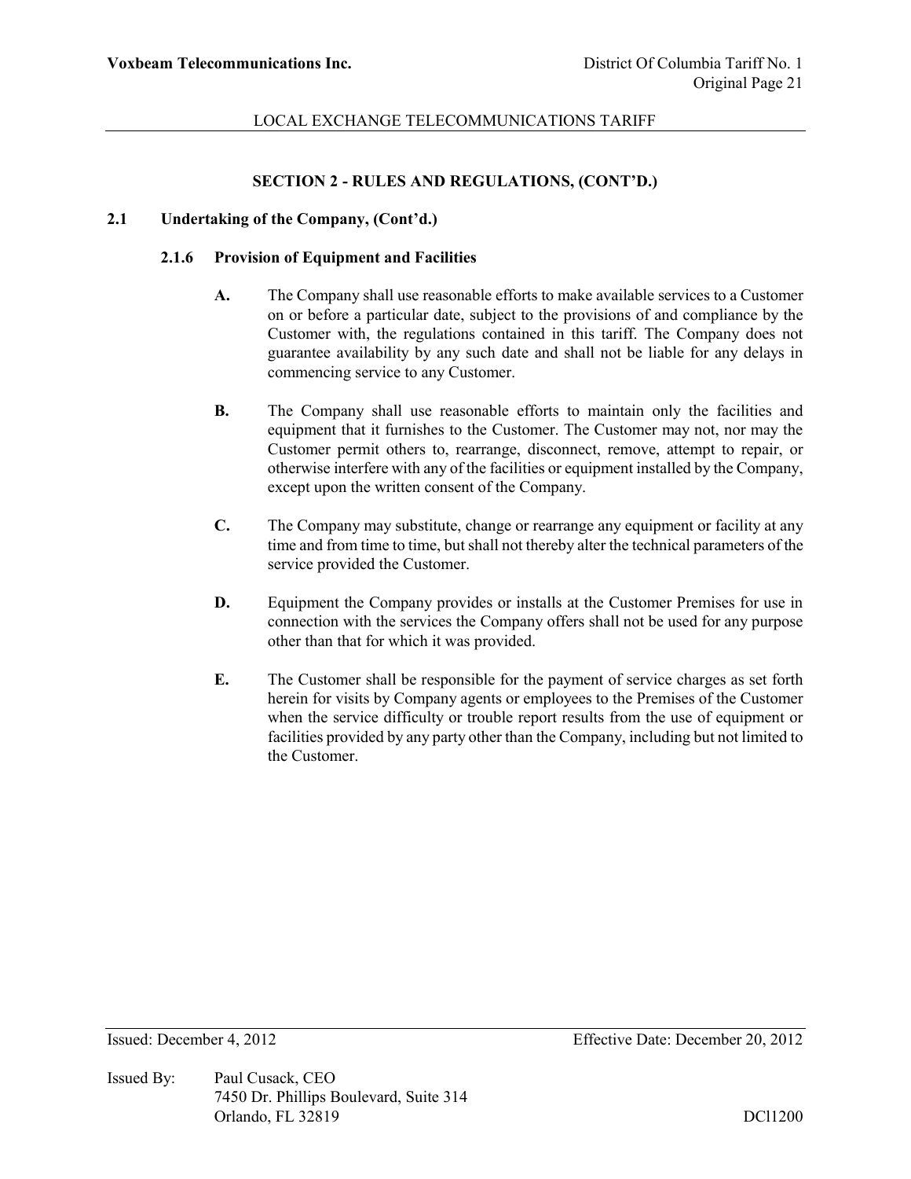## SECTION 2 - RULES AND REGULATIONS, (CONT'D.)

### 2.1 Undertaking of the Company, (Cont'd.)

#### 2.1.6 Provision of Equipment and Facilities

**A.** The Company shall use reasonable efforts to make available services to a Customer on or before a particular date, subject to the provisions of and compliance by the Customer with, the regulations contained in this tariff. The Company does not guarantee availability by any such date and shall not be liable for any delays in commencing service to any Customer.

**B.** The Company shall use reasonable efforts to maintain only the facilities and equipment that it furnishes to the Customer. The Customer may not, nor may the Customer permit others to, rearrange, disconnect, remove, attempt to repair, or otherwise interfere with any of the facilities or equipment installed by the Company, except upon the written consent of the Company.

**C.** The Company may substitute, change or rearrange any equipment or facility at any time and from time to time, but shall not thereby alter the technical parameters of the service provided the Customer.

**D.** Equipment the Company provides or installs at the Customer Premises for use in connection with the services the Company offers shall not be used for any purpose other than that for which it was provided.

**E.** The Customer shall be responsible for the payment of service charges as set forth herein for visits by Company agents or employees to the Premises of the Customer when the service difficulty or trouble report results from the use of equipment or facilities provided by any party other than the Company, including but not limited to the Customer.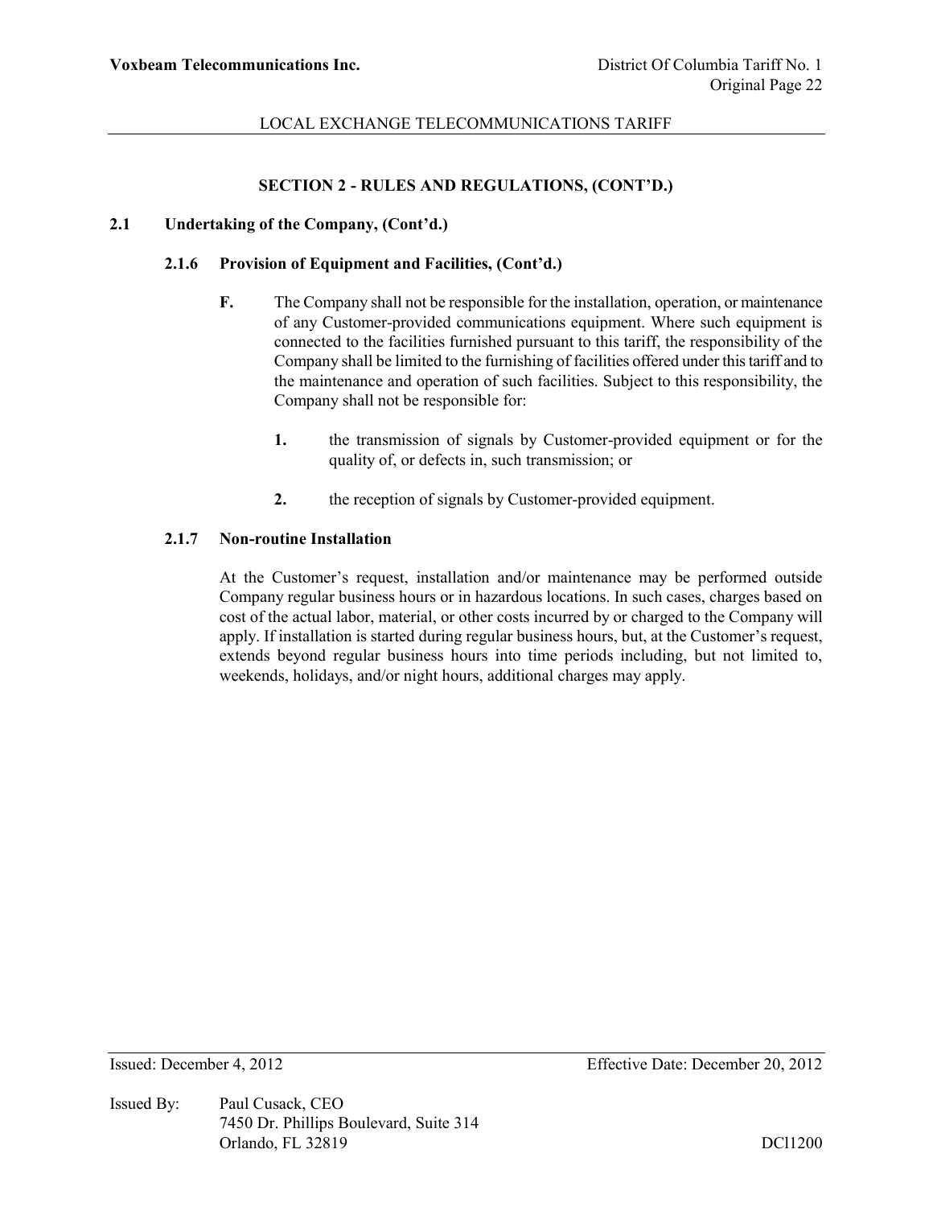## SECTION 2 - RULES AND REGULATIONS, (CONT'D.)

### 2.1 Undertaking of the Company, (Cont'd.)

#### 2.1.6 Provision of Equipment and Facilities, (Cont'd.)

**F.** The Company shall not be responsible for the installation, operation, or maintenance of any Customer-provided communications equipment. Where such equipment is connected to the facilities furnished pursuant to this tariff, the responsibility of the Company shall be limited to the furnishing of facilities offered under this tariff and to the maintenance and operation of such facilities. Subject to this responsibility, the Company shall not be responsible for:

**1.** the transmission of signals by Customer-provided equipment or for the quality of, or defects in, such transmission; or

**2.** the reception of signals by Customer-provided equipment.

#### 2.1.7 Non-routine Installation

At the Customer's request, installation and/or maintenance may be performed outside Company regular business hours or in hazardous locations. In such cases, charges based on cost of the actual labor, material, or other costs incurred by or charged to the Company will apply. If installation is started during regular business hours, but, at the Customer's request, extends beyond regular business hours into time periods including, but not limited to, weekends, holidays, and/or night hours, additional charges may apply.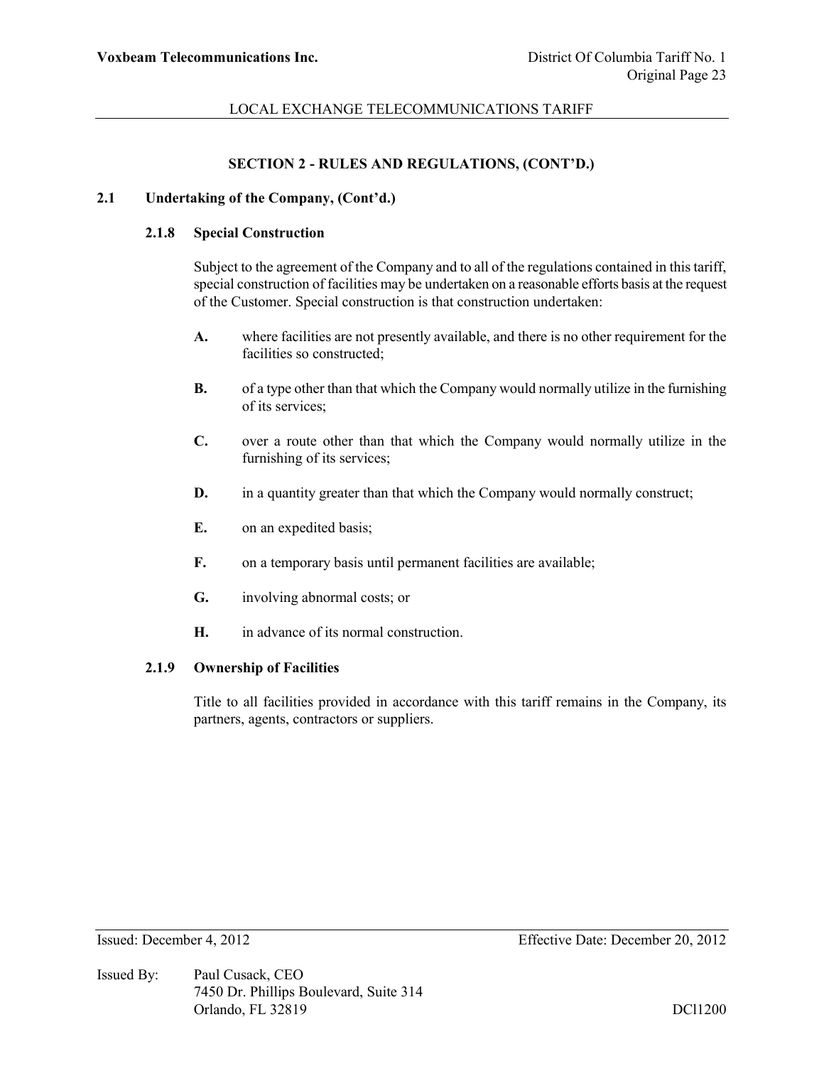## SECTION 2 - RULES AND REGULATIONS, (CONT'D.)

### 2.1 Undertaking of the Company, (Cont'd.)

#### 2.1.8 Special Construction

Subject to the agreement of the Company and to all of the regulations contained in this tariff, special construction of facilities may be undertaken on a reasonable efforts basis at the request of the Customer. Special construction is that construction undertaken:

**A.** where facilities are not presently available, and there is no other requirement for the facilities so constructed;

**B.** of a type other than that which the Company would normally utilize in the furnishing of its services;

**C.** over a route other than that which the Company would normally utilize in the furnishing of its services;

**D.** in a quantity greater than that which the Company would normally construct;

**E.** on an expedited basis;

**F.** on a temporary basis until permanent facilities are available;

**G.** involving abnormal costs; or

**H.** in advance of its normal construction.

#### 2.1.9 Ownership of Facilities

Title to all facilities provided in accordance with this tariff remains in the Company, its partners, agents, contractors or suppliers.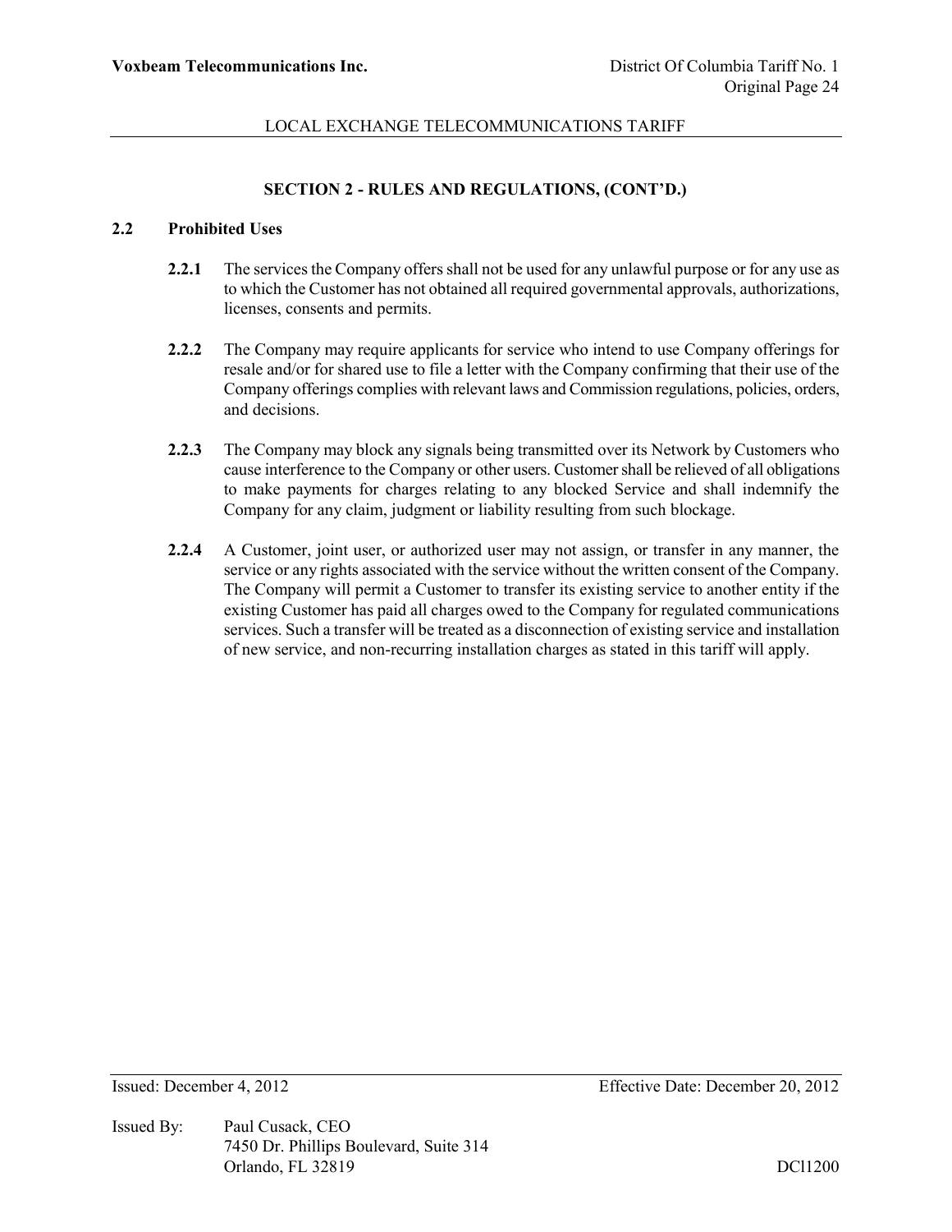## SECTION 2 - RULES AND REGULATIONS, (CONT'D.)

### 2.2 Prohibited Uses

**2.2.1** The services the Company offers shall not be used for any unlawful purpose or for any use as to which the Customer has not obtained all required governmental approvals, authorizations, licenses, consents and permits.

**2.2.2** The Company may require applicants for service who intend to use Company offerings for resale and/or for shared use to file a letter with the Company confirming that their use of the Company offerings complies with relevant laws and Commission regulations, policies, orders, and decisions.

**2.2.3** The Company may block any signals being transmitted over its Network by Customers who cause interference to the Company or other users. Customer shall be relieved of all obligations to make payments for charges relating to any blocked Service and shall indemnify the Company for any claim, judgment or liability resulting from such blockage.

**2.2.4** A Customer, joint user, or authorized user may not assign, or transfer in any manner, the service or any rights associated with the service without the written consent of the Company. The Company will permit a Customer to transfer its existing service to another entity if the existing Customer has paid all charges owed to the Company for regulated communications services. Such a transfer will be treated as a disconnection of existing service and installation of new service, and non-recurring installation charges as stated in this tariff will apply.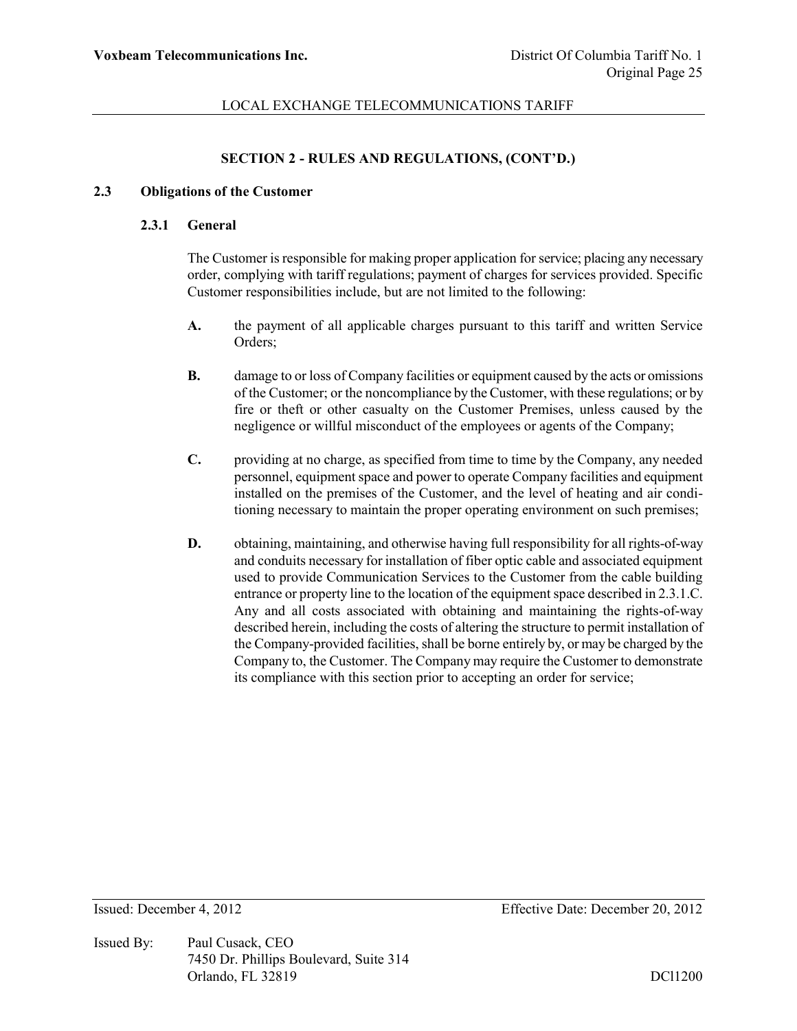## SECTION 2 - RULES AND REGULATIONS, (CONT'D.)

### 2.3 Obligations of the Customer

#### 2.3.1 General

The Customer is responsible for making proper application for service; placing any necessary order, complying with tariff regulations; payment of charges for services provided. Specific Customer responsibilities include, but are not limited to the following:

**A.** the payment of all applicable charges pursuant to this tariff and written Service Orders;

**B.** damage to or loss of Company facilities or equipment caused by the acts or omissions of the Customer; or the noncompliance by the Customer, with these regulations; or by fire or theft or other casualty on the Customer Premises, unless caused by the negligence or willful misconduct of the employees or agents of the Company;

**C.** providing at no charge, as specified from time to time by the Company, any needed personnel, equipment space and power to operate Company facilities and equipment installed on the premises of the Customer, and the level of heating and air conditioning necessary to maintain the proper operating environment on such premises;

**D.** obtaining, maintaining, and otherwise having full responsibility for all rights-of-way and conduits necessary for installation of fiber optic cable and associated equipment used to provide Communication Services to the Customer from the cable building entrance or property line to the location of the equipment space described in 2.3.1.C. Any and all costs associated with obtaining and maintaining the rights-of-way described herein, including the costs of altering the structure to permit installation of the Company-provided facilities, shall be borne entirely by, or may be charged by the Company to, the Customer. The Company may require the Customer to demonstrate its compliance with this section prior to accepting an order for service;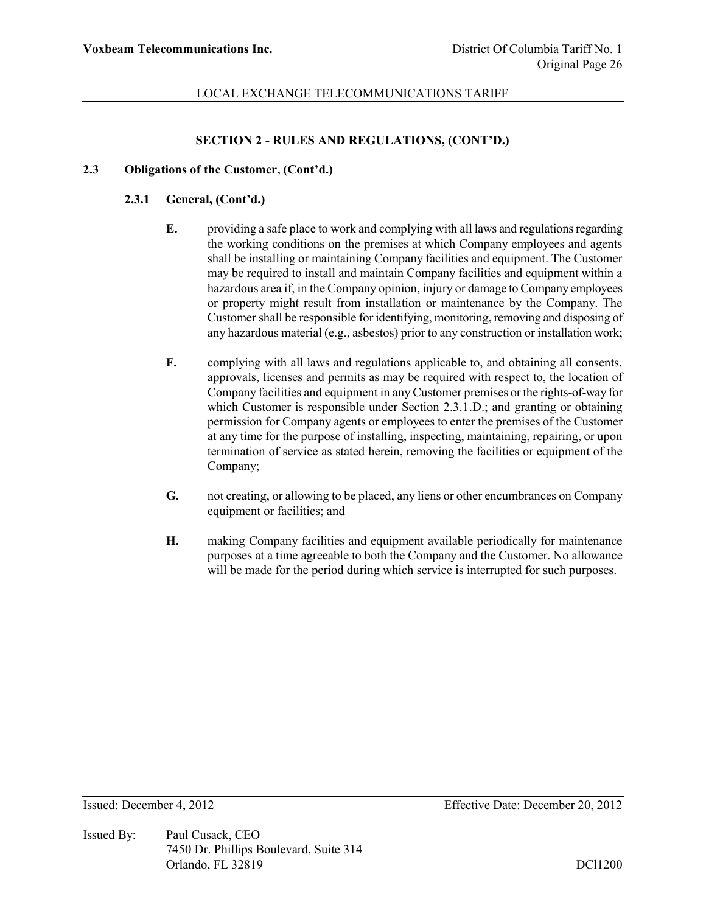## SECTION 2 - RULES AND REGULATIONS, (CONT'D.)

### 2.3 Obligations of the Customer, (Cont'd.)

#### 2.3.1 General, (Cont'd.)

**E.** providing a safe place to work and complying with all laws and regulations regarding the working conditions on the premises at which Company employees and agents shall be installing or maintaining Company facilities and equipment. The Customer may be required to install and maintain Company facilities and equipment within a hazardous area if, in the Company opinion, injury or damage to Company employees or property might result from installation or maintenance by the Company. The Customer shall be responsible for identifying, monitoring, removing and disposing of any hazardous material (e.g., asbestos) prior to any construction or installation work;

**F.** complying with all laws and regulations applicable to, and obtaining all consents, approvals, licenses and permits as may be required with respect to, the location of Company facilities and equipment in any Customer premises or the rights-of-way for which Customer is responsible under Section 2.3.1.D.; and granting or obtaining permission for Company agents or employees to enter the premises of the Customer at any time for the purpose of installing, inspecting, maintaining, repairing, or upon termination of service as stated herein, removing the facilities or equipment of the Company;

**G.** not creating, or allowing to be placed, any liens or other encumbrances on Company equipment or facilities; and

**H.** making Company facilities and equipment available periodically for maintenance purposes at a time agreeable to both the Company and the Customer. No allowance will be made for the period during which service is interrupted for such purposes.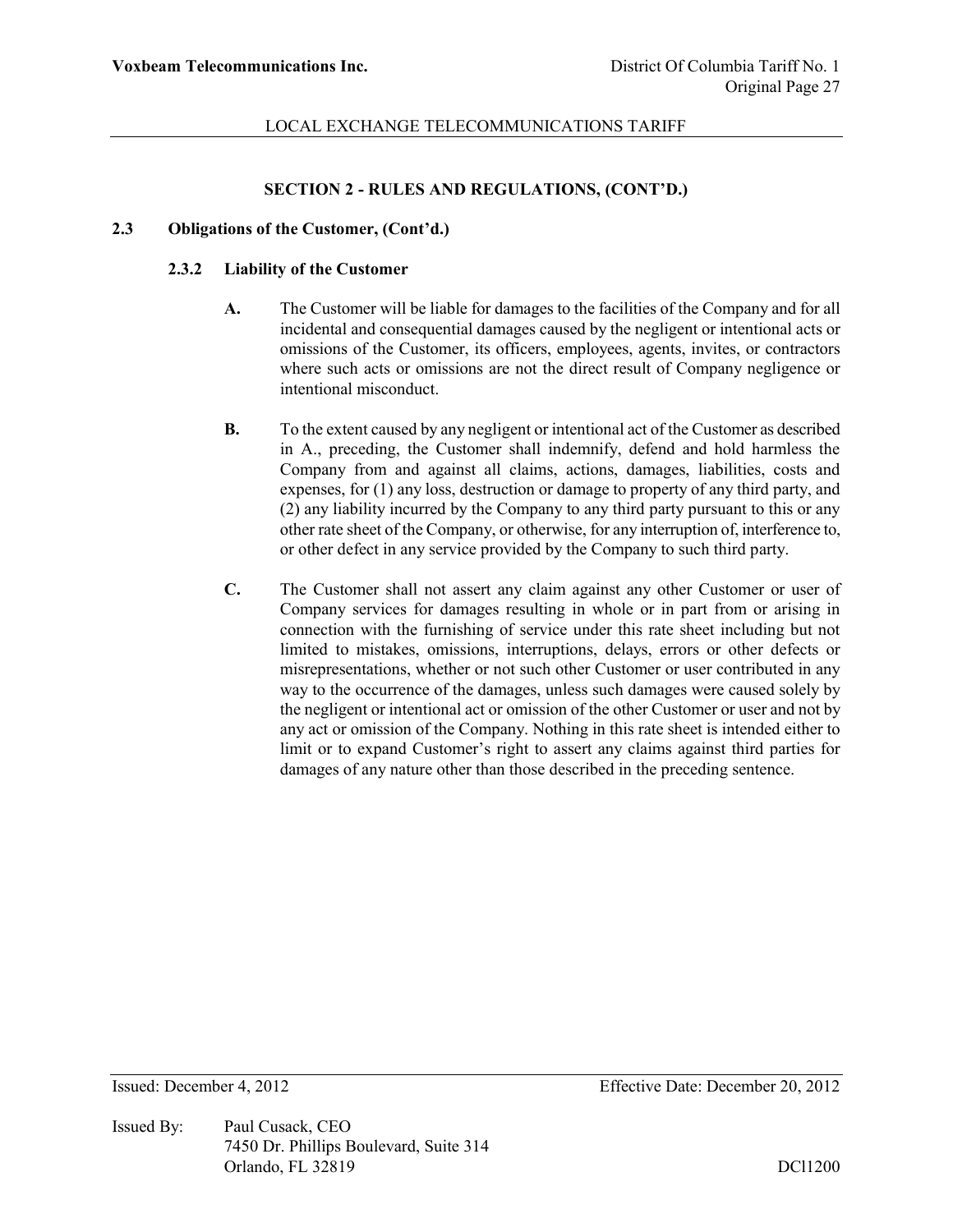## SECTION 2 - RULES AND REGULATIONS, (CONT'D.)

### 2.3 Obligations of the Customer, (Cont'd.)

#### 2.3.2 Liability of the Customer

**A.** The Customer will be liable for damages to the facilities of the Company and for all incidental and consequential damages caused by the negligent or intentional acts or omissions of the Customer, its officers, employees, agents, invites, or contractors where such acts or omissions are not the direct result of Company negligence or intentional misconduct.

**B.** To the extent caused by any negligent or intentional act of the Customer as described in A., preceding, the Customer shall indemnify, defend and hold harmless the Company from and against all claims, actions, damages, liabilities, costs and expenses, for (1) any loss, destruction or damage to property of any third party, and (2) any liability incurred by the Company to any third party pursuant to this or any other rate sheet of the Company, or otherwise, for any interruption of, interference to, or other defect in any service provided by the Company to such third party.

**C.** The Customer shall not assert any claim against any other Customer or user of Company services for damages resulting in whole or in part from or arising in connection with the furnishing of service under this rate sheet including but not limited to mistakes, omissions, interruptions, delays, errors or other defects or misrepresentations, whether or not such other Customer or user contributed in any way to the occurrence of the damages, unless such damages were caused solely by the negligent or intentional act or omission of the other Customer or user and not by any act or omission of the Company. Nothing in this rate sheet is intended either to limit or to expand Customer's right to assert any claims against third parties for damages of any nature other than those described in the preceding sentence.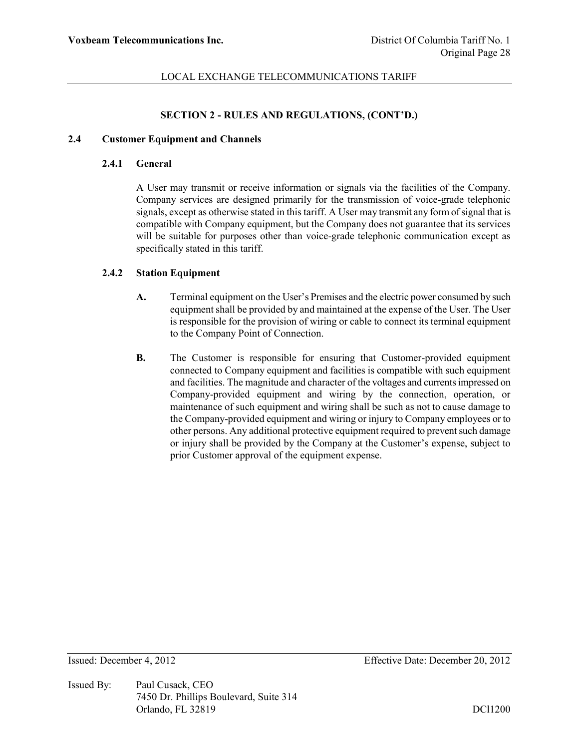## SECTION 2 - RULES AND REGULATIONS, (CONT'D.)

### 2.4 Customer Equipment and Channels

#### 2.4.1 General

A User may transmit or receive information or signals via the facilities of the Company. Company services are designed primarily for the transmission of voice-grade telephonic signals, except as otherwise stated in this tariff. A User may transmit any form of signal that is compatible with Company equipment, but the Company does not guarantee that its services will be suitable for purposes other than voice-grade telephonic communication except as specifically stated in this tariff.

#### 2.4.2 Station Equipment

**A.** Terminal equipment on the User's Premises and the electric power consumed by such equipment shall be provided by and maintained at the expense of the User. The User is responsible for the provision of wiring or cable to connect its terminal equipment to the Company Point of Connection.

**B.** The Customer is responsible for ensuring that Customer-provided equipment connected to Company equipment and facilities is compatible with such equipment and facilities. The magnitude and character of the voltages and currents impressed on Company-provided equipment and wiring by the connection, operation, or maintenance of such equipment and wiring shall be such as not to cause damage to the Company-provided equipment and wiring or injury to Company employees or to other persons. Any additional protective equipment required to prevent such damage or injury shall be provided by the Company at the Customer's expense, subject to prior Customer approval of the equipment expense.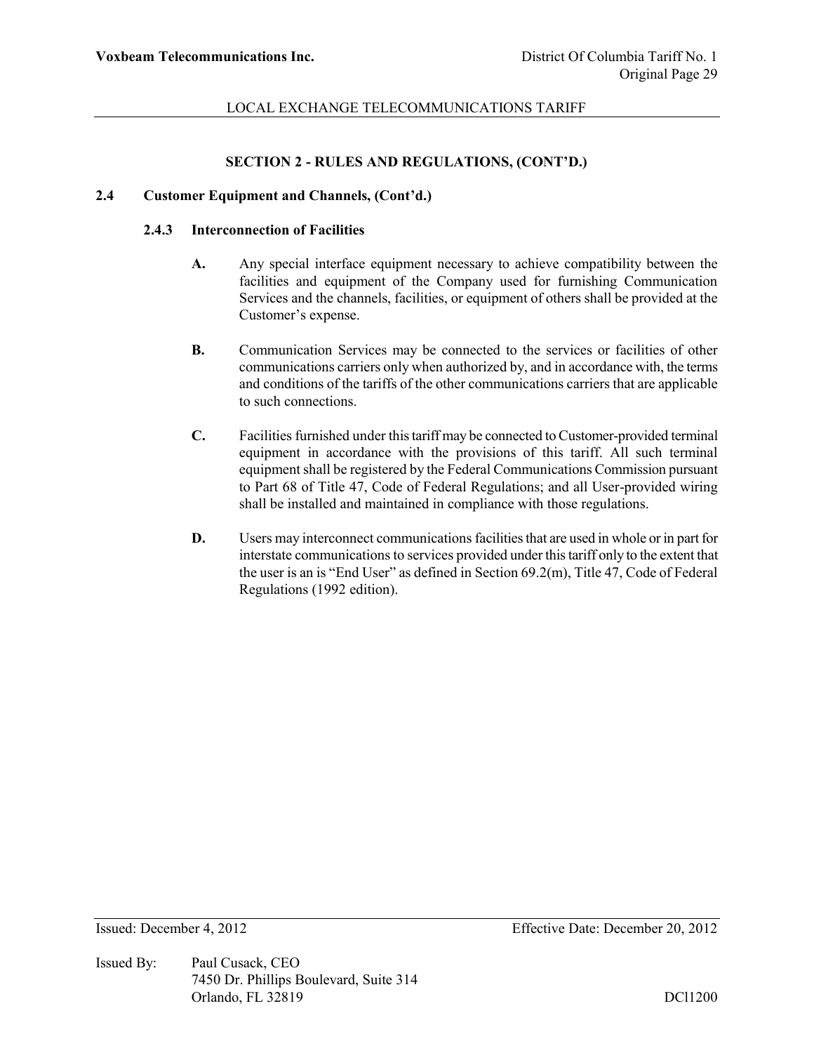## SECTION 2 - RULES AND REGULATIONS, (CONT'D.)

### 2.4 Customer Equipment and Channels, (Cont'd.)

#### 2.4.3 Interconnection of Facilities

**A.** Any special interface equipment necessary to achieve compatibility between the facilities and equipment of the Company used for furnishing Communication Services and the channels, facilities, or equipment of others shall be provided at the Customer's expense.

**B.** Communication Services may be connected to the services or facilities of other communications carriers only when authorized by, and in accordance with, the terms and conditions of the tariffs of the other communications carriers that are applicable to such connections.

**C.** Facilities furnished under this tariff may be connected to Customer-provided terminal equipment in accordance with the provisions of this tariff. All such terminal equipment shall be registered by the Federal Communications Commission pursuant to Part 68 of Title 47, Code of Federal Regulations; and all User-provided wiring shall be installed and maintained in compliance with those regulations.

**D.** Users may interconnect communications facilities that are used in whole or in part for interstate communications to services provided under this tariff only to the extent that the user is an is "End User" as defined in Section 69.2(m), Title 47, Code of Federal Regulations (1992 edition).

Issued: December 4, 2012 Effective Date: December 20, 2012

Issued By: Paul Cusack, CEO
7450 Dr. Phillips Boulevard, Suite 314
Orlando, FL 32819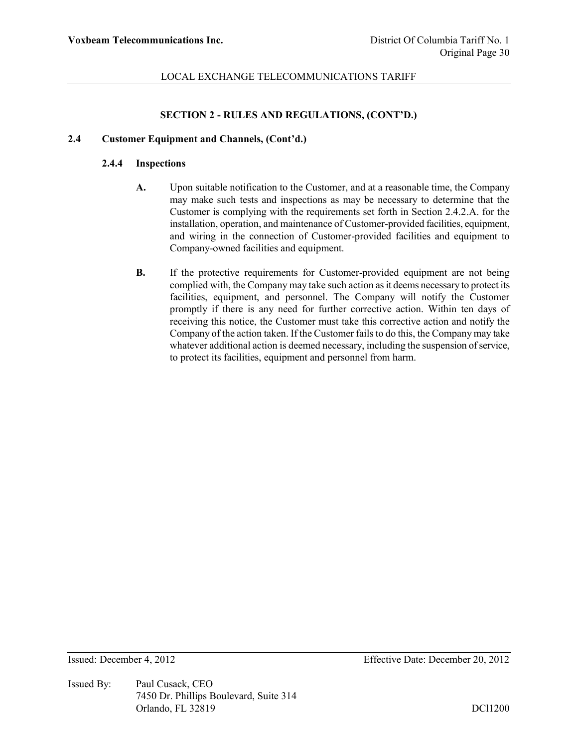### SECTION 2 - RULES AND REGULATIONS, (CONT'D.)

#### 2.4 Customer Equipment and Channels, (Cont'd.)

##### 2.4.4 Inspections

**A.** Upon suitable notification to the Customer, and at a reasonable time, the Company may make such tests and inspections as may be necessary to determine that the Customer is complying with the requirements set forth in Section 2.4.2.A. for the installation, operation, and maintenance of Customer-provided facilities, equipment, and wiring in the connection of Customer-provided facilities and equipment to Company-owned facilities and equipment.

**B.** If the protective requirements for Customer-provided equipment are not being complied with, the Company may take such action as it deems necessary to protect its facilities, equipment, and personnel. The Company will notify the Customer promptly if there is any need for further corrective action. Within ten days of receiving this notice, the Customer must take this corrective action and notify the Company of the action taken. If the Customer fails to do this, the Company may take whatever additional action is deemed necessary, including the suspension of service, to protect its facilities, equipment and personnel from harm.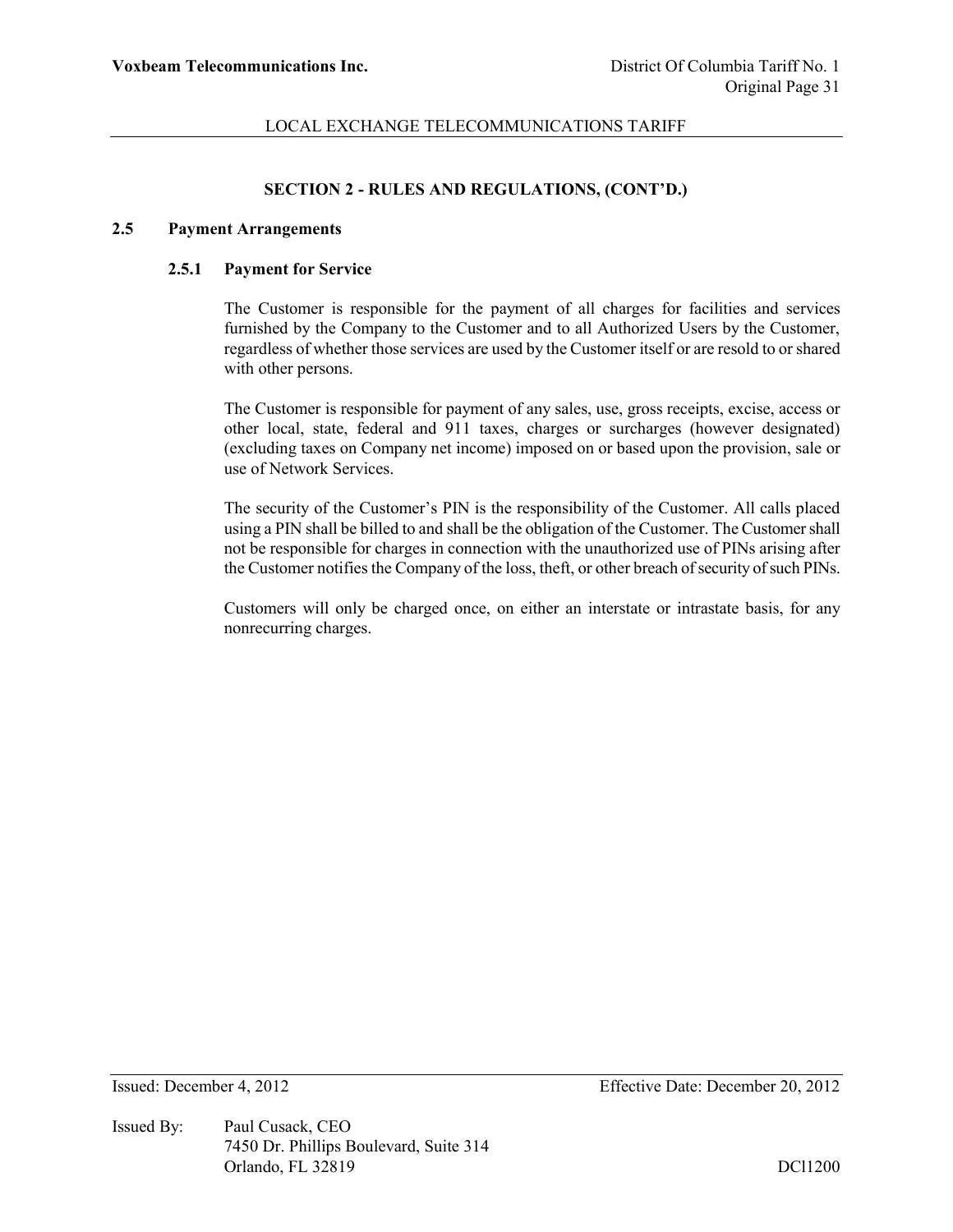## SECTION 2 - RULES AND REGULATIONS, (CONT'D.)

### 2.5 Payment Arrangements

#### 2.5.1 Payment for Service

The Customer is responsible for the payment of all charges for facilities and services furnished by the Company to the Customer and to all Authorized Users by the Customer, regardless of whether those services are used by the Customer itself or are resold to or shared with other persons.

The Customer is responsible for payment of any sales, use, gross receipts, excise, access or other local, state, federal and 911 taxes, charges or surcharges (however designated) (excluding taxes on Company net income) imposed on or based upon the provision, sale or use of Network Services.

The security of the Customer's PIN is the responsibility of the Customer. All calls placed using a PIN shall be billed to and shall be the obligation of the Customer. The Customer shall not be responsible for charges in connection with the unauthorized use of PINs arising after the Customer notifies the Company of the loss, theft, or other breach of security of such PINs.

Customers will only be charged once, on either an interstate or intrastate basis, for any nonrecurring charges.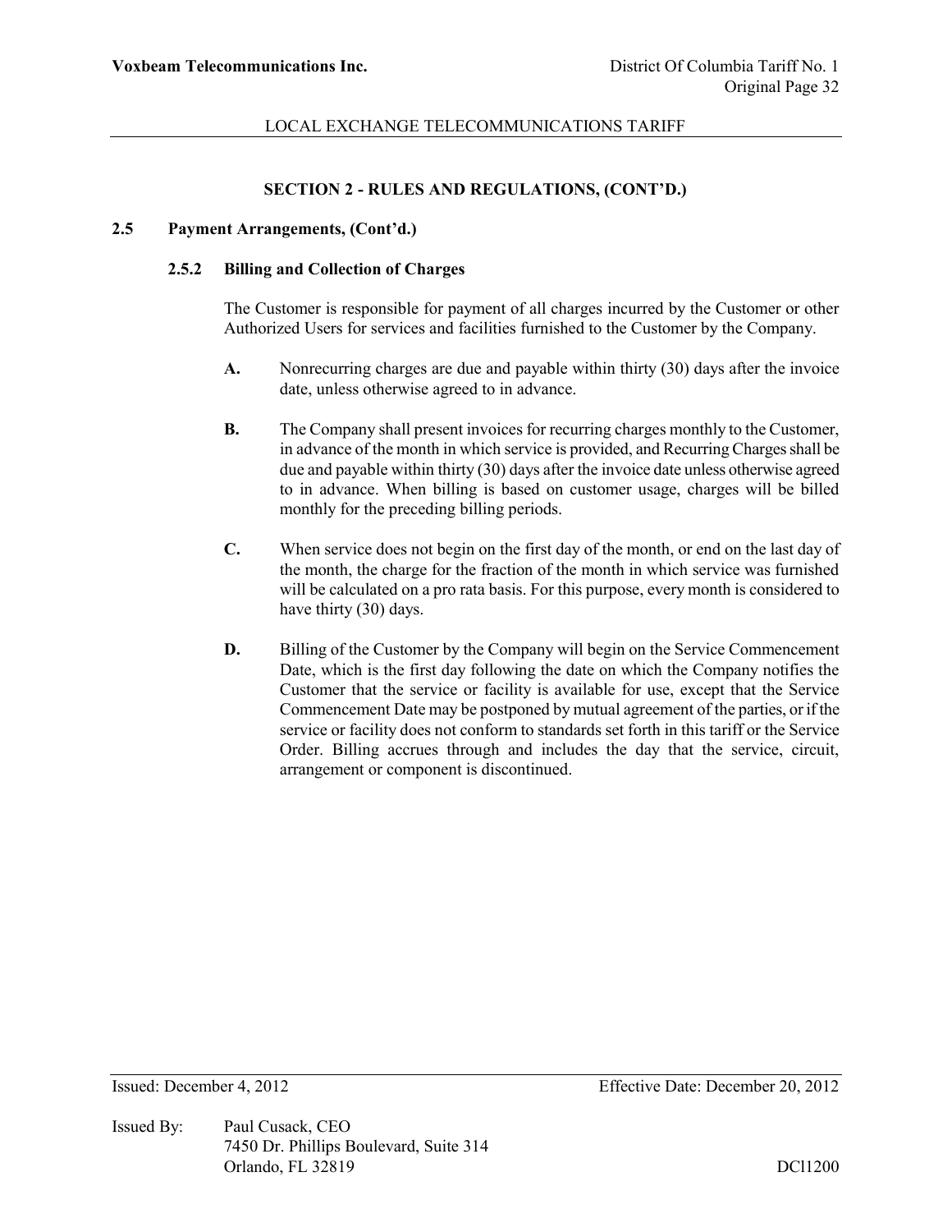## SECTION 2 - RULES AND REGULATIONS, (CONT'D.)

### 2.5 Payment Arrangements, (Cont'd.)

#### 2.5.2 Billing and Collection of Charges

The Customer is responsible for payment of all charges incurred by the Customer or other Authorized Users for services and facilities furnished to the Customer by the Company.

**A.** Nonrecurring charges are due and payable within thirty (30) days after the invoice date, unless otherwise agreed to in advance.

**B.** The Company shall present invoices for recurring charges monthly to the Customer, in advance of the month in which service is provided, and Recurring Charges shall be due and payable within thirty (30) days after the invoice date unless otherwise agreed to in advance. When billing is based on customer usage, charges will be billed monthly for the preceding billing periods.

**C.** When service does not begin on the first day of the month, or end on the last day of the month, the charge for the fraction of the month in which service was furnished will be calculated on a pro rata basis. For this purpose, every month is considered to have thirty (30) days.

**D.** Billing of the Customer by the Company will begin on the Service Commencement Date, which is the first day following the date on which the Company notifies the Customer that the service or facility is available for use, except that the Service Commencement Date may be postponed by mutual agreement of the parties, or if the service or facility does not conform to standards set forth in this tariff or the Service Order. Billing accrues through and includes the day that the service, circuit, arrangement or component is discontinued.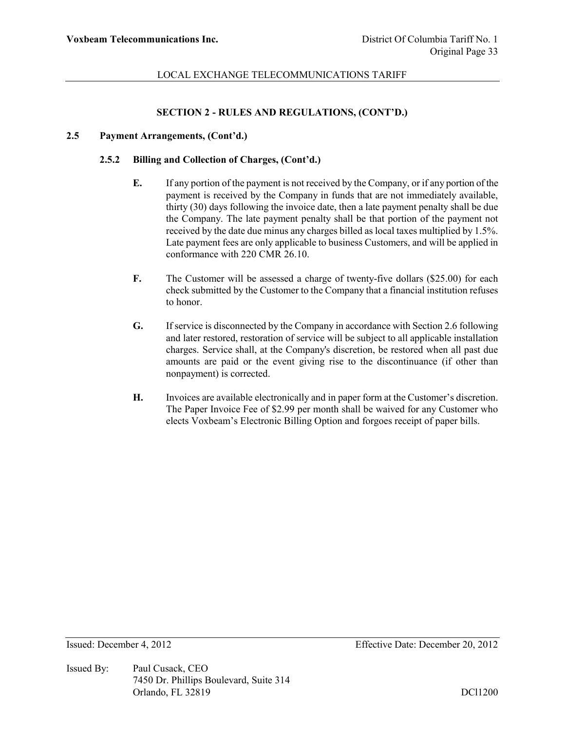## SECTION 2 - RULES AND REGULATIONS, (CONT'D.)

### 2.5 Payment Arrangements, (Cont'd.)

#### 2.5.2 Billing and Collection of Charges, (Cont'd.)

**E.** If any portion of the payment is not received by the Company, or if any portion of the payment is received by the Company in funds that are not immediately available, thirty (30) days following the invoice date, then a late payment penalty shall be due the Company. The late payment penalty shall be that portion of the payment not received by the date due minus any charges billed as local taxes multiplied by 1.5%. Late payment fees are only applicable to business Customers, and will be applied in conformance with 220 CMR 26.10.

**F.** The Customer will be assessed a charge of twenty-five dollars ($25.00) for each check submitted by the Customer to the Company that a financial institution refuses to honor.

**G.** If service is disconnected by the Company in accordance with Section 2.6 following and later restored, restoration of service will be subject to all applicable installation charges. Service shall, at the Company's discretion, be restored when all past due amounts are paid or the event giving rise to the discontinuance (if other than nonpayment) is corrected.

**H.** Invoices are available electronically and in paper form at the Customer's discretion. The Paper Invoice Fee of $2.99 per month shall be waived for any Customer who elects Voxbeam's Electronic Billing Option and forgoes receipt of paper bills.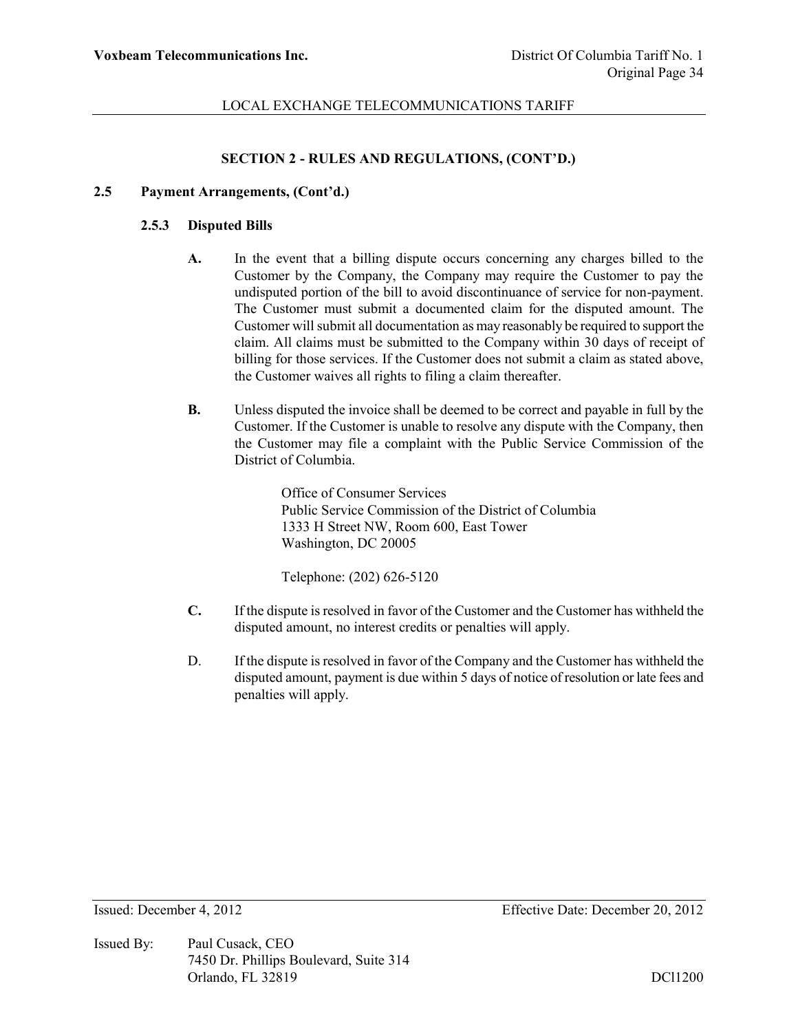## SECTION 2 - RULES AND REGULATIONS, (CONT'D.)

### 2.5 Payment Arrangements, (Cont'd.)

#### 2.5.3 Disputed Bills

**A.** In the event that a billing dispute occurs concerning any charges billed to the Customer by the Company, the Company may require the Customer to pay the undisputed portion of the bill to avoid discontinuance of service for non-payment. The Customer must submit a documented claim for the disputed amount. The Customer will submit all documentation as may reasonably be required to support the claim. All claims must be submitted to the Company within 30 days of receipt of billing for those services. If the Customer does not submit a claim as stated above, the Customer waives all rights to filing a claim thereafter.

**B.** Unless disputed the invoice shall be deemed to be correct and payable in full by the Customer. If the Customer is unable to resolve any dispute with the Company, then the Customer may file a complaint with the Public Service Commission of the District of Columbia.

> Office of Consumer Services
> Public Service Commission of the District of Columbia
> 1333 H Street NW, Room 600, East Tower
> Washington, DC 20005
>
> Telephone: (202) 626-5120

**C.** If the dispute is resolved in favor of the Customer and the Customer has withheld the disputed amount, no interest credits or penalties will apply.

D. If the dispute is resolved in favor of the Company and the Customer has withheld the disputed amount, payment is due within 5 days of notice of resolution or late fees and penalties will apply.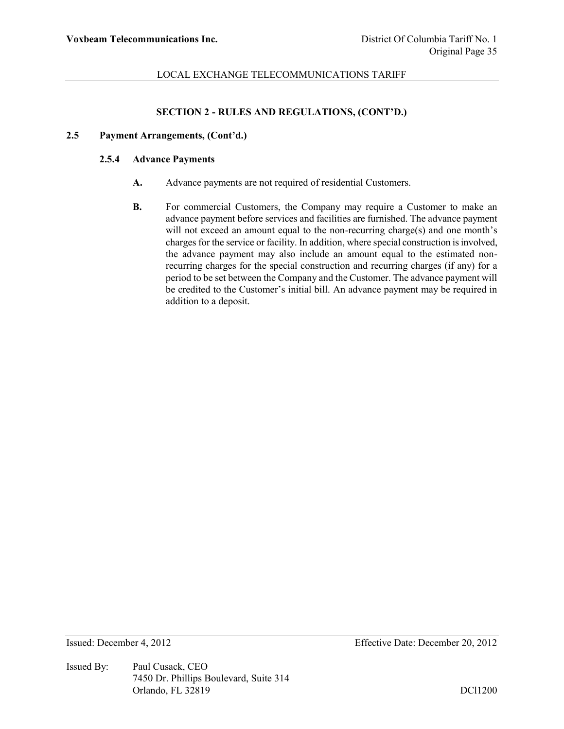## SECTION 2 - RULES AND REGULATIONS, (CONT'D.)

### 2.5 Payment Arrangements, (Cont'd.)

#### 2.5.4 Advance Payments

**A.** Advance payments are not required of residential Customers.

**B.** For commercial Customers, the Company may require a Customer to make an advance payment before services and facilities are furnished. The advance payment will not exceed an amount equal to the non-recurring charge(s) and one month's charges for the service or facility. In addition, where special construction is involved, the advance payment may also include an amount equal to the estimated non-recurring charges for the special construction and recurring charges (if any) for a period to be set between the Company and the Customer. The advance payment will be credited to the Customer's initial bill. An advance payment may be required in addition to a deposit.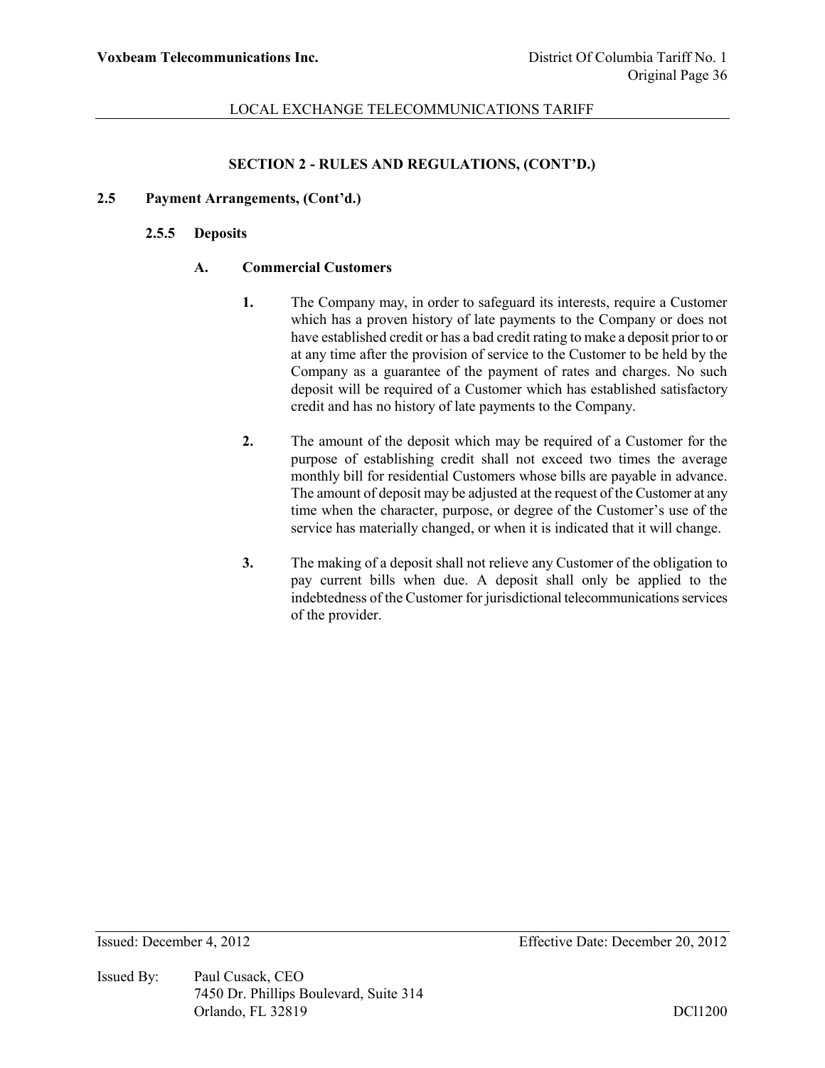## SECTION 2 - RULES AND REGULATIONS, (CONT'D.)

### 2.5 Payment Arrangements, (Cont'd.)

#### 2.5.5 Deposits

**A. Commercial Customers**

**1.** The Company may, in order to safeguard its interests, require a Customer which has a proven history of late payments to the Company or does not have established credit or has a bad credit rating to make a deposit prior to or at any time after the provision of service to the Customer to be held by the Company as a guarantee of the payment of rates and charges. No such deposit will be required of a Customer which has established satisfactory credit and has no history of late payments to the Company.

**2.** The amount of the deposit which may be required of a Customer for the purpose of establishing credit shall not exceed two times the average monthly bill for residential Customers whose bills are payable in advance. The amount of deposit may be adjusted at the request of the Customer at any time when the character, purpose, or degree of the Customer's use of the service has materially changed, or when it is indicated that it will change.

**3.** The making of a deposit shall not relieve any Customer of the obligation to pay current bills when due. A deposit shall only be applied to the indebtedness of the Customer for jurisdictional telecommunications services of the provider.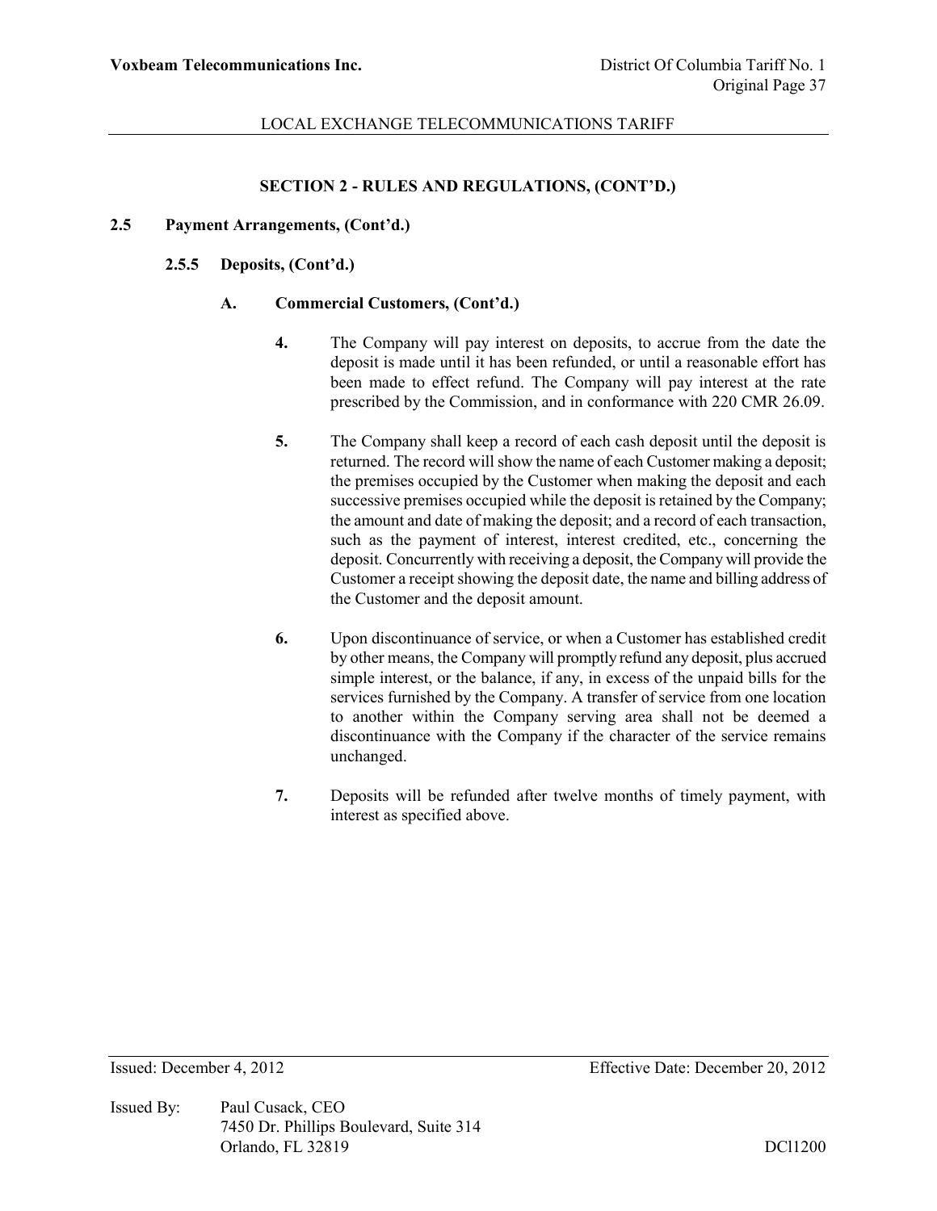## SECTION 2 - RULES AND REGULATIONS, (CONT'D.)

### 2.5 Payment Arrangements, (Cont'd.)

#### 2.5.5 Deposits, (Cont'd.)

##### A. Commercial Customers, (Cont'd.)

**4.** The Company will pay interest on deposits, to accrue from the date the deposit is made until it has been refunded, or until a reasonable effort has been made to effect refund. The Company will pay interest at the rate prescribed by the Commission, and in conformance with 220 CMR 26.09.

**5.** The Company shall keep a record of each cash deposit until the deposit is returned. The record will show the name of each Customer making a deposit; the premises occupied by the Customer when making the deposit and each successive premises occupied while the deposit is retained by the Company; the amount and date of making the deposit; and a record of each transaction, such as the payment of interest, interest credited, etc., concerning the deposit. Concurrently with receiving a deposit, the Company will provide the Customer a receipt showing the deposit date, the name and billing address of the Customer and the deposit amount.

**6.** Upon discontinuance of service, or when a Customer has established credit by other means, the Company will promptly refund any deposit, plus accrued simple interest, or the balance, if any, in excess of the unpaid bills for the services furnished by the Company. A transfer of service from one location to another within the Company serving area shall not be deemed a discontinuance with the Company if the character of the service remains unchanged.

**7.** Deposits will be refunded after twelve months of timely payment, with interest as specified above.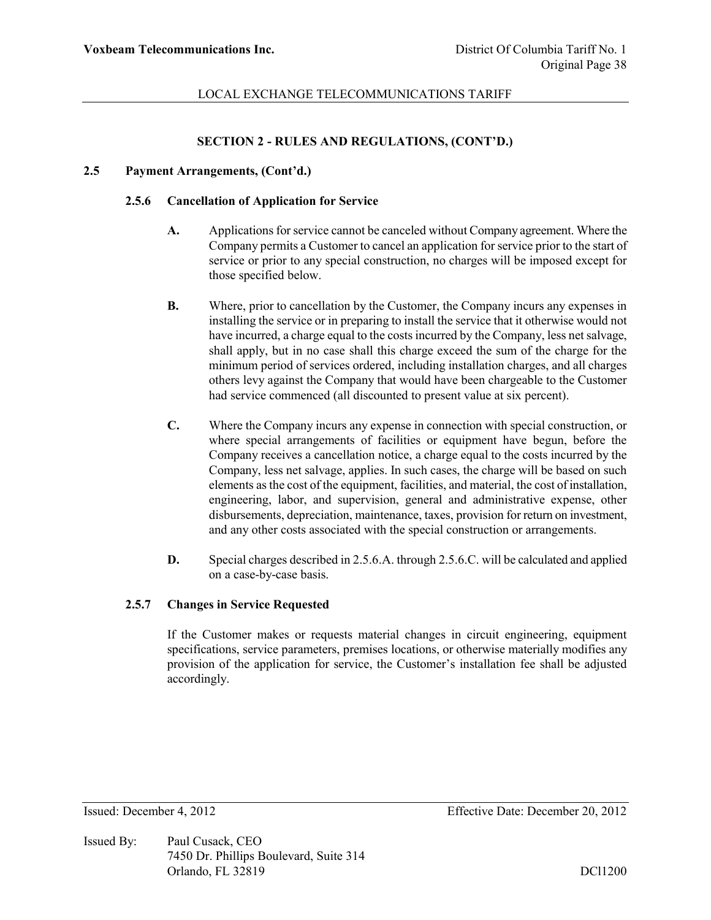## SECTION 2 - RULES AND REGULATIONS, (CONT'D.)

### 2.5 Payment Arrangements, (Cont'd.)

#### 2.5.6 Cancellation of Application for Service

**A.** Applications for service cannot be canceled without Company agreement. Where the Company permits a Customer to cancel an application for service prior to the start of service or prior to any special construction, no charges will be imposed except for those specified below.

**B.** Where, prior to cancellation by the Customer, the Company incurs any expenses in installing the service or in preparing to install the service that it otherwise would not have incurred, a charge equal to the costs incurred by the Company, less net salvage, shall apply, but in no case shall this charge exceed the sum of the charge for the minimum period of services ordered, including installation charges, and all charges others levy against the Company that would have been chargeable to the Customer had service commenced (all discounted to present value at six percent).

**C.** Where the Company incurs any expense in connection with special construction, or where special arrangements of facilities or equipment have begun, before the Company receives a cancellation notice, a charge equal to the costs incurred by the Company, less net salvage, applies. In such cases, the charge will be based on such elements as the cost of the equipment, facilities, and material, the cost of installation, engineering, labor, and supervision, general and administrative expense, other disbursements, depreciation, maintenance, taxes, provision for return on investment, and any other costs associated with the special construction or arrangements.

**D.** Special charges described in 2.5.6.A. through 2.5.6.C. will be calculated and applied on a case-by-case basis.

#### 2.5.7 Changes in Service Requested

If the Customer makes or requests material changes in circuit engineering, equipment specifications, service parameters, premises locations, or otherwise materially modifies any provision of the application for service, the Customer's installation fee shall be adjusted accordingly.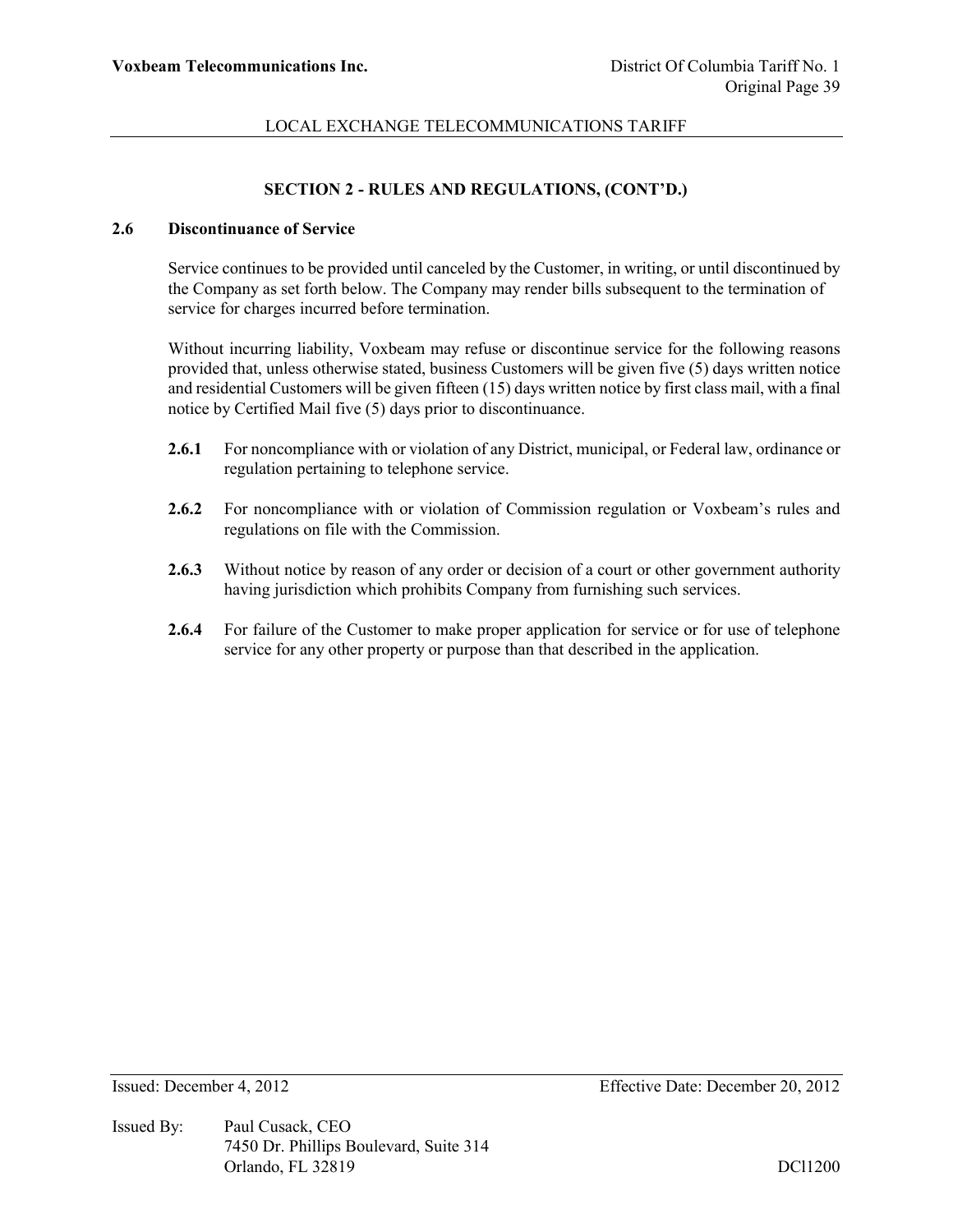## SECTION 2 - RULES AND REGULATIONS, (CONT'D.)

### 2.6 Discontinuance of Service

Service continues to be provided until canceled by the Customer, in writing, or until discontinued by the Company as set forth below. The Company may render bills subsequent to the termination of service for charges incurred before termination.

Without incurring liability, Voxbeam may refuse or discontinue service for the following reasons provided that, unless otherwise stated, business Customers will be given five (5) days written notice and residential Customers will be given fifteen (15) days written notice by first class mail, with a final notice by Certified Mail five (5) days prior to discontinuance.

**2.6.1** For noncompliance with or violation of any District, municipal, or Federal law, ordinance or regulation pertaining to telephone service.

**2.6.2** For noncompliance with or violation of Commission regulation or Voxbeam's rules and regulations on file with the Commission.

**2.6.3** Without notice by reason of any order or decision of a court or other government authority having jurisdiction which prohibits Company from furnishing such services.

**2.6.4** For failure of the Customer to make proper application for service or for use of telephone service for any other property or purpose than that described in the application.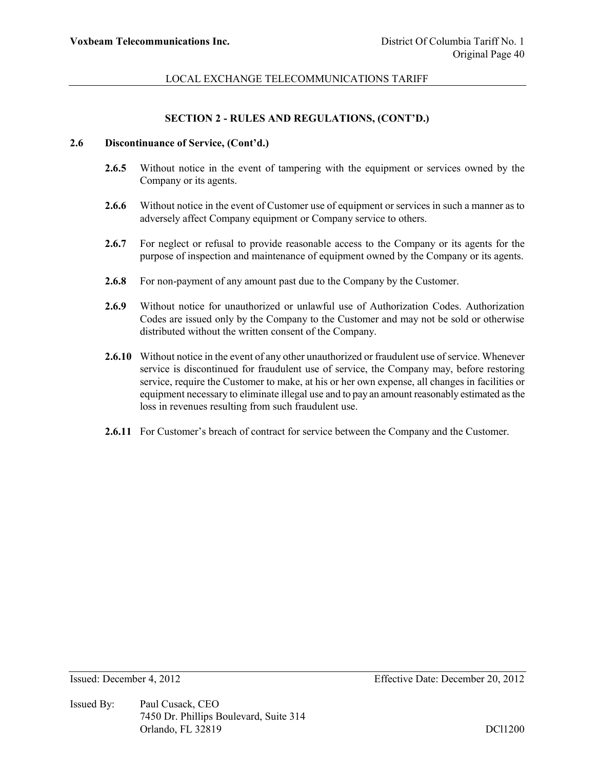## SECTION 2 - RULES AND REGULATIONS, (CONT'D.)

### 2.6 Discontinuance of Service, (Cont'd.)

**2.6.5** Without notice in the event of tampering with the equipment or services owned by the Company or its agents.

**2.6.6** Without notice in the event of Customer use of equipment or services in such a manner as to adversely affect Company equipment or Company service to others.

**2.6.7** For neglect or refusal to provide reasonable access to the Company or its agents for the purpose of inspection and maintenance of equipment owned by the Company or its agents.

**2.6.8** For non-payment of any amount past due to the Company by the Customer.

**2.6.9** Without notice for unauthorized or unlawful use of Authorization Codes. Authorization Codes are issued only by the Company to the Customer and may not be sold or otherwise distributed without the written consent of the Company.

**2.6.10** Without notice in the event of any other unauthorized or fraudulent use of service. Whenever service is discontinued for fraudulent use of service, the Company may, before restoring service, require the Customer to make, at his or her own expense, all changes in facilities or equipment necessary to eliminate illegal use and to pay an amount reasonably estimated as the loss in revenues resulting from such fraudulent use.

**2.6.11** For Customer's breach of contract for service between the Company and the Customer.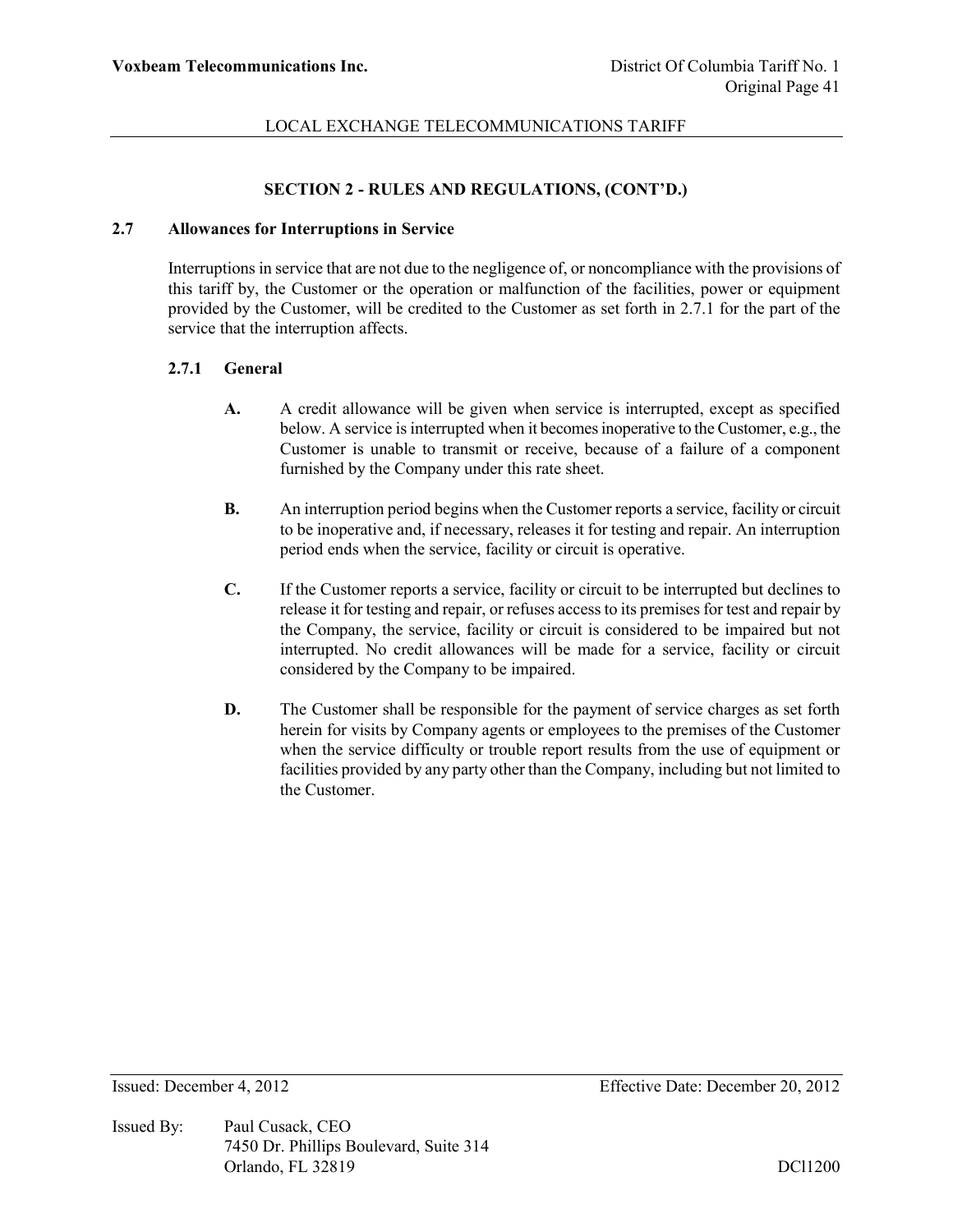## SECTION 2 - RULES AND REGULATIONS, (CONT'D.)

### 2.7 Allowances for Interruptions in Service

Interruptions in service that are not due to the negligence of, or noncompliance with the provisions of this tariff by, the Customer or the operation or malfunction of the facilities, power or equipment provided by the Customer, will be credited to the Customer as set forth in 2.7.1 for the part of the service that the interruption affects.

#### 2.7.1 General

**A.** A credit allowance will be given when service is interrupted, except as specified below. A service is interrupted when it becomes inoperative to the Customer, e.g., the Customer is unable to transmit or receive, because of a failure of a component furnished by the Company under this rate sheet.

**B.** An interruption period begins when the Customer reports a service, facility or circuit to be inoperative and, if necessary, releases it for testing and repair. An interruption period ends when the service, facility or circuit is operative.

**C.** If the Customer reports a service, facility or circuit to be interrupted but declines to release it for testing and repair, or refuses access to its premises for test and repair by the Company, the service, facility or circuit is considered to be impaired but not interrupted. No credit allowances will be made for a service, facility or circuit considered by the Company to be impaired.

**D.** The Customer shall be responsible for the payment of service charges as set forth herein for visits by Company agents or employees to the premises of the Customer when the service difficulty or trouble report results from the use of equipment or facilities provided by any party other than the Company, including but not limited to the Customer.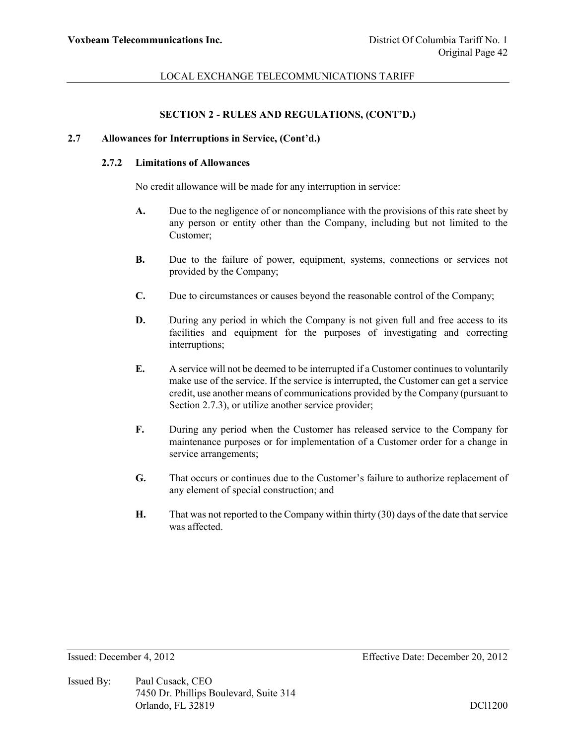## SECTION 2 - RULES AND REGULATIONS, (CONT'D.)

### 2.7 Allowances for Interruptions in Service, (Cont'd.)

#### 2.7.2 Limitations of Allowances

No credit allowance will be made for any interruption in service:

**A.** Due to the negligence of or noncompliance with the provisions of this rate sheet by any person or entity other than the Company, including but not limited to the Customer;

**B.** Due to the failure of power, equipment, systems, connections or services not provided by the Company;

**C.** Due to circumstances or causes beyond the reasonable control of the Company;

**D.** During any period in which the Company is not given full and free access to its facilities and equipment for the purposes of investigating and correcting interruptions;

**E.** A service will not be deemed to be interrupted if a Customer continues to voluntarily make use of the service. If the service is interrupted, the Customer can get a service credit, use another means of communications provided by the Company (pursuant to Section 2.7.3), or utilize another service provider;

**F.** During any period when the Customer has released service to the Company for maintenance purposes or for implementation of a Customer order for a change in service arrangements;

**G.** That occurs or continues due to the Customer's failure to authorize replacement of any element of special construction; and

**H.** That was not reported to the Company within thirty (30) days of the date that service was affected.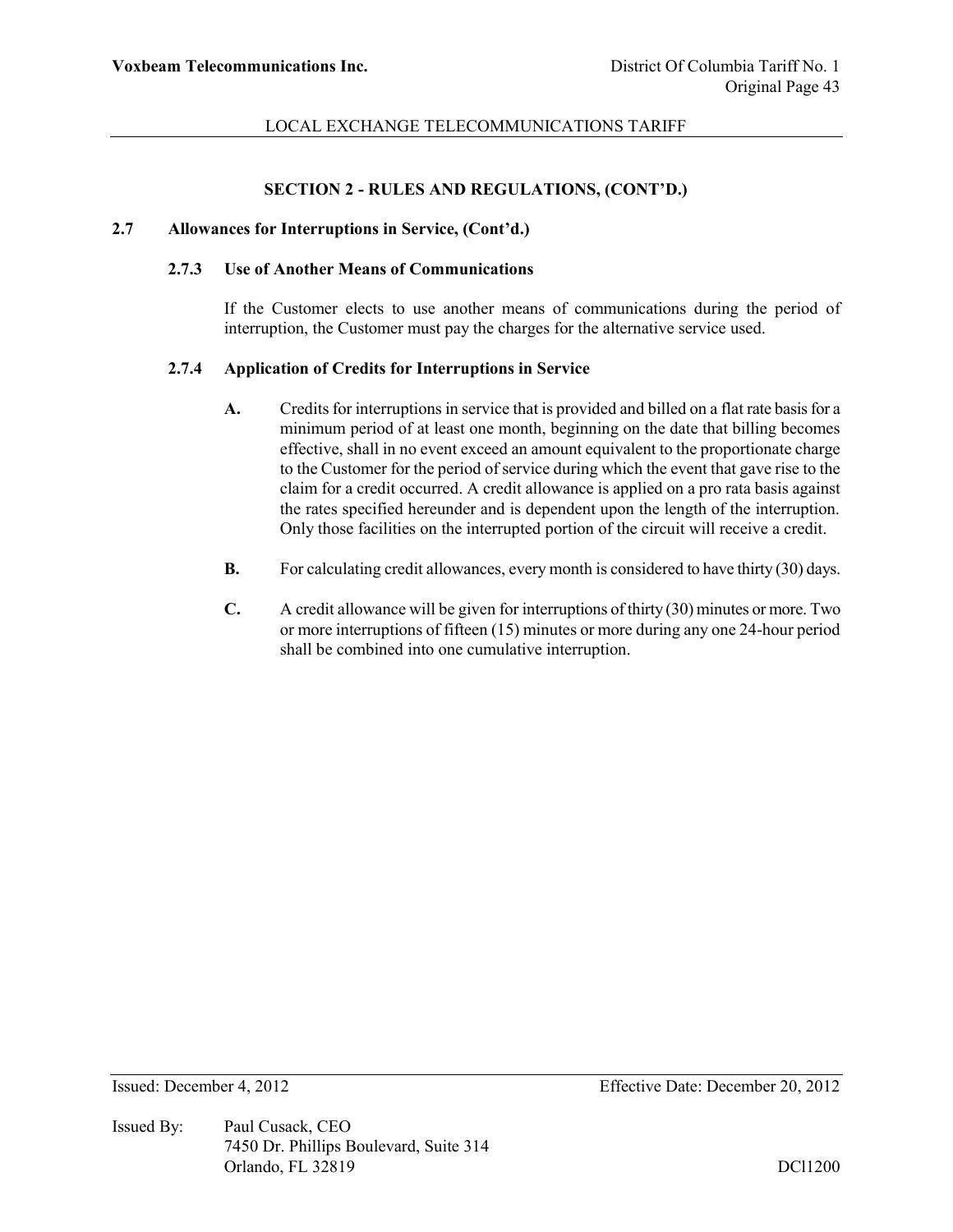## SECTION 2 - RULES AND REGULATIONS, (CONT'D.)

### 2.7 Allowances for Interruptions in Service, (Cont'd.)

#### 2.7.3 Use of Another Means of Communications

If the Customer elects to use another means of communications during the period of interruption, the Customer must pay the charges for the alternative service used.

#### 2.7.4 Application of Credits for Interruptions in Service

**A.** Credits for interruptions in service that is provided and billed on a flat rate basis for a minimum period of at least one month, beginning on the date that billing becomes effective, shall in no event exceed an amount equivalent to the proportionate charge to the Customer for the period of service during which the event that gave rise to the claim for a credit occurred. A credit allowance is applied on a pro rata basis against the rates specified hereunder and is dependent upon the length of the interruption. Only those facilities on the interrupted portion of the circuit will receive a credit.

**B.** For calculating credit allowances, every month is considered to have thirty (30) days.

**C.** A credit allowance will be given for interruptions of thirty (30) minutes or more. Two or more interruptions of fifteen (15) minutes or more during any one 24-hour period shall be combined into one cumulative interruption.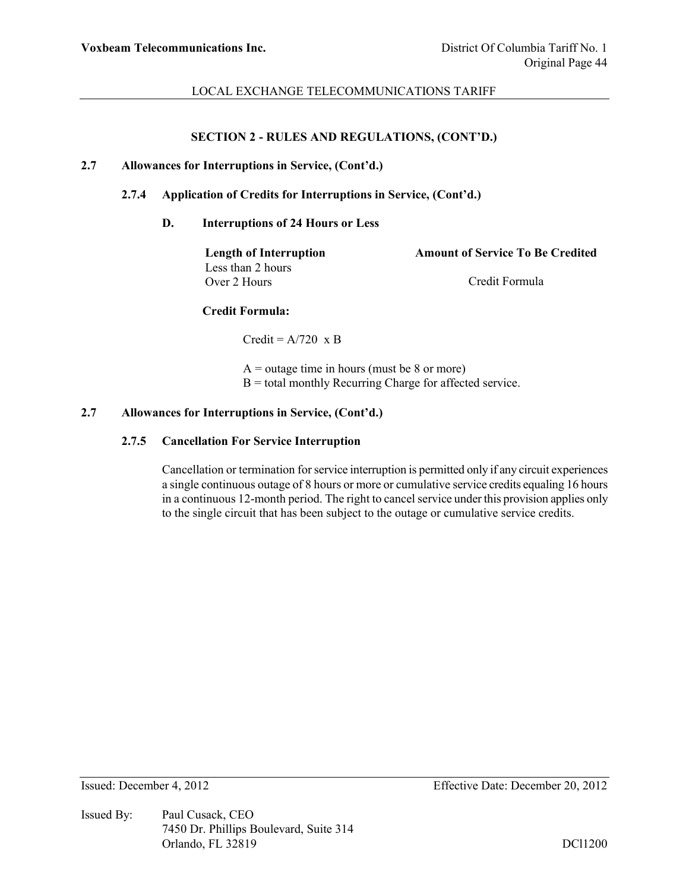## SECTION 2 - RULES AND REGULATIONS, (CONT'D.)

### 2.7 Allowances for Interruptions in Service, (Cont'd.)

#### 2.7.4 Application of Credits for Interruptions in Service, (Cont'd.)

**D. Interruptions of 24 Hours or Less**

| Length of Interruption | Amount of Service To Be Credited |
|---|---|
| Less than 2 hours | |
| Over 2 Hours | Credit Formula |

**Credit Formula:**

Credit = A/720 x B

A = outage time in hours (must be 8 or more)
B = total monthly Recurring Charge for affected service.

### 2.7 Allowances for Interruptions in Service, (Cont'd.)

#### 2.7.5 Cancellation For Service Interruption

Cancellation or termination for service interruption is permitted only if any circuit experiences a single continuous outage of 8 hours or more or cumulative service credits equaling 16 hours in a continuous 12-month period. The right to cancel service under this provision applies only to the single circuit that has been subject to the outage or cumulative service credits.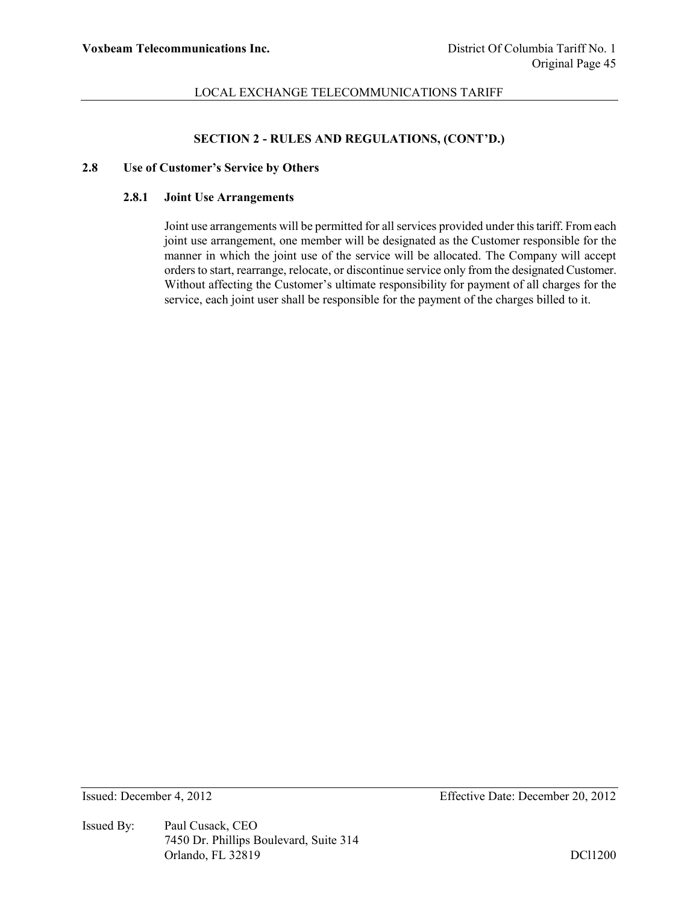## SECTION 2 - RULES AND REGULATIONS, (CONT'D.)

### 2.8 Use of Customer's Service by Others

#### 2.8.1 Joint Use Arrangements

Joint use arrangements will be permitted for all services provided under this tariff. From each joint use arrangement, one member will be designated as the Customer responsible for the manner in which the joint use of the service will be allocated. The Company will accept orders to start, rearrange, relocate, or discontinue service only from the designated Customer. Without affecting the Customer's ultimate responsibility for payment of all charges for the service, each joint user shall be responsible for the payment of the charges billed to it.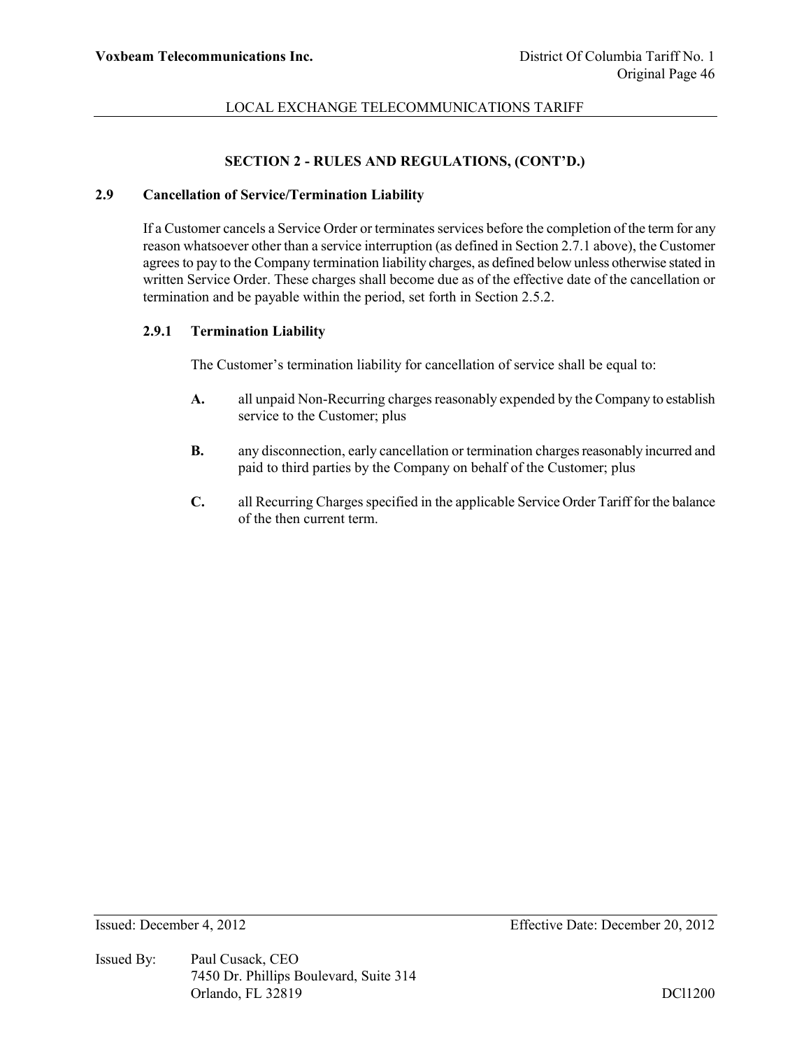## SECTION 2 - RULES AND REGULATIONS, (CONT'D.)

### 2.9 Cancellation of Service/Termination Liability

If a Customer cancels a Service Order or terminates services before the completion of the term for any reason whatsoever other than a service interruption (as defined in Section 2.7.1 above), the Customer agrees to pay to the Company termination liability charges, as defined below unless otherwise stated in written Service Order. These charges shall become due as of the effective date of the cancellation or termination and be payable within the period, set forth in Section 2.5.2.

#### 2.9.1 Termination Liability

The Customer's termination liability for cancellation of service shall be equal to:

**A.** all unpaid Non-Recurring charges reasonably expended by the Company to establish service to the Customer; plus

**B.** any disconnection, early cancellation or termination charges reasonably incurred and paid to third parties by the Company on behalf of the Customer; plus

**C.** all Recurring Charges specified in the applicable Service Order Tariff for the balance of the then current term.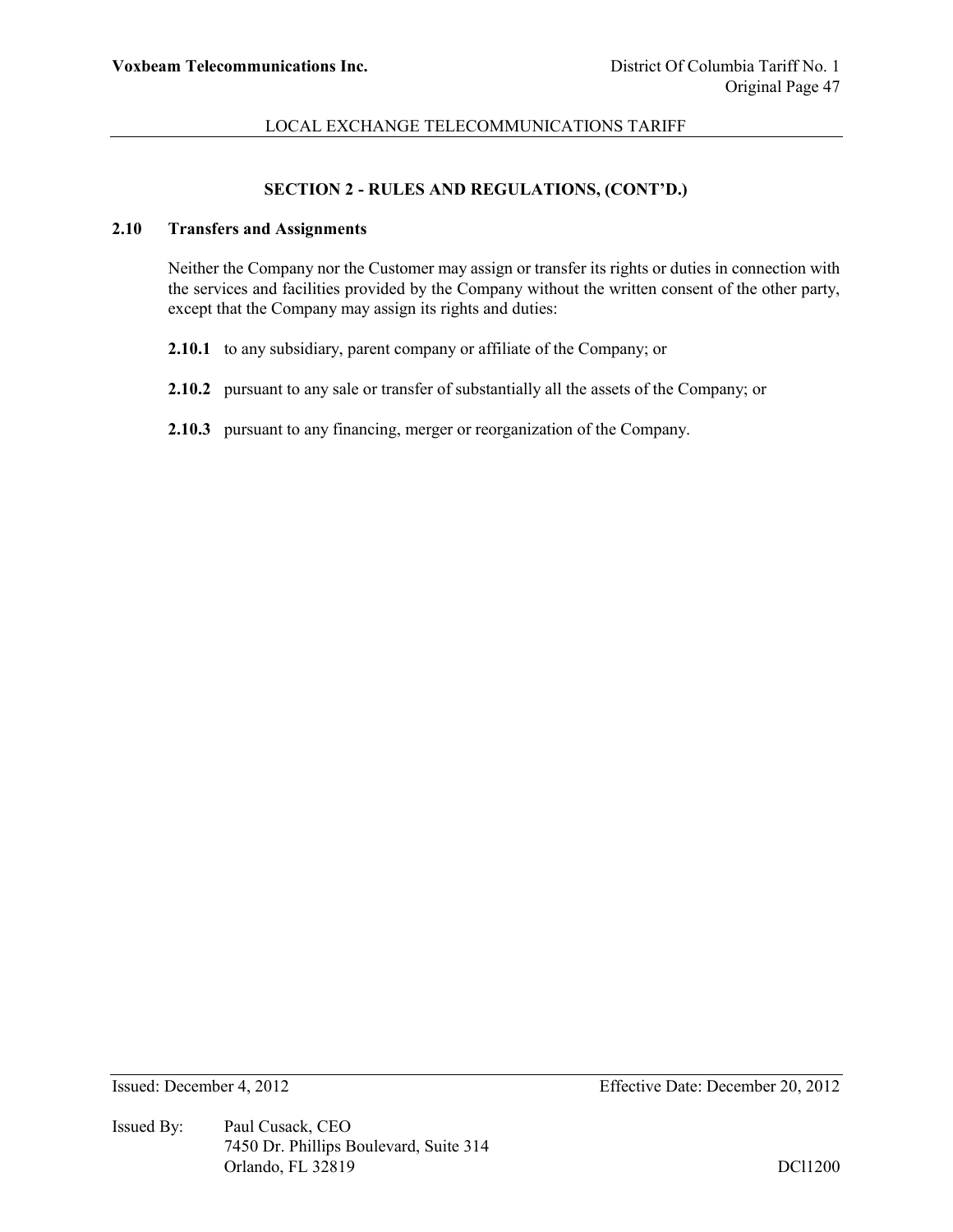## SECTION 2 - RULES AND REGULATIONS, (CONT'D.)

### 2.10 Transfers and Assignments

Neither the Company nor the Customer may assign or transfer its rights or duties in connection with the services and facilities provided by the Company without the written consent of the other party, except that the Company may assign its rights and duties:

**2.10.1** to any subsidiary, parent company or affiliate of the Company; or

**2.10.2** pursuant to any sale or transfer of substantially all the assets of the Company; or

**2.10.3** pursuant to any financing, merger or reorganization of the Company.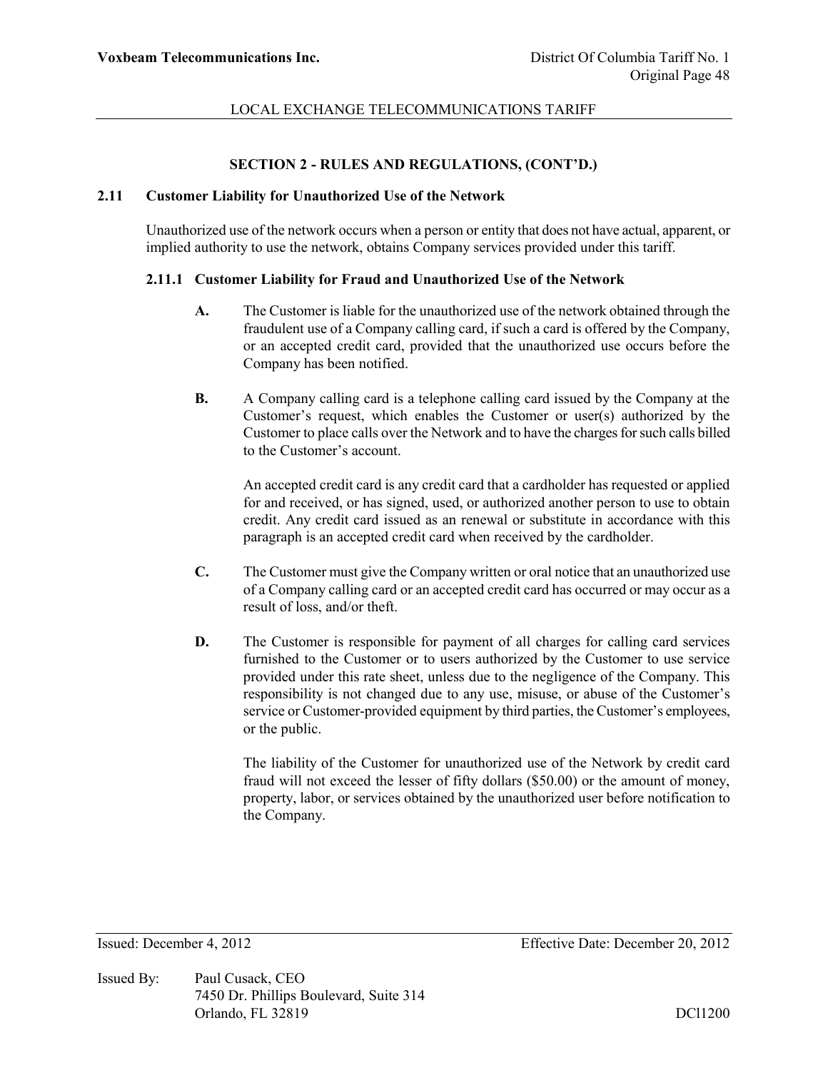## SECTION 2 - RULES AND REGULATIONS, (CONT'D.)

### 2.11 Customer Liability for Unauthorized Use of the Network

Unauthorized use of the network occurs when a person or entity that does not have actual, apparent, or implied authority to use the network, obtains Company services provided under this tariff.

#### 2.11.1 Customer Liability for Fraud and Unauthorized Use of the Network

**A.** The Customer is liable for the unauthorized use of the network obtained through the fraudulent use of a Company calling card, if such a card is offered by the Company, or an accepted credit card, provided that the unauthorized use occurs before the Company has been notified.

**B.** A Company calling card is a telephone calling card issued by the Company at the Customer's request, which enables the Customer or user(s) authorized by the Customer to place calls over the Network and to have the charges for such calls billed to the Customer's account.

An accepted credit card is any credit card that a cardholder has requested or applied for and received, or has signed, used, or authorized another person to use to obtain credit. Any credit card issued as an renewal or substitute in accordance with this paragraph is an accepted credit card when received by the cardholder.

**C.** The Customer must give the Company written or oral notice that an unauthorized use of a Company calling card or an accepted credit card has occurred or may occur as a result of loss, and/or theft.

**D.** The Customer is responsible for payment of all charges for calling card services furnished to the Customer or to users authorized by the Customer to use service provided under this rate sheet, unless due to the negligence of the Company. This responsibility is not changed due to any use, misuse, or abuse of the Customer's service or Customer-provided equipment by third parties, the Customer's employees, or the public.

The liability of the Customer for unauthorized use of the Network by credit card fraud will not exceed the lesser of fifty dollars ($50.00) or the amount of money, property, labor, or services obtained by the unauthorized user before notification to the Company.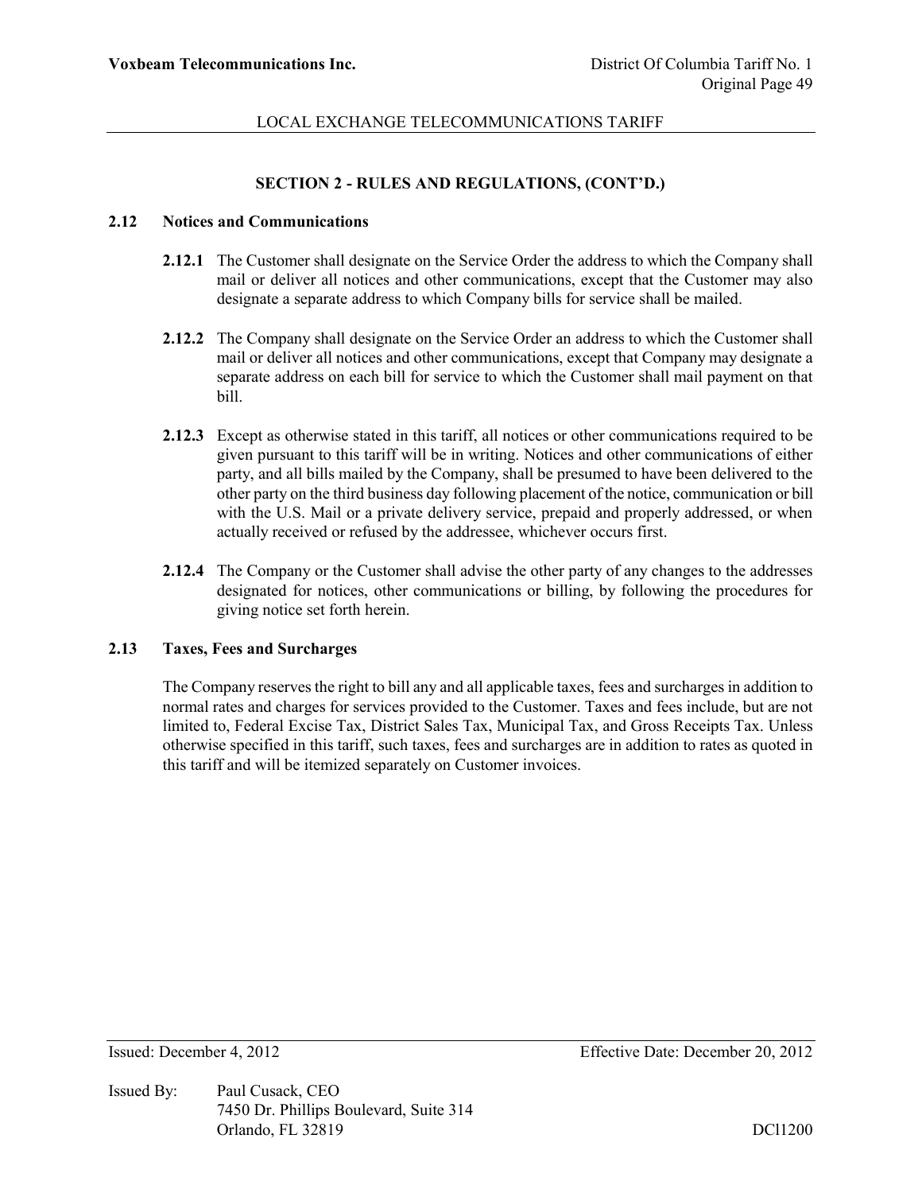## SECTION 2 - RULES AND REGULATIONS, (CONT'D.)

### 2.12 Notices and Communications

**2.12.1** The Customer shall designate on the Service Order the address to which the Company shall mail or deliver all notices and other communications, except that the Customer may also designate a separate address to which Company bills for service shall be mailed.

**2.12.2** The Company shall designate on the Service Order an address to which the Customer shall mail or deliver all notices and other communications, except that Company may designate a separate address on each bill for service to which the Customer shall mail payment on that bill.

**2.12.3** Except as otherwise stated in this tariff, all notices or other communications required to be given pursuant to this tariff will be in writing. Notices and other communications of either party, and all bills mailed by the Company, shall be presumed to have been delivered to the other party on the third business day following placement of the notice, communication or bill with the U.S. Mail or a private delivery service, prepaid and properly addressed, or when actually received or refused by the addressee, whichever occurs first.

**2.12.4** The Company or the Customer shall advise the other party of any changes to the addresses designated for notices, other communications or billing, by following the procedures for giving notice set forth herein.

### 2.13 Taxes, Fees and Surcharges

The Company reserves the right to bill any and all applicable taxes, fees and surcharges in addition to normal rates and charges for services provided to the Customer. Taxes and fees include, but are not limited to, Federal Excise Tax, District Sales Tax, Municipal Tax, and Gross Receipts Tax. Unless otherwise specified in this tariff, such taxes, fees and surcharges are in addition to rates as quoted in this tariff and will be itemized separately on Customer invoices.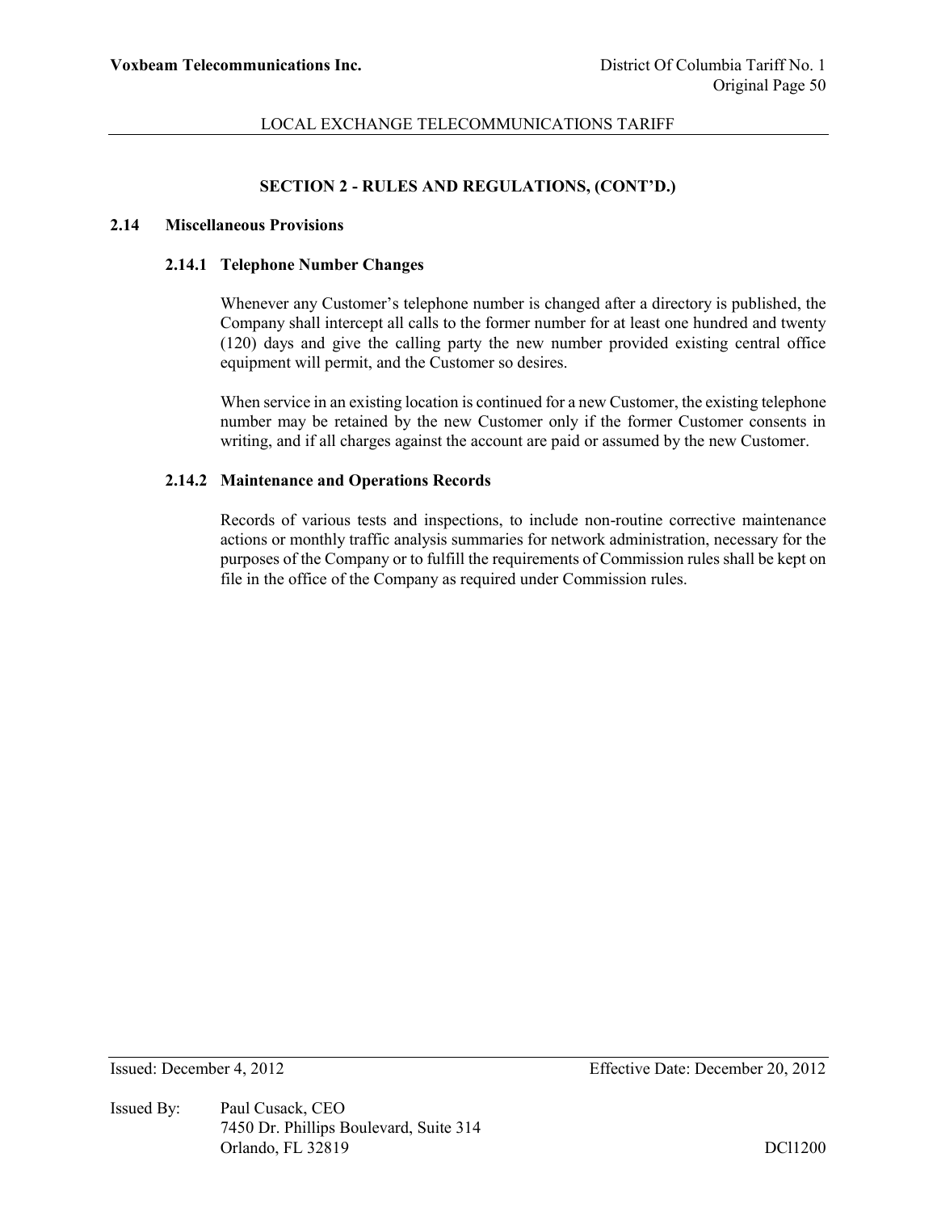## SECTION 2 - RULES AND REGULATIONS, (CONT'D.)

### 2.14 Miscellaneous Provisions

#### 2.14.1 Telephone Number Changes

Whenever any Customer's telephone number is changed after a directory is published, the Company shall intercept all calls to the former number for at least one hundred and twenty (120) days and give the calling party the new number provided existing central office equipment will permit, and the Customer so desires.

When service in an existing location is continued for a new Customer, the existing telephone number may be retained by the new Customer only if the former Customer consents in writing, and if all charges against the account are paid or assumed by the new Customer.

#### 2.14.2 Maintenance and Operations Records

Records of various tests and inspections, to include non-routine corrective maintenance actions or monthly traffic analysis summaries for network administration, necessary for the purposes of the Company or to fulfill the requirements of Commission rules shall be kept on file in the office of the Company as required under Commission rules.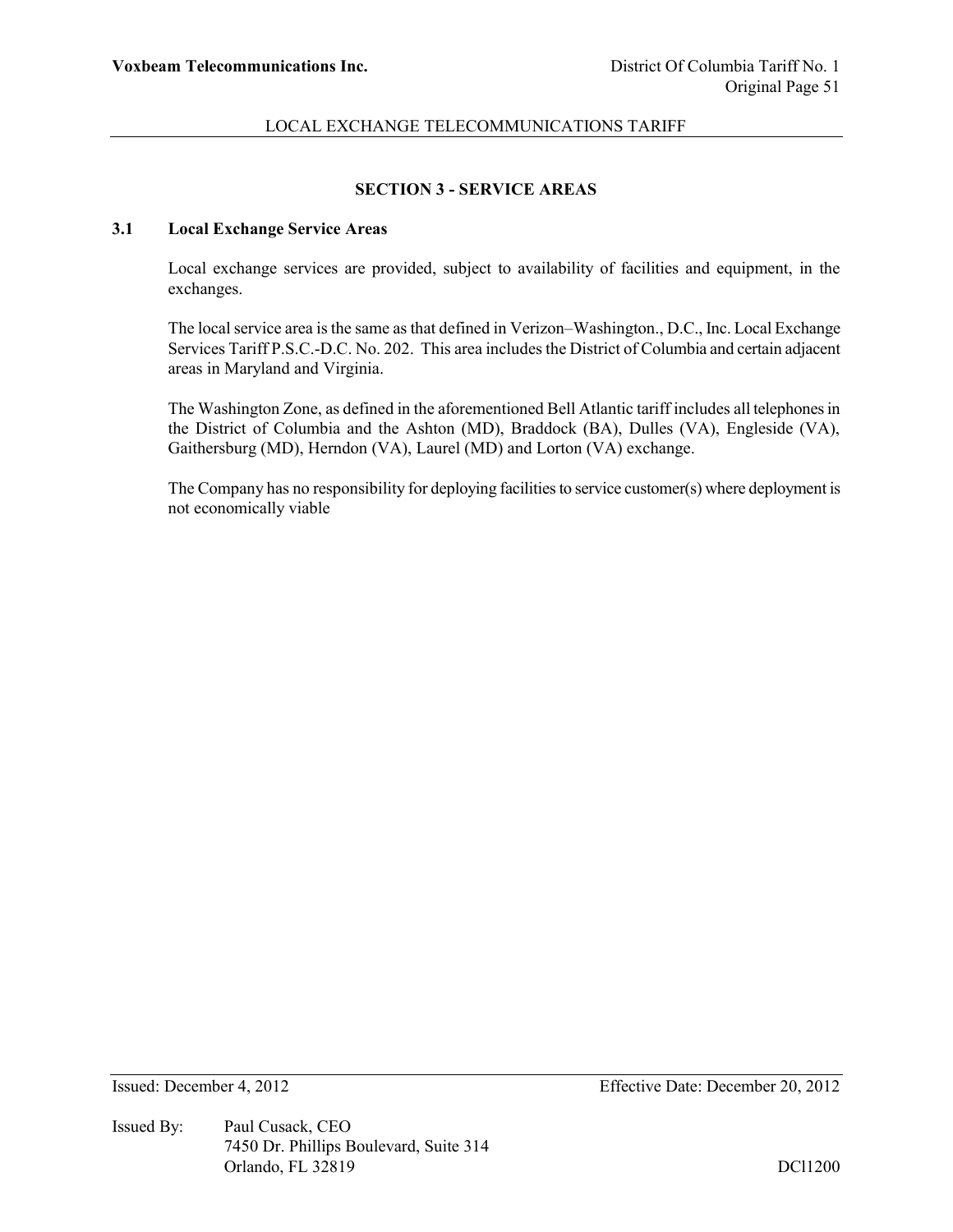## SECTION 3 - SERVICE AREAS

### 3.1 Local Exchange Service Areas

Local exchange services are provided, subject to availability of facilities and equipment, in the exchanges.

The local service area is the same as that defined in Verizon–Washington., D.C., Inc. Local Exchange Services Tariff P.S.C.-D.C. No. 202. This area includes the District of Columbia and certain adjacent areas in Maryland and Virginia.

The Washington Zone, as defined in the aforementioned Bell Atlantic tariff includes all telephones in the District of Columbia and the Ashton (MD), Braddock (BA), Dulles (VA), Engleside (VA), Gaithersburg (MD), Herndon (VA), Laurel (MD) and Lorton (VA) exchange.

The Company has no responsibility for deploying facilities to service customer(s) where deployment is not economically viable

Issued: December 4, 2012 Effective Date: December 20, 2012

Issued By: Paul Cusack, CEO
7450 Dr. Phillips Boulevard, Suite 314
Orlando, FL 32819

DCl1200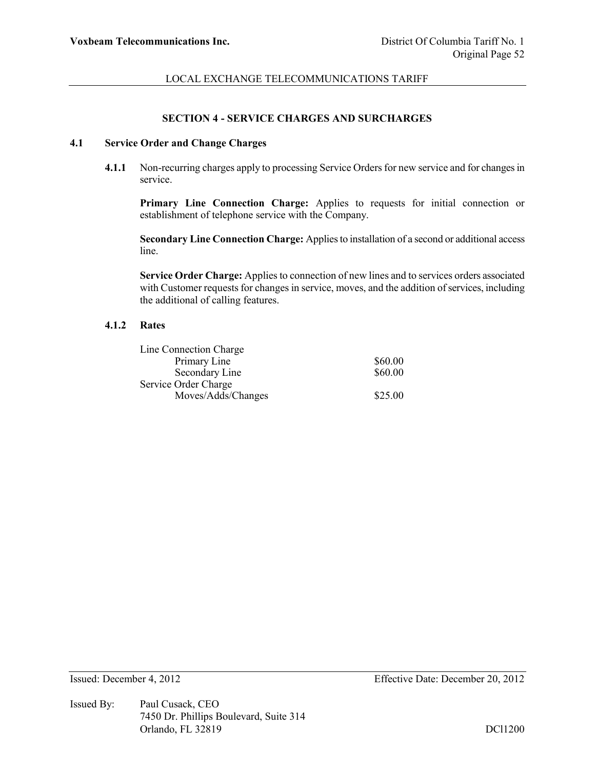## SECTION 4 - SERVICE CHARGES AND SURCHARGES

### 4.1 Service Order and Change Charges

**4.1.1** Non-recurring charges apply to processing Service Orders for new service and for changes in service.

**Primary Line Connection Charge:** Applies to requests for initial connection or establishment of telephone service with the Company.

**Secondary Line Connection Charge:** Applies to installation of a second or additional access line.

**Service Order Charge:** Applies to connection of new lines and to services orders associated with Customer requests for changes in service, moves, and the addition of services, including the additional of calling features.

**4.1.2 Rates**

| | |
|---|---|
| Line Connection Charge | |
| Primary Line | \$60.00 |
| Secondary Line | \$60.00 |
| Service Order Charge | |
| Moves/Adds/Changes | \$25.00 |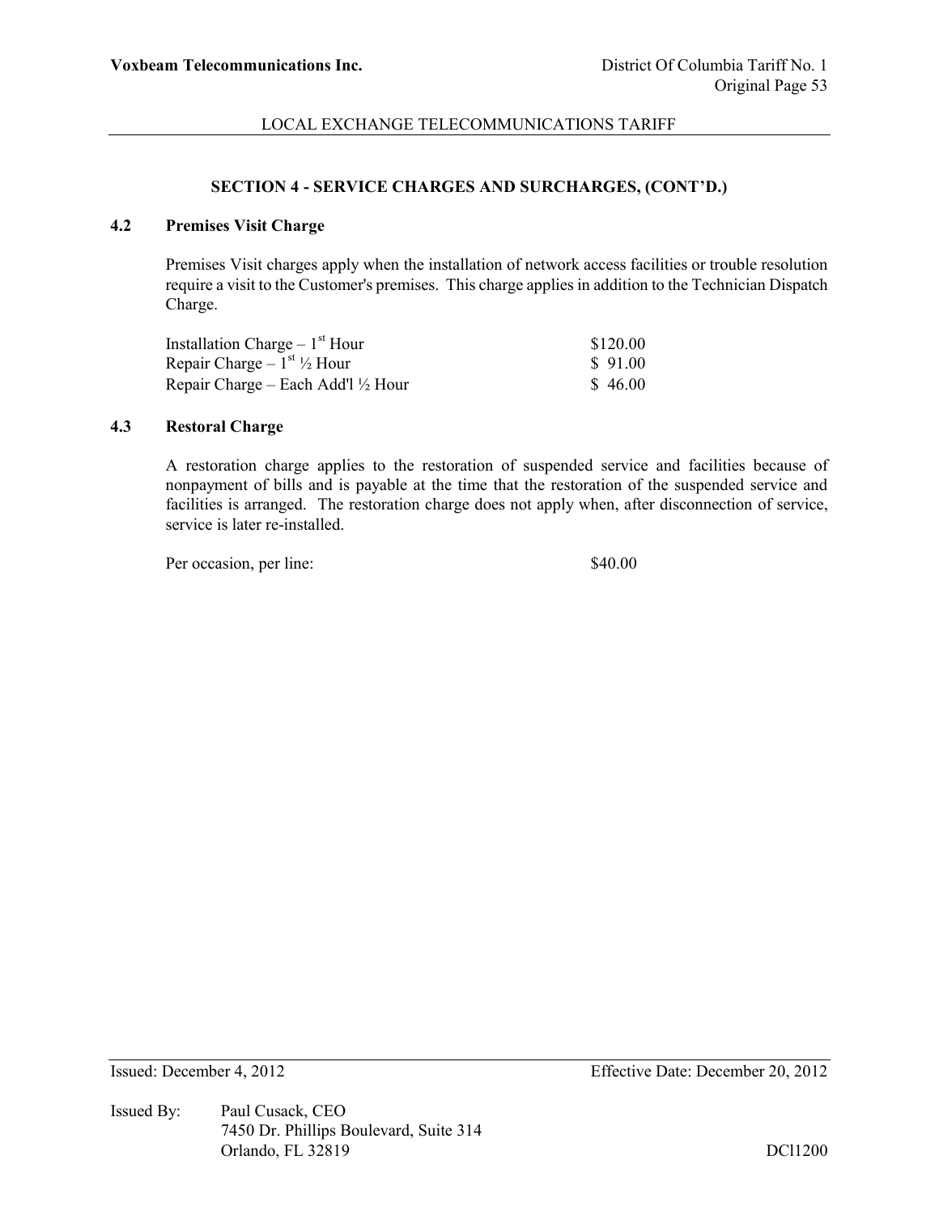## SECTION 4 - SERVICE CHARGES AND SURCHARGES, (CONT'D.)

### 4.2 Premises Visit Charge

Premises Visit charges apply when the installation of network access facilities or trouble resolution require a visit to the Customer's premises. This charge applies in addition to the Technician Dispatch Charge.

| | |
|---|---|
| Installation Charge – 1st Hour | \$120.00 |
| Repair Charge – 1st ½ Hour | \$ 91.00 |
| Repair Charge – Each Add'l ½ Hour | \$ 46.00 |

### 4.3 Restoral Charge

A restoration charge applies to the restoration of suspended service and facilities because of nonpayment of bills and is payable at the time that the restoration of the suspended service and facilities is arranged. The restoration charge does not apply when, after disconnection of service, service is later re-installed.

Per occasion, per line: \$40.00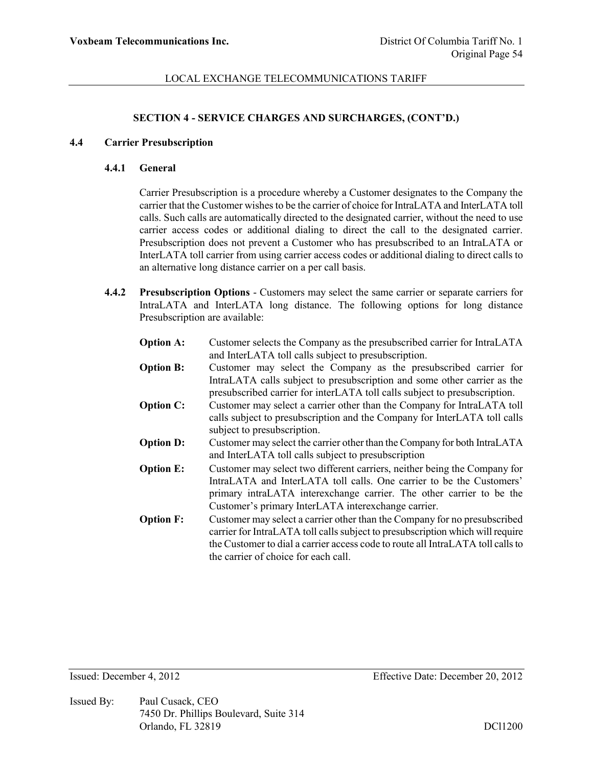## SECTION 4 - SERVICE CHARGES AND SURCHARGES, (CONT'D.)

### 4.4 Carrier Presubscription

#### 4.4.1 General

Carrier Presubscription is a procedure whereby a Customer designates to the Company the carrier that the Customer wishes to be the carrier of choice for IntraLATA and InterLATA toll calls. Such calls are automatically directed to the designated carrier, without the need to use carrier access codes or additional dialing to direct the call to the designated carrier. Presubscription does not prevent a Customer who has presubscribed to an IntraLATA or InterLATA toll carrier from using carrier access codes or additional dialing to direct calls to an alternative long distance carrier on a per call basis.

**4.4.2 Presubscription Options** - Customers may select the same carrier or separate carriers for IntraLATA and InterLATA long distance. The following options for long distance Presubscription are available:

**Option A:** Customer selects the Company as the presubscribed carrier for IntraLATA and InterLATA toll calls subject to presubscription.

**Option B:** Customer may select the Company as the presubscribed carrier for IntraLATA calls subject to presubscription and some other carrier as the presubscribed carrier for interLATA toll calls subject to presubscription.

**Option C:** Customer may select a carrier other than the Company for IntraLATA toll calls subject to presubscription and the Company for InterLATA toll calls subject to presubscription.

**Option D:** Customer may select the carrier other than the Company for both IntraLATA and InterLATA toll calls subject to presubscription

**Option E:** Customer may select two different carriers, neither being the Company for IntraLATA and InterLATA toll calls. One carrier to be the Customers' primary intraLATA interexchange carrier. The other carrier to be the Customer's primary InterLATA interexchange carrier.

**Option F:** Customer may select a carrier other than the Company for no presubscribed carrier for IntraLATA toll calls subject to presubscription which will require the Customer to dial a carrier access code to route all IntraLATA toll calls to the carrier of choice for each call.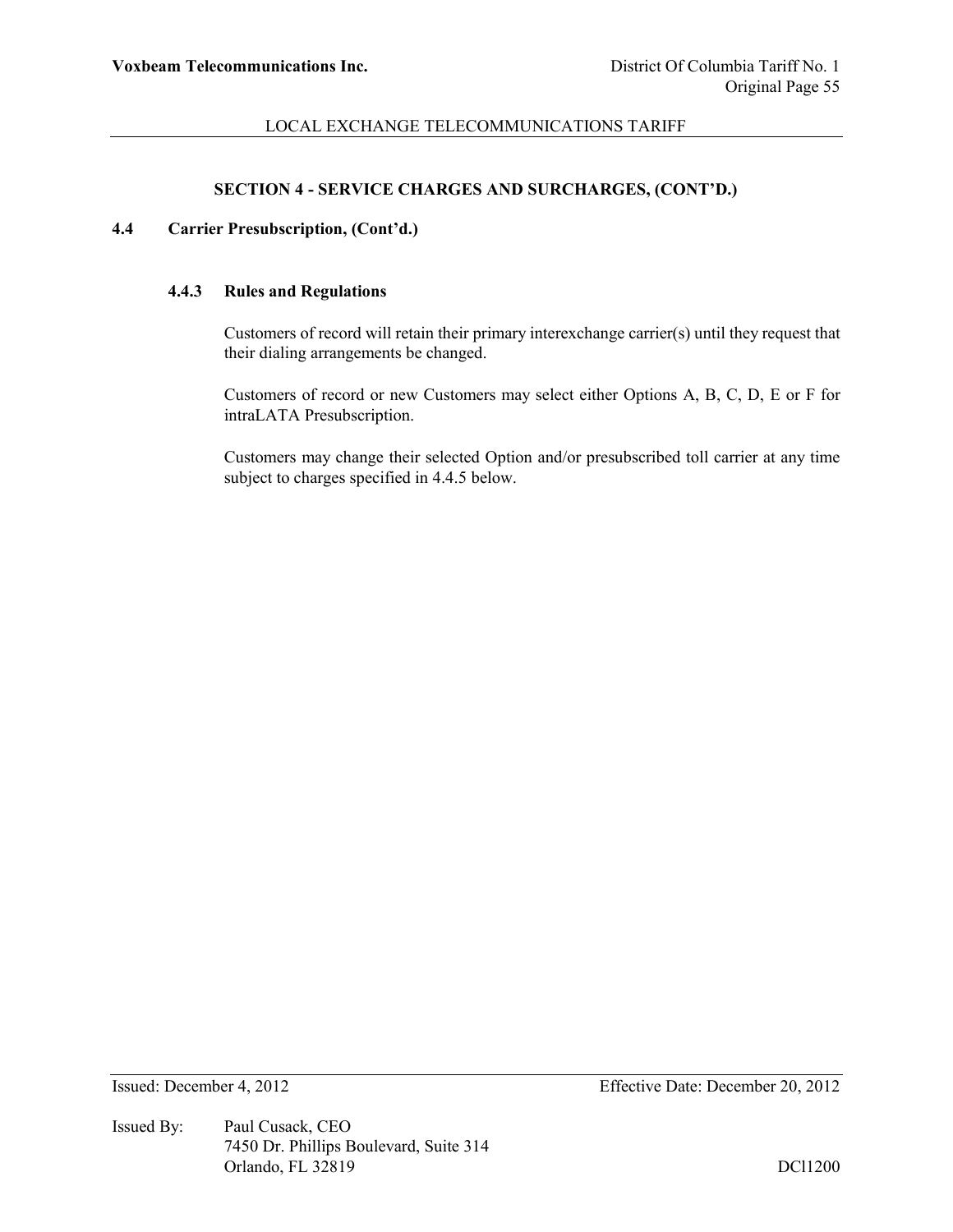## SECTION 4 - SERVICE CHARGES AND SURCHARGES, (CONT'D.)

### 4.4 Carrier Presubscription, (Cont'd.)

#### 4.4.3 Rules and Regulations

Customers of record will retain their primary interexchange carrier(s) until they request that their dialing arrangements be changed.

Customers of record or new Customers may select either Options A, B, C, D, E or F for intraLATA Presubscription.

Customers may change their selected Option and/or presubscribed toll carrier at any time subject to charges specified in 4.4.5 below.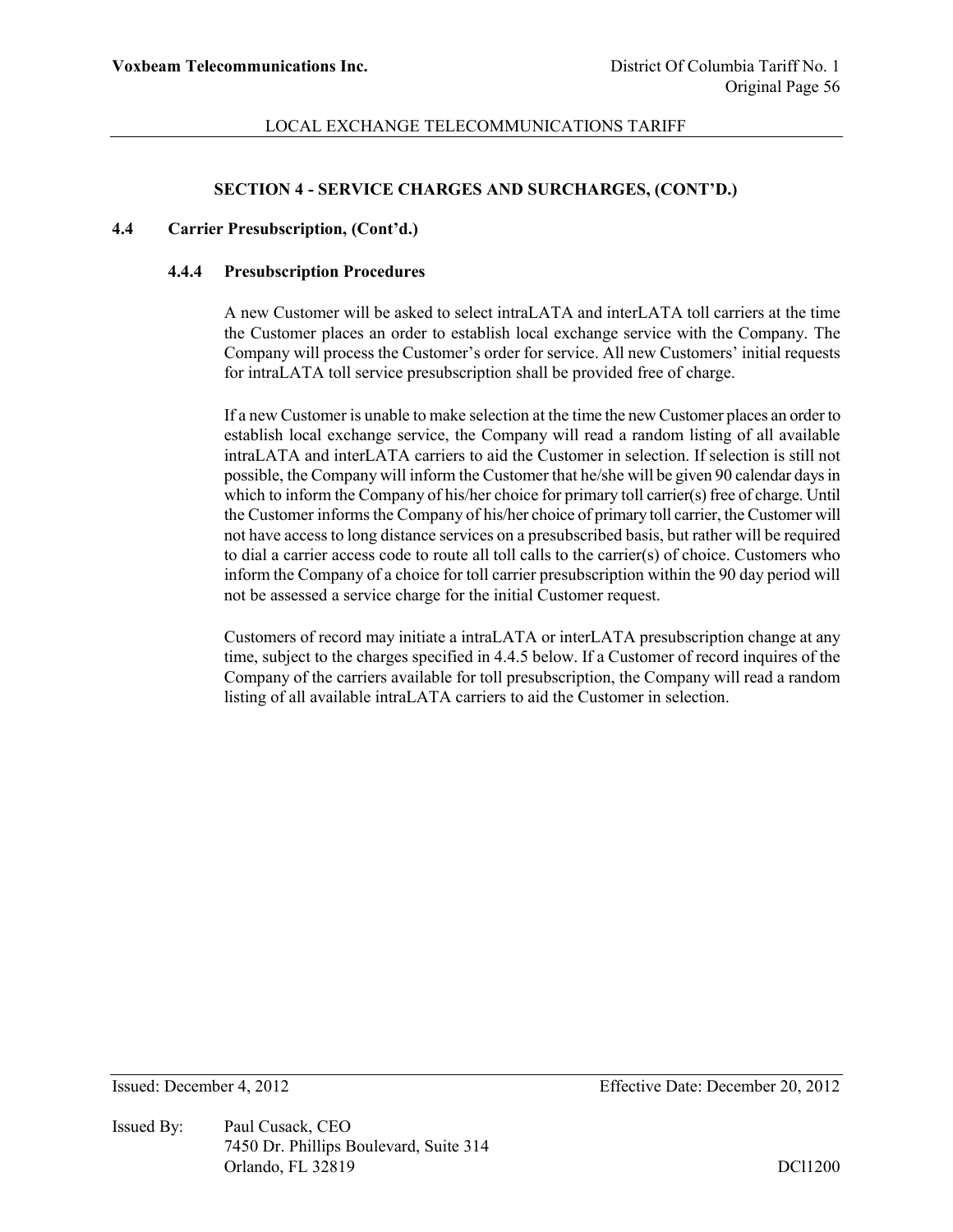## SECTION 4 - SERVICE CHARGES AND SURCHARGES, (CONT'D.)

### 4.4 Carrier Presubscription, (Cont'd.)

#### 4.4.4 Presubscription Procedures

A new Customer will be asked to select intraLATA and interLATA toll carriers at the time the Customer places an order to establish local exchange service with the Company. The Company will process the Customer's order for service. All new Customers' initial requests for intraLATA toll service presubscription shall be provided free of charge.

If a new Customer is unable to make selection at the time the new Customer places an order to establish local exchange service, the Company will read a random listing of all available intraLATA and interLATA carriers to aid the Customer in selection. If selection is still not possible, the Company will inform the Customer that he/she will be given 90 calendar days in which to inform the Company of his/her choice for primary toll carrier(s) free of charge. Until the Customer informs the Company of his/her choice of primary toll carrier, the Customer will not have access to long distance services on a presubscribed basis, but rather will be required to dial a carrier access code to route all toll calls to the carrier(s) of choice. Customers who inform the Company of a choice for toll carrier presubscription within the 90 day period will not be assessed a service charge for the initial Customer request.

Customers of record may initiate a intraLATA or interLATA presubscription change at any time, subject to the charges specified in 4.4.5 below. If a Customer of record inquires of the Company of the carriers available for toll presubscription, the Company will read a random listing of all available intraLATA carriers to aid the Customer in selection.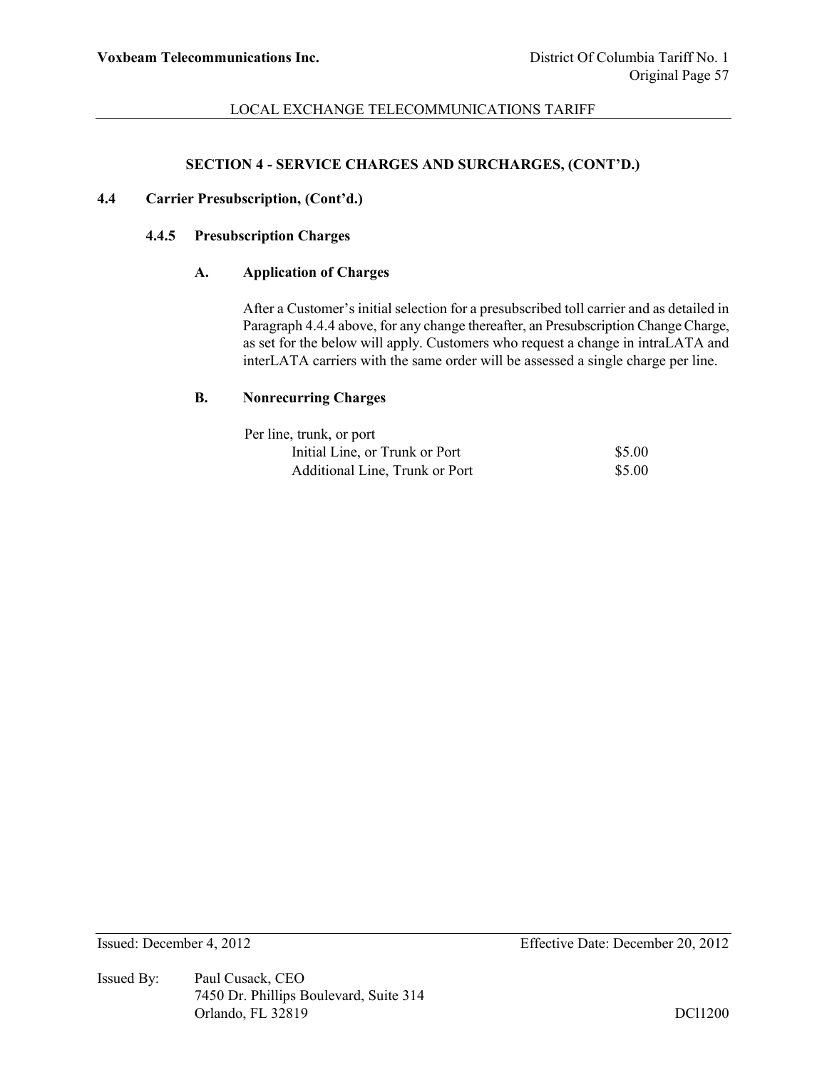## SECTION 4 - SERVICE CHARGES AND SURCHARGES, (CONT'D.)

### 4.4 Carrier Presubscription, (Cont'd.)

#### 4.4.5 Presubscription Charges

**A. Application of Charges**

After a Customer's initial selection for a presubscribed toll carrier and as detailed in Paragraph 4.4.4 above, for any change thereafter, an Presubscription Change Charge, as set for the below will apply. Customers who request a change in intraLATA and interLATA carriers with the same order will be assessed a single charge per line.

**B. Nonrecurring Charges**

| Per line, trunk, or port | |
|---|---|
| Initial Line, or Trunk or Port | $5.00 |
| Additional Line, Trunk or Port | $5.00 |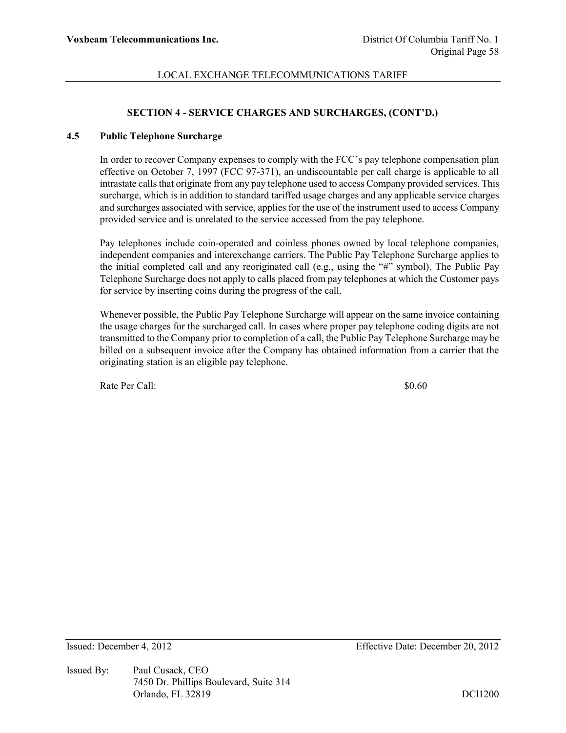## SECTION 4 - SERVICE CHARGES AND SURCHARGES, (CONT'D.)

### 4.5 Public Telephone Surcharge

In order to recover Company expenses to comply with the FCC's pay telephone compensation plan effective on October 7, 1997 (FCC 97-371), an undiscountable per call charge is applicable to all intrastate calls that originate from any pay telephone used to access Company provided services. This surcharge, which is in addition to standard tariffed usage charges and any applicable service charges and surcharges associated with service, applies for the use of the instrument used to access Company provided service and is unrelated to the service accessed from the pay telephone.

Pay telephones include coin-operated and coinless phones owned by local telephone companies, independent companies and interexchange carriers. The Public Pay Telephone Surcharge applies to the initial completed call and any reoriginated call (e.g., using the "#" symbol). The Public Pay Telephone Surcharge does not apply to calls placed from pay telephones at which the Customer pays for service by inserting coins during the progress of the call.

Whenever possible, the Public Pay Telephone Surcharge will appear on the same invoice containing the usage charges for the surcharged call. In cases where proper pay telephone coding digits are not transmitted to the Company prior to completion of a call, the Public Pay Telephone Surcharge may be billed on a subsequent invoice after the Company has obtained information from a carrier that the originating station is an eligible pay telephone.

Rate Per Call: $0.60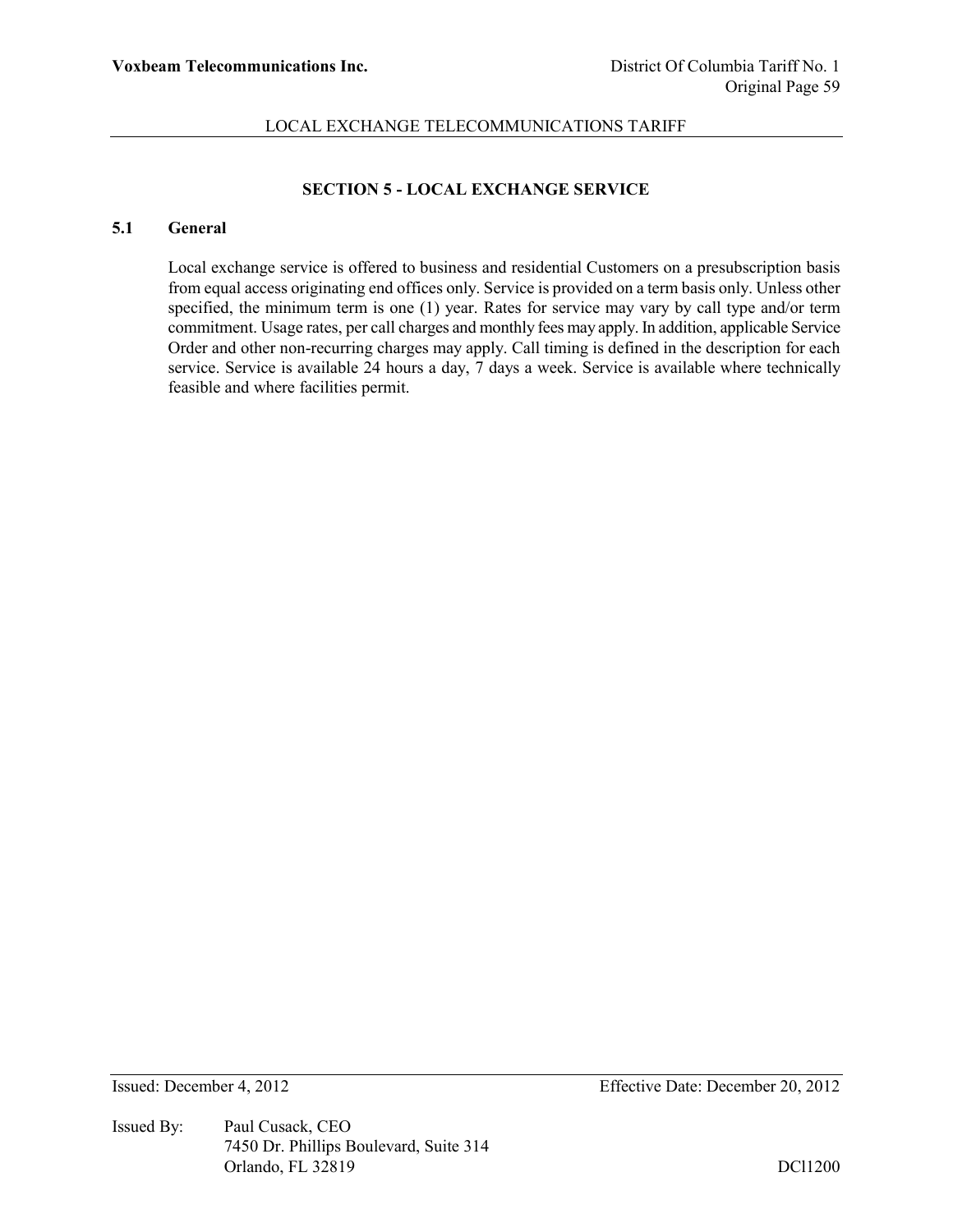## SECTION 5 - LOCAL EXCHANGE SERVICE

### 5.1 General

Local exchange service is offered to business and residential Customers on a presubscription basis from equal access originating end offices only. Service is provided on a term basis only. Unless other specified, the minimum term is one (1) year. Rates for service may vary by call type and/or term commitment. Usage rates, per call charges and monthly fees may apply. In addition, applicable Service Order and other non-recurring charges may apply. Call timing is defined in the description for each service. Service is available 24 hours a day, 7 days a week. Service is available where technically feasible and where facilities permit.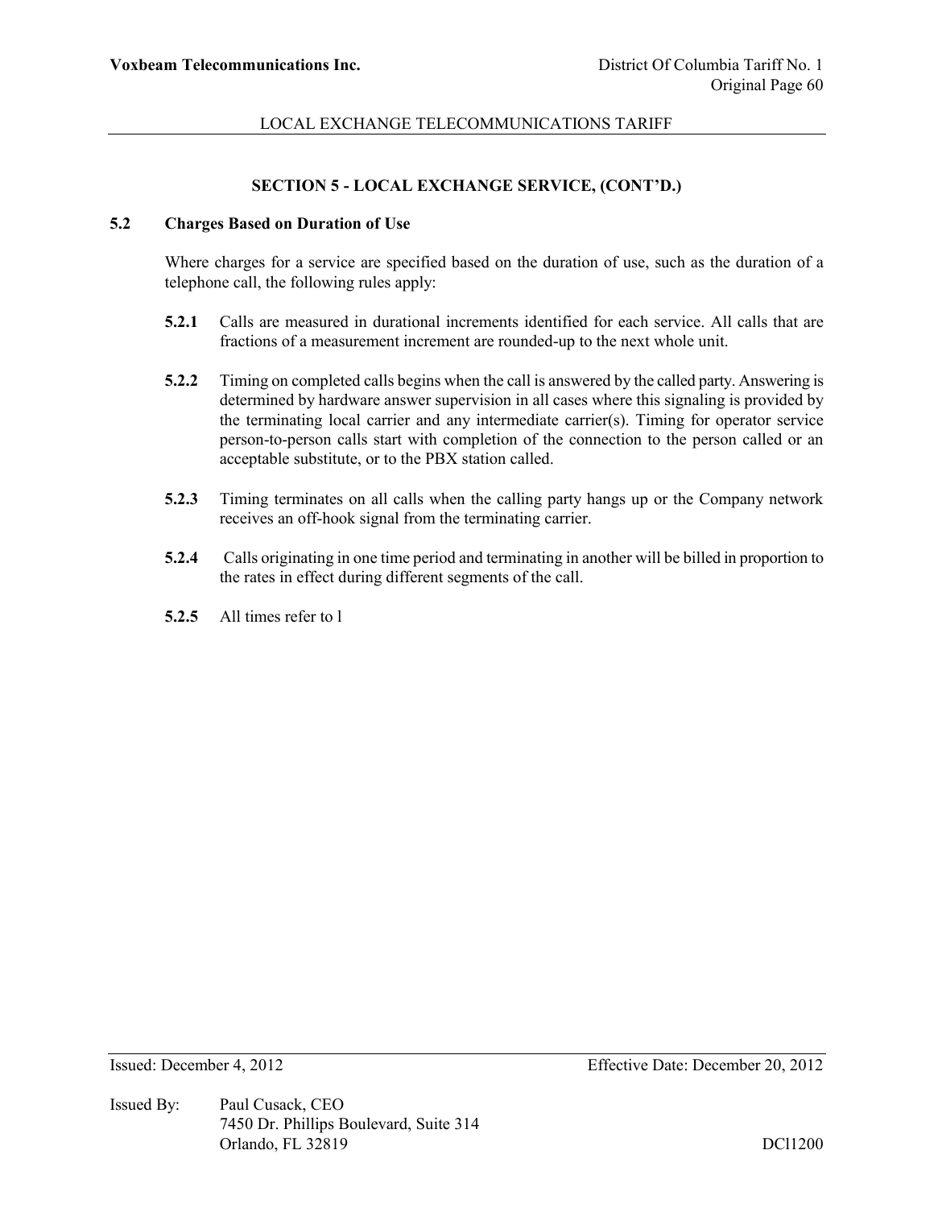**SECTION 5 - LOCAL EXCHANGE SERVICE, (CONT'D.)**

**5.2 Charges Based on Duration of Use**

Where charges for a service are specified based on the duration of use, such as the duration of a telephone call, the following rules apply:

**5.2.1** Calls are measured in durational increments identified for each service. All calls that are fractions of a measurement increment are rounded-up to the next whole unit.

**5.2.2** Timing on completed calls begins when the call is answered by the called party. Answering is determined by hardware answer supervision in all cases where this signaling is provided by the terminating local carrier and any intermediate carrier(s). Timing for operator service person-to-person calls start with completion of the connection to the person called or an acceptable substitute, or to the PBX station called.

**5.2.3** Timing terminates on all calls when the calling party hangs up or the Company network receives an off-hook signal from the terminating carrier.

**5.2.4** Calls originating in one time period and terminating in another will be billed in proportion to the rates in effect during different segments of the call.

**5.2.5** All times refer to l

Issued: December 4, 2012 Effective Date: December 20, 2012

Issued By: Paul Cusack, CEO
7450 Dr. Phillips Boulevard, Suite 314
Orlando, FL 32819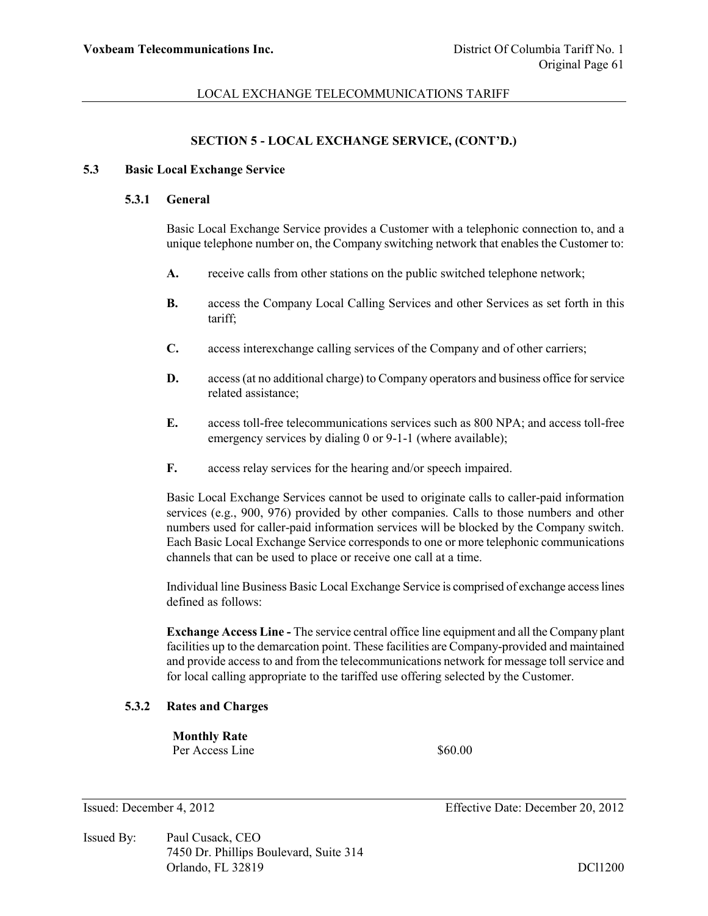## SECTION 5 - LOCAL EXCHANGE SERVICE, (CONT'D.)

### 5.3 Basic Local Exchange Service

#### 5.3.1 General

Basic Local Exchange Service provides a Customer with a telephonic connection to, and a unique telephone number on, the Company switching network that enables the Customer to:

**A.** receive calls from other stations on the public switched telephone network;

**B.** access the Company Local Calling Services and other Services as set forth in this tariff;

**C.** access interexchange calling services of the Company and of other carriers;

**D.** access (at no additional charge) to Company operators and business office for service related assistance;

**E.** access toll-free telecommunications services such as 800 NPA; and access toll-free emergency services by dialing 0 or 9-1-1 (where available);

**F.** access relay services for the hearing and/or speech impaired.

Basic Local Exchange Services cannot be used to originate calls to caller-paid information services (e.g., 900, 976) provided by other companies. Calls to those numbers and other numbers used for caller-paid information services will be blocked by the Company switch. Each Basic Local Exchange Service corresponds to one or more telephonic communications channels that can be used to place or receive one call at a time.

Individual line Business Basic Local Exchange Service is comprised of exchange access lines defined as follows:

**Exchange Access Line -** The service central office line equipment and all the Company plant facilities up to the demarcation point. These facilities are Company-provided and maintained and provide access to and from the telecommunications network for message toll service and for local calling appropriate to the tariffed use offering selected by the Customer.

#### 5.3.2 Rates and Charges

| **Monthly Rate** | |
|---|---|
| Per Access Line | $60.00 |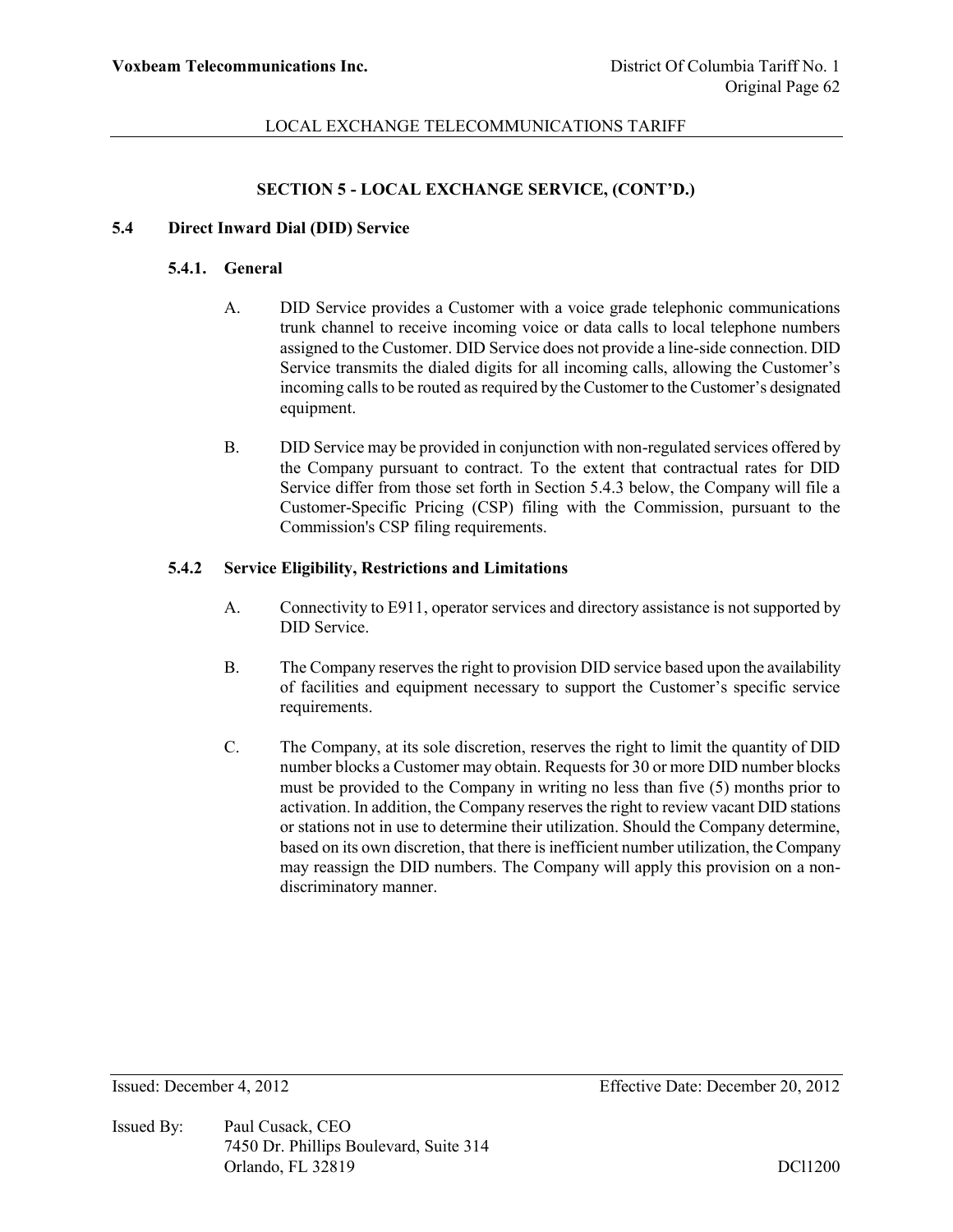## SECTION 5 - LOCAL EXCHANGE SERVICE, (CONT'D.)

### 5.4 Direct Inward Dial (DID) Service

#### 5.4.1. General

A. DID Service provides a Customer with a voice grade telephonic communications trunk channel to receive incoming voice or data calls to local telephone numbers assigned to the Customer. DID Service does not provide a line-side connection. DID Service transmits the dialed digits for all incoming calls, allowing the Customer's incoming calls to be routed as required by the Customer to the Customer's designated equipment.

B. DID Service may be provided in conjunction with non-regulated services offered by the Company pursuant to contract. To the extent that contractual rates for DID Service differ from those set forth in Section 5.4.3 below, the Company will file a Customer-Specific Pricing (CSP) filing with the Commission, pursuant to the Commission's CSP filing requirements.

#### 5.4.2 Service Eligibility, Restrictions and Limitations

A. Connectivity to E911, operator services and directory assistance is not supported by DID Service.

B. The Company reserves the right to provision DID service based upon the availability of facilities and equipment necessary to support the Customer's specific service requirements.

C. The Company, at its sole discretion, reserves the right to limit the quantity of DID number blocks a Customer may obtain. Requests for 30 or more DID number blocks must be provided to the Company in writing no less than five (5) months prior to activation. In addition, the Company reserves the right to review vacant DID stations or stations not in use to determine their utilization. Should the Company determine, based on its own discretion, that there is inefficient number utilization, the Company may reassign the DID numbers. The Company will apply this provision on a non-discriminatory manner.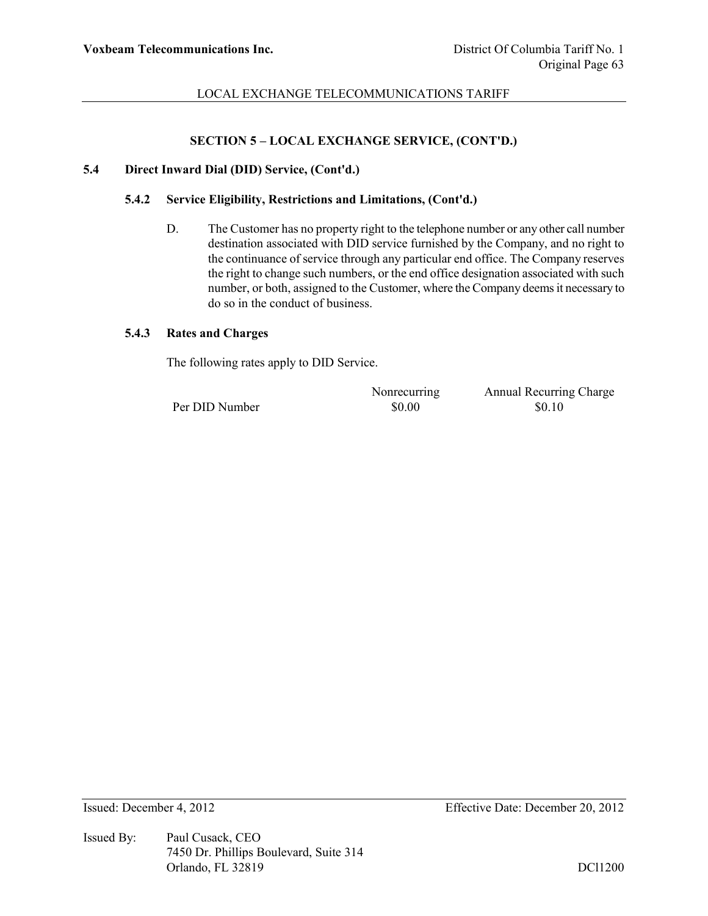## SECTION 5 – LOCAL EXCHANGE SERVICE, (CONT'D.)

### 5.4 Direct Inward Dial (DID) Service, (Cont'd.)

#### 5.4.2 Service Eligibility, Restrictions and Limitations, (Cont'd.)

D. The Customer has no property right to the telephone number or any other call number destination associated with DID service furnished by the Company, and no right to the continuance of service through any particular end office. The Company reserves the right to change such numbers, or the end office designation associated with such number, or both, assigned to the Customer, where the Company deems it necessary to do so in the conduct of business.

#### 5.4.3 Rates and Charges

The following rates apply to DID Service.

| | Nonrecurring | Annual Recurring Charge |
|---|---|---|
| Per DID Number | $0.00 | $0.10 |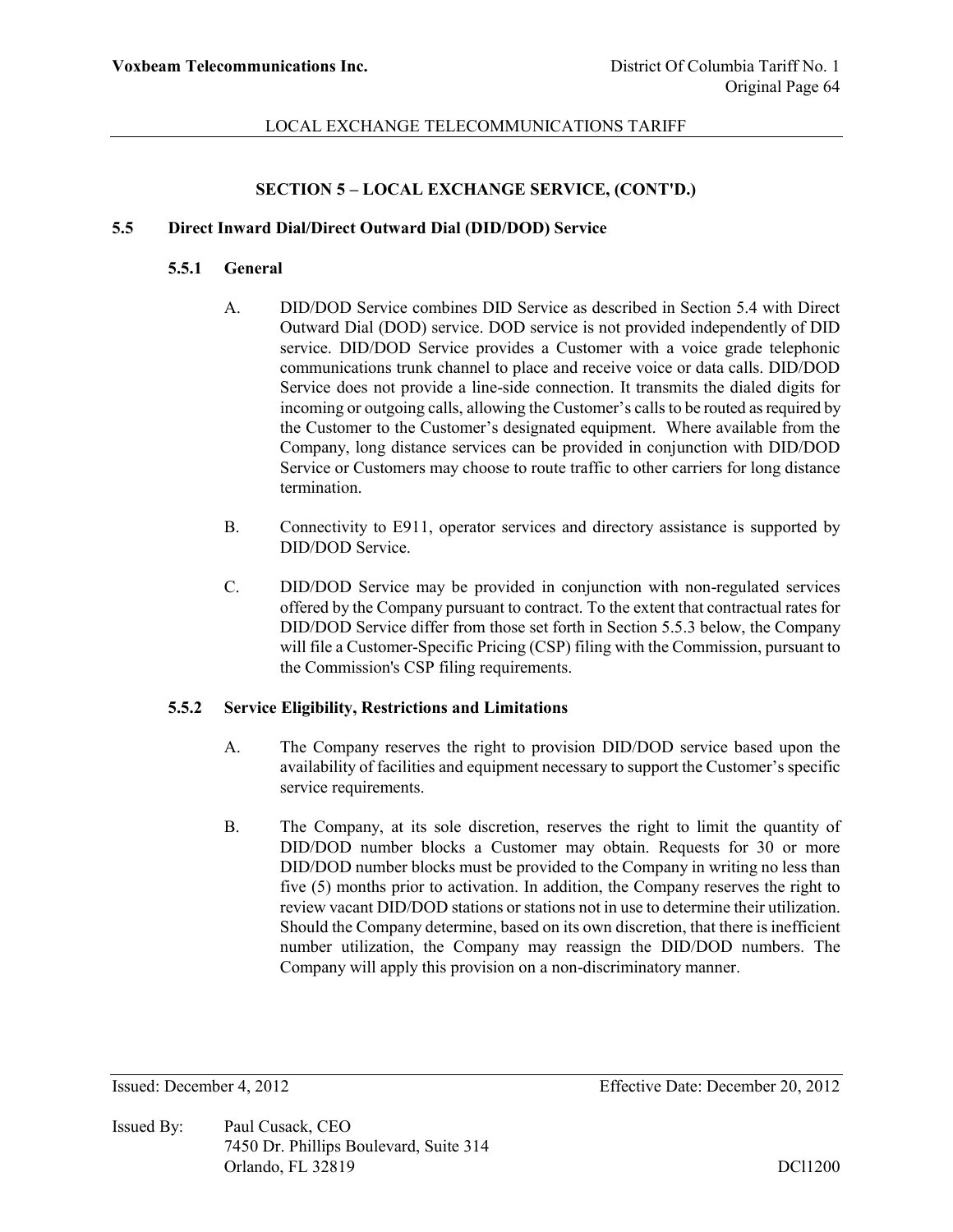## SECTION 5 – LOCAL EXCHANGE SERVICE, (CONT'D.)

### 5.5 Direct Inward Dial/Direct Outward Dial (DID/DOD) Service

#### 5.5.1 General

A. DID/DOD Service combines DID Service as described in Section 5.4 with Direct Outward Dial (DOD) service. DOD service is not provided independently of DID service. DID/DOD Service provides a Customer with a voice grade telephonic communications trunk channel to place and receive voice or data calls. DID/DOD Service does not provide a line-side connection. It transmits the dialed digits for incoming or outgoing calls, allowing the Customer's calls to be routed as required by the Customer to the Customer's designated equipment. Where available from the Company, long distance services can be provided in conjunction with DID/DOD Service or Customers may choose to route traffic to other carriers for long distance termination.

B. Connectivity to E911, operator services and directory assistance is supported by DID/DOD Service.

C. DID/DOD Service may be provided in conjunction with non-regulated services offered by the Company pursuant to contract. To the extent that contractual rates for DID/DOD Service differ from those set forth in Section 5.5.3 below, the Company will file a Customer-Specific Pricing (CSP) filing with the Commission, pursuant to the Commission's CSP filing requirements.

#### 5.5.2 Service Eligibility, Restrictions and Limitations

A. The Company reserves the right to provision DID/DOD service based upon the availability of facilities and equipment necessary to support the Customer's specific service requirements.

B. The Company, at its sole discretion, reserves the right to limit the quantity of DID/DOD number blocks a Customer may obtain. Requests for 30 or more DID/DOD number blocks must be provided to the Company in writing no less than five (5) months prior to activation. In addition, the Company reserves the right to review vacant DID/DOD stations or stations not in use to determine their utilization. Should the Company determine, based on its own discretion, that there is inefficient number utilization, the Company may reassign the DID/DOD numbers. The Company will apply this provision on a non-discriminatory manner.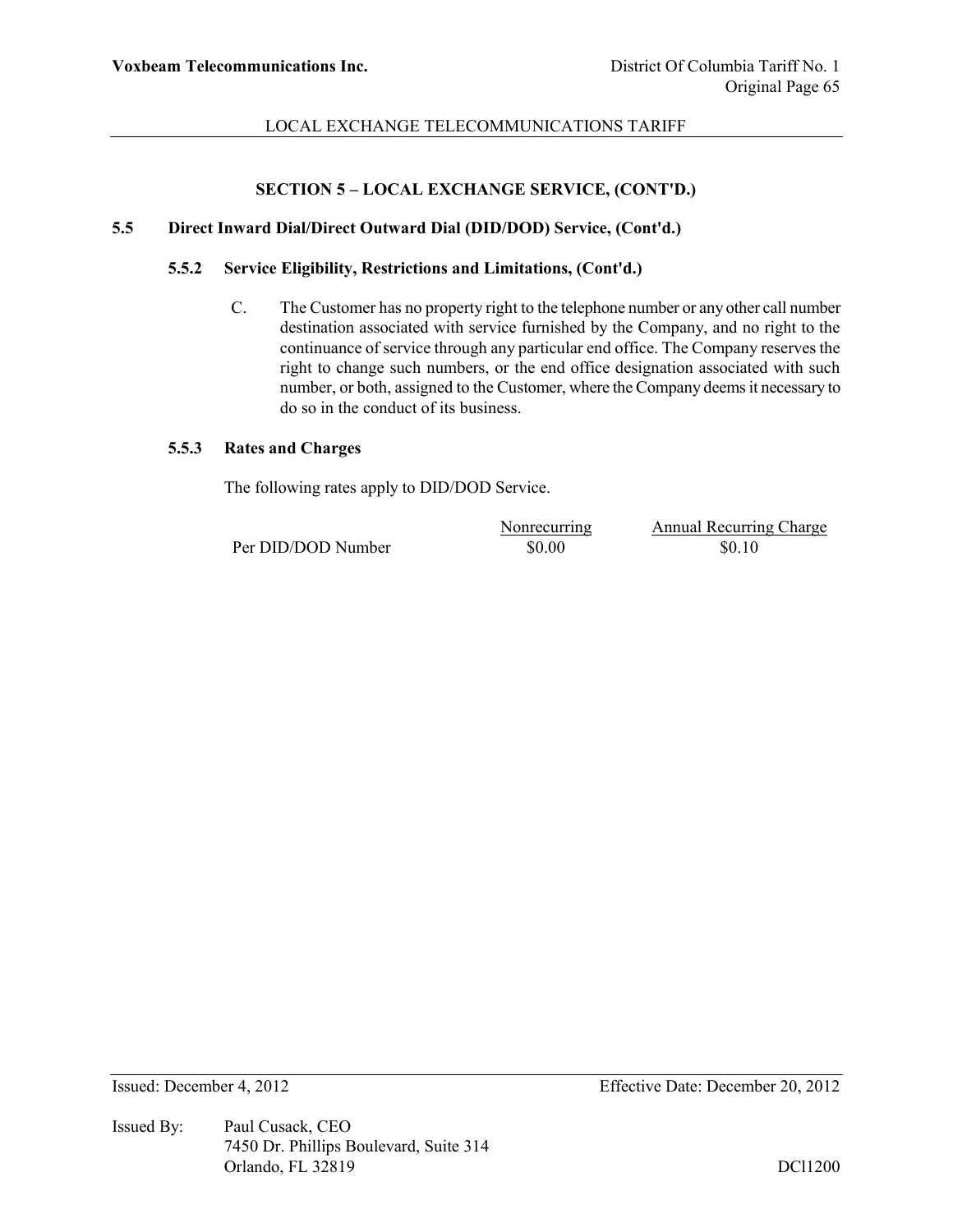## SECTION 5 – LOCAL EXCHANGE SERVICE, (CONT'D.)

### 5.5 Direct Inward Dial/Direct Outward Dial (DID/DOD) Service, (Cont'd.)

#### 5.5.2 Service Eligibility, Restrictions and Limitations, (Cont'd.)

C. The Customer has no property right to the telephone number or any other call number destination associated with service furnished by the Company, and no right to the continuance of service through any particular end office. The Company reserves the right to change such numbers, or the end office designation associated with such number, or both, assigned to the Customer, where the Company deems it necessary to do so in the conduct of its business.

#### 5.5.3 Rates and Charges

The following rates apply to DID/DOD Service.

| | Nonrecurring | Annual Recurring Charge |
|---|---|---|
| Per DID/DOD Number | $0.00 | $0.10 |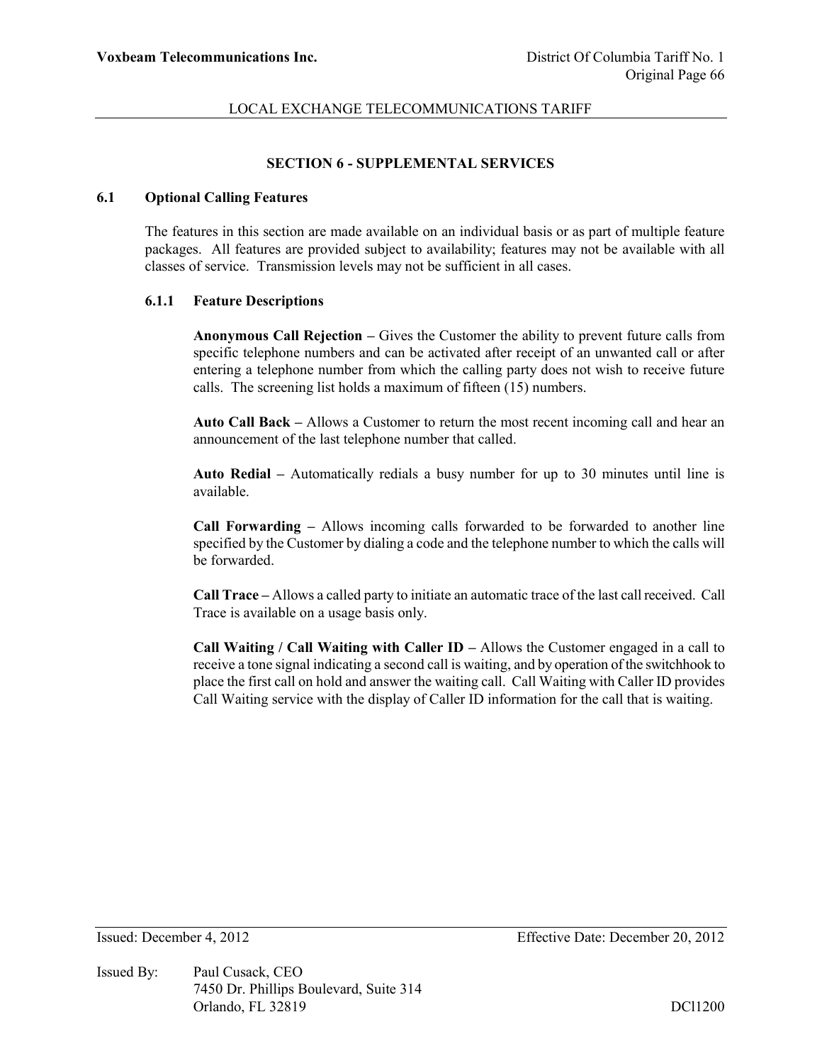## SECTION 6 - SUPPLEMENTAL SERVICES

### 6.1 Optional Calling Features

The features in this section are made available on an individual basis or as part of multiple feature packages. All features are provided subject to availability; features may not be available with all classes of service. Transmission levels may not be sufficient in all cases.

#### 6.1.1 Feature Descriptions

**Anonymous Call Rejection –** Gives the Customer the ability to prevent future calls from specific telephone numbers and can be activated after receipt of an unwanted call or after entering a telephone number from which the calling party does not wish to receive future calls. The screening list holds a maximum of fifteen (15) numbers.

**Auto Call Back –** Allows a Customer to return the most recent incoming call and hear an announcement of the last telephone number that called.

**Auto Redial –** Automatically redials a busy number for up to 30 minutes until line is available.

**Call Forwarding –** Allows incoming calls forwarded to be forwarded to another line specified by the Customer by dialing a code and the telephone number to which the calls will be forwarded.

**Call Trace –** Allows a called party to initiate an automatic trace of the last call received. Call Trace is available on a usage basis only.

**Call Waiting / Call Waiting with Caller ID –** Allows the Customer engaged in a call to receive a tone signal indicating a second call is waiting, and by operation of the switchhook to place the first call on hold and answer the waiting call. Call Waiting with Caller ID provides Call Waiting service with the display of Caller ID information for the call that is waiting.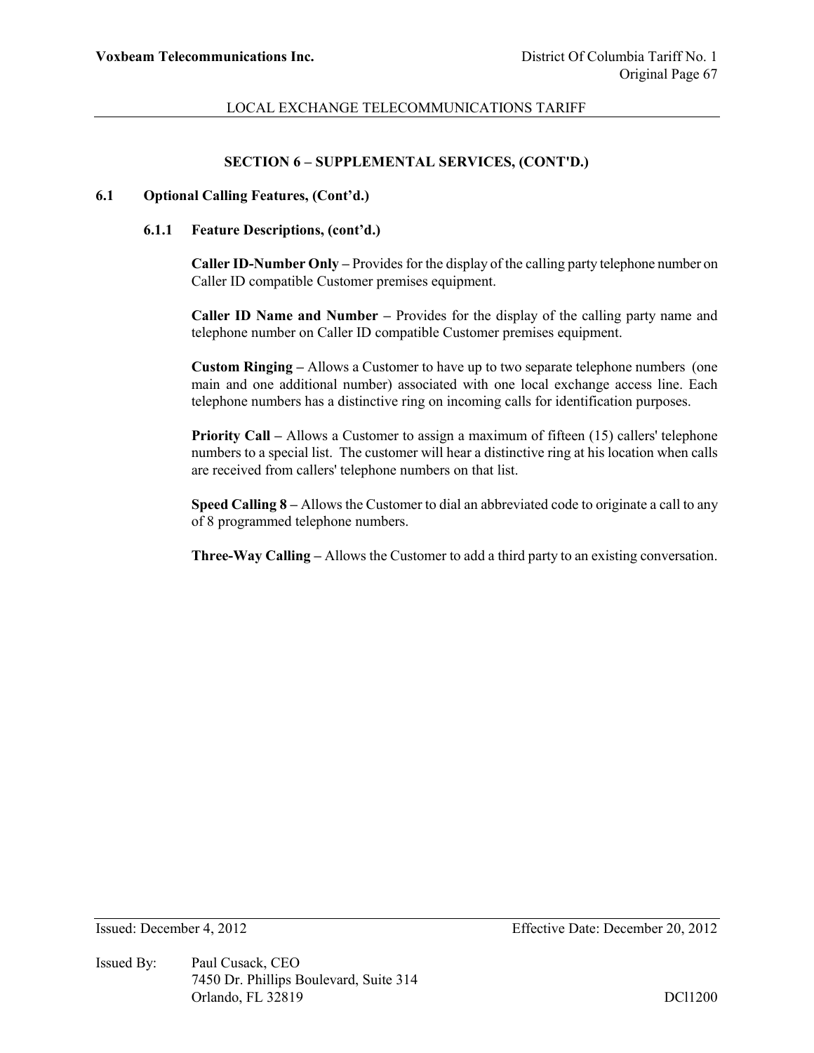## SECTION 6 – SUPPLEMENTAL SERVICES, (CONT'D.)

### 6.1 Optional Calling Features, (Cont'd.)

#### 6.1.1 Feature Descriptions, (cont'd.)

**Caller ID-Number Only –** Provides for the display of the calling party telephone number on Caller ID compatible Customer premises equipment.

**Caller ID Name and Number –** Provides for the display of the calling party name and telephone number on Caller ID compatible Customer premises equipment.

**Custom Ringing –** Allows a Customer to have up to two separate telephone numbers (one main and one additional number) associated with one local exchange access line. Each telephone numbers has a distinctive ring on incoming calls for identification purposes.

**Priority Call –** Allows a Customer to assign a maximum of fifteen (15) callers' telephone numbers to a special list. The customer will hear a distinctive ring at his location when calls are received from callers' telephone numbers on that list.

**Speed Calling 8 –** Allows the Customer to dial an abbreviated code to originate a call to any of 8 programmed telephone numbers.

**Three-Way Calling –** Allows the Customer to add a third party to an existing conversation.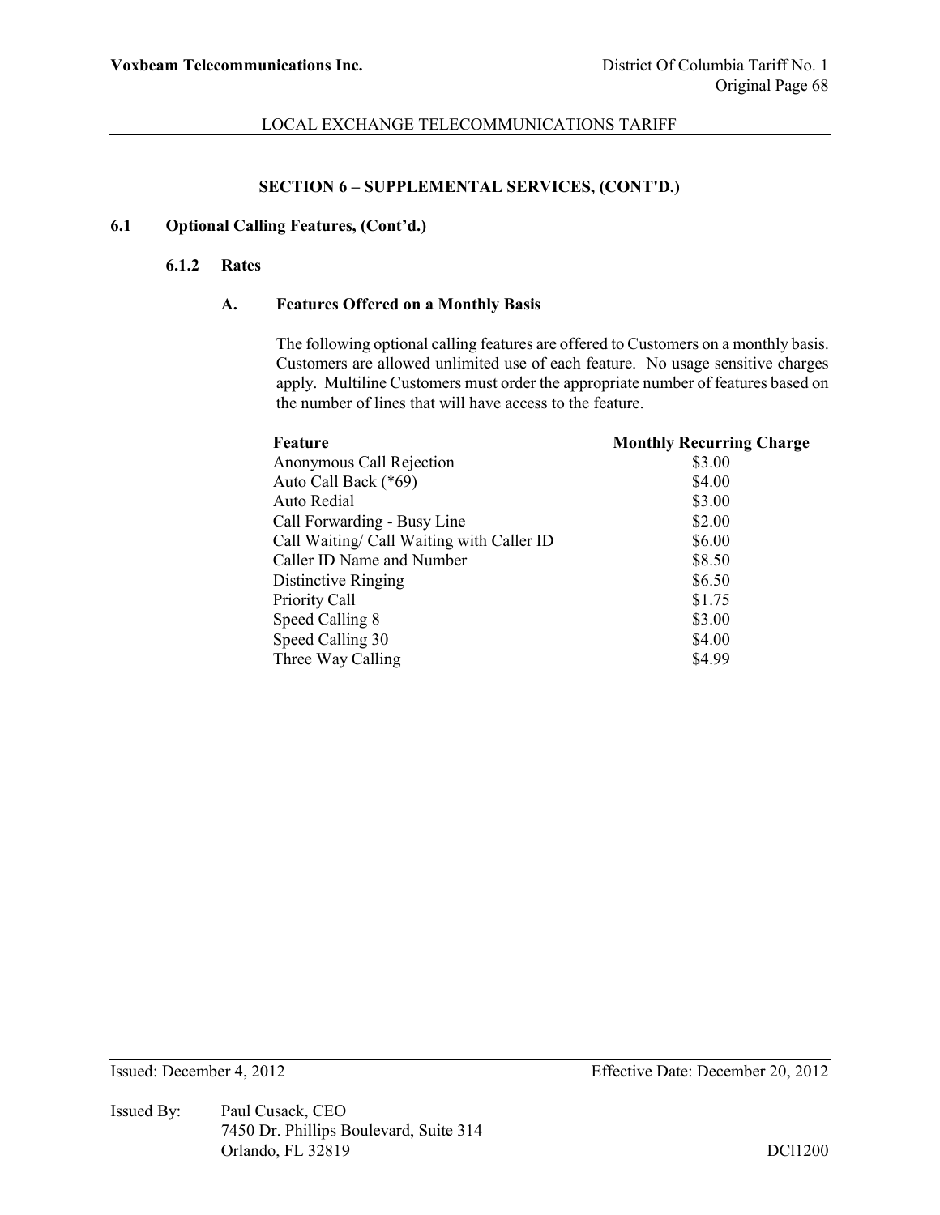## SECTION 6 – SUPPLEMENTAL SERVICES, (CONT'D.)

### 6.1 Optional Calling Features, (Cont'd.)

#### 6.1.2 Rates

**A. Features Offered on a Monthly Basis**

The following optional calling features are offered to Customers on a monthly basis. Customers are allowed unlimited use of each feature. No usage sensitive charges apply. Multiline Customers must order the appropriate number of features based on the number of lines that will have access to the feature.

| Feature | Monthly Recurring Charge |
|---|---|
| Anonymous Call Rejection | $3.00 |
| Auto Call Back (*69) | $4.00 |
| Auto Redial | $3.00 |
| Call Forwarding - Busy Line | $2.00 |
| Call Waiting/ Call Waiting with Caller ID | $6.00 |
| Caller ID Name and Number | $8.50 |
| Distinctive Ringing | $6.50 |
| Priority Call | $1.75 |
| Speed Calling 8 | $3.00 |
| Speed Calling 30 | $4.00 |
| Three Way Calling | $4.99 |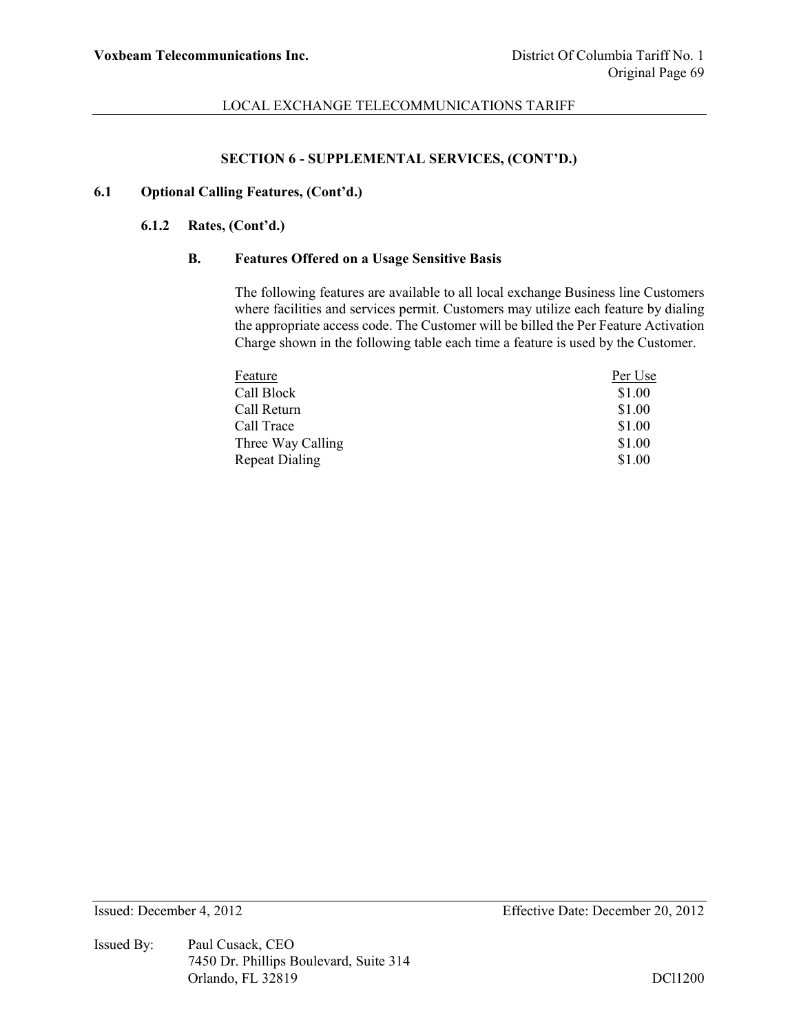## SECTION 6 - SUPPLEMENTAL SERVICES, (CONT'D.)

### 6.1 Optional Calling Features, (Cont'd.)

#### 6.1.2 Rates, (Cont'd.)

##### B. Features Offered on a Usage Sensitive Basis

The following features are available to all local exchange Business line Customers where facilities and services permit. Customers may utilize each feature by dialing the appropriate access code. The Customer will be billed the Per Feature Activation Charge shown in the following table each time a feature is used by the Customer.

| Feature | Per Use |
|---|---|
| Call Block | $1.00 |
| Call Return | $1.00 |
| Call Trace | $1.00 |
| Three Way Calling | $1.00 |
| Repeat Dialing | $1.00 |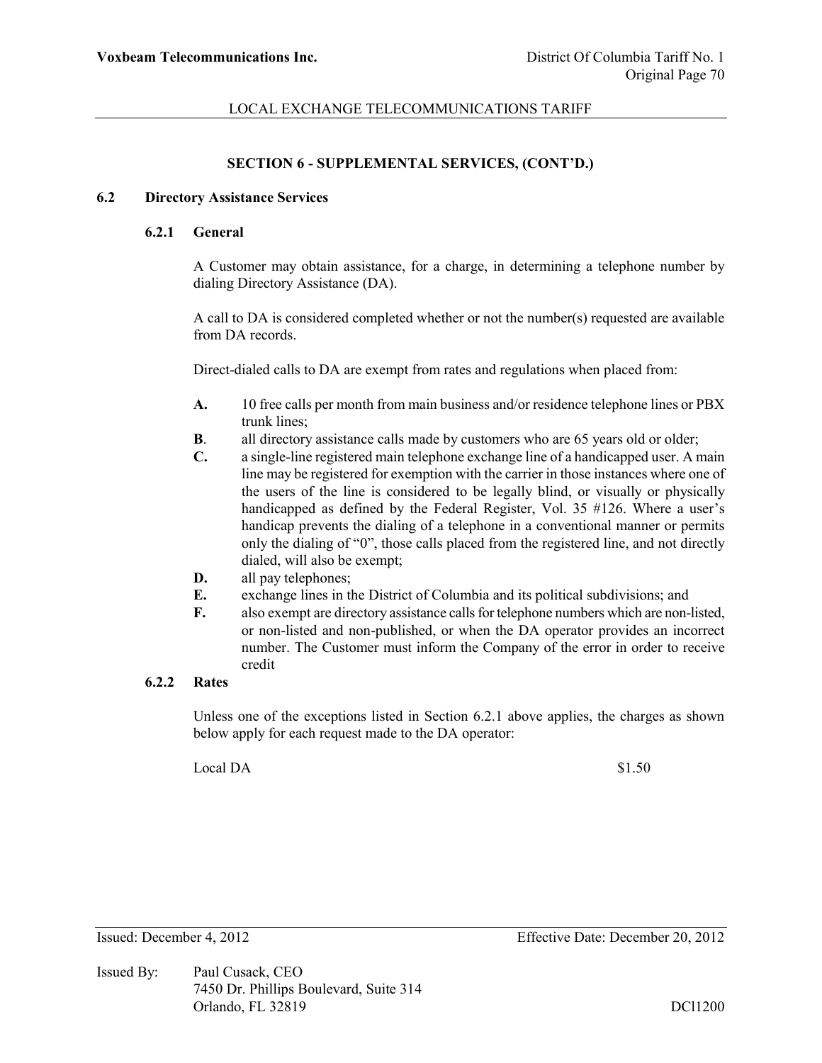# SECTION 6 - SUPPLEMENTAL SERVICES, (CONT'D.)

## 6.2 Directory Assistance Services

### 6.2.1 General

A Customer may obtain assistance, for a charge, in determining a telephone number by dialing Directory Assistance (DA).

A call to DA is considered completed whether or not the number(s) requested are available from DA records.

Direct-dialed calls to DA are exempt from rates and regulations when placed from:

- **A.** 10 free calls per month from main business and/or residence telephone lines or PBX trunk lines;
- **B**. all directory assistance calls made by customers who are 65 years old or older;
- **C.** a single-line registered main telephone exchange line of a handicapped user. A main line may be registered for exemption with the carrier in those instances where one of the users of the line is considered to be legally blind, or visually or physically handicapped as defined by the Federal Register, Vol. 35 #126. Where a user's handicap prevents the dialing of a telephone in a conventional manner or permits only the dialing of "0", those calls placed from the registered line, and not directly dialed, will also be exempt;
- **D.** all pay telephones;
- **E.** exchange lines in the District of Columbia and its political subdivisions; and
- **F.** also exempt are directory assistance calls for telephone numbers which are non-listed, or non-listed and non-published, or when the DA operator provides an incorrect number. The Customer must inform the Company of the error in order to receive credit

### 6.2.2 Rates

Unless one of the exceptions listed in Section 6.2.1 above applies, the charges as shown below apply for each request made to the DA operator:

| | |
|---|---|
| Local DA | $1.50 |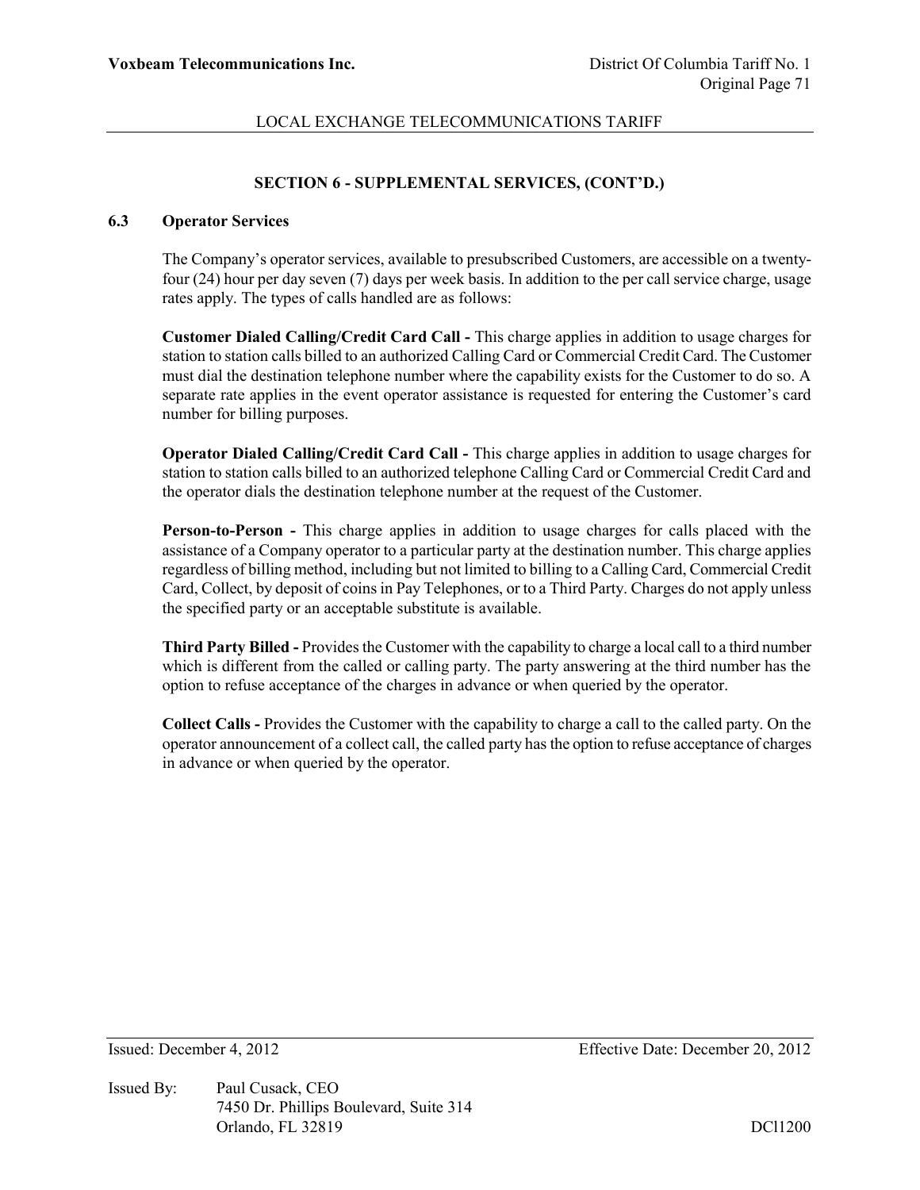## SECTION 6 - SUPPLEMENTAL SERVICES, (CONT'D.)

### 6.3 Operator Services

The Company's operator services, available to presubscribed Customers, are accessible on a twenty-four (24) hour per day seven (7) days per week basis. In addition to the per call service charge, usage rates apply. The types of calls handled are as follows:

**Customer Dialed Calling/Credit Card Call -** This charge applies in addition to usage charges for station to station calls billed to an authorized Calling Card or Commercial Credit Card. The Customer must dial the destination telephone number where the capability exists for the Customer to do so. A separate rate applies in the event operator assistance is requested for entering the Customer's card number for billing purposes.

**Operator Dialed Calling/Credit Card Call -** This charge applies in addition to usage charges for station to station calls billed to an authorized telephone Calling Card or Commercial Credit Card and the operator dials the destination telephone number at the request of the Customer.

**Person-to-Person -** This charge applies in addition to usage charges for calls placed with the assistance of a Company operator to a particular party at the destination number. This charge applies regardless of billing method, including but not limited to billing to a Calling Card, Commercial Credit Card, Collect, by deposit of coins in Pay Telephones, or to a Third Party. Charges do not apply unless the specified party or an acceptable substitute is available.

**Third Party Billed -** Provides the Customer with the capability to charge a local call to a third number which is different from the called or calling party. The party answering at the third number has the option to refuse acceptance of the charges in advance or when queried by the operator.

**Collect Calls -** Provides the Customer with the capability to charge a call to the called party. On the operator announcement of a collect call, the called party has the option to refuse acceptance of charges in advance or when queried by the operator.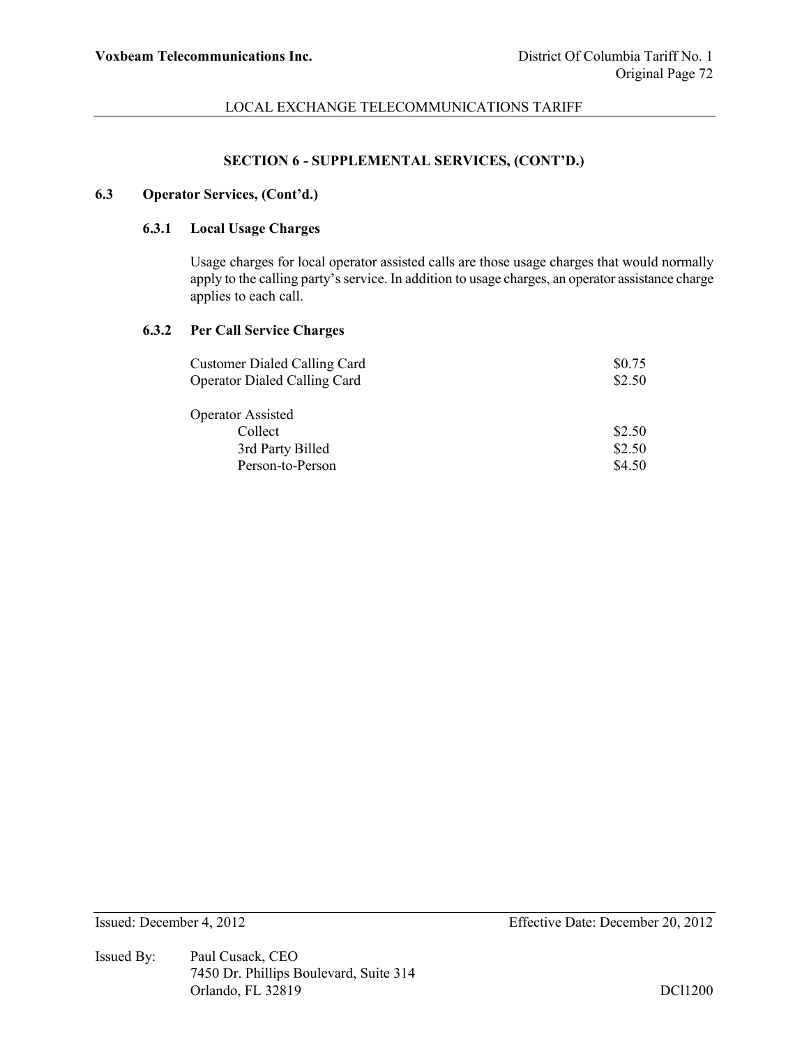## SECTION 6 - SUPPLEMENTAL SERVICES, (CONT'D.)

### 6.3 Operator Services, (Cont'd.)

#### 6.3.1 Local Usage Charges

Usage charges for local operator assisted calls are those usage charges that would normally apply to the calling party's service. In addition to usage charges, an operator assistance charge applies to each call.

#### 6.3.2 Per Call Service Charges

| | |
|---|---|
| Customer Dialed Calling Card | $0.75 |
| Operator Dialed Calling Card | $2.50 |
| Operator Assisted | |
| Collect | $2.50 |
| 3rd Party Billed | $2.50 |
| Person-to-Person | $4.50 |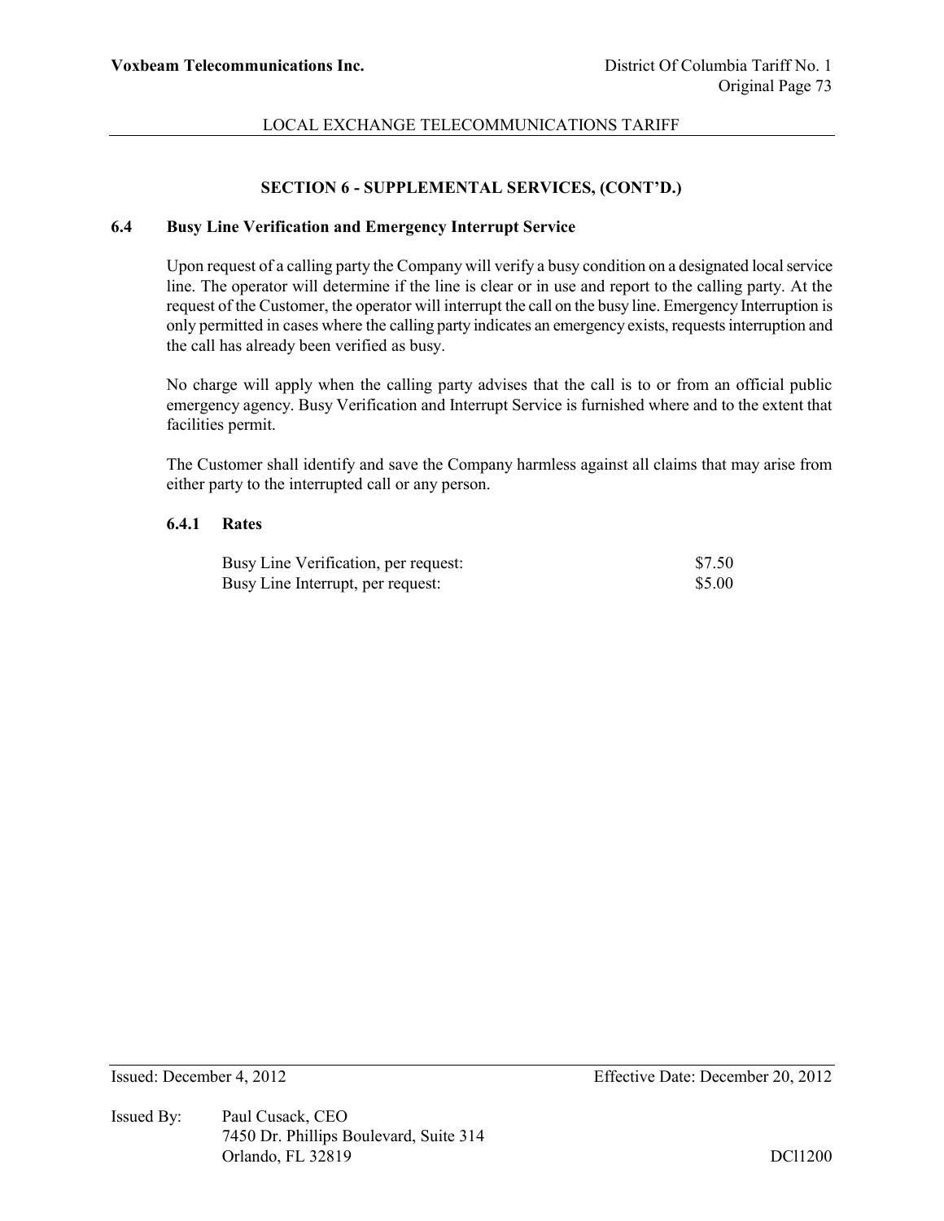## SECTION 6 - SUPPLEMENTAL SERVICES, (CONT'D.)

### 6.4 Busy Line Verification and Emergency Interrupt Service

Upon request of a calling party the Company will verify a busy condition on a designated local service line. The operator will determine if the line is clear or in use and report to the calling party. At the request of the Customer, the operator will interrupt the call on the busy line. Emergency Interruption is only permitted in cases where the calling party indicates an emergency exists, requests interruption and the call has already been verified as busy.

No charge will apply when the calling party advises that the call is to or from an official public emergency agency. Busy Verification and Interrupt Service is furnished where and to the extent that facilities permit.

The Customer shall identify and save the Company harmless against all claims that may arise from either party to the interrupted call or any person.

#### 6.4.1 Rates

| | |
|---|---|
| Busy Line Verification, per request: | $7.50 |
| Busy Line Interrupt, per request: | $5.00 |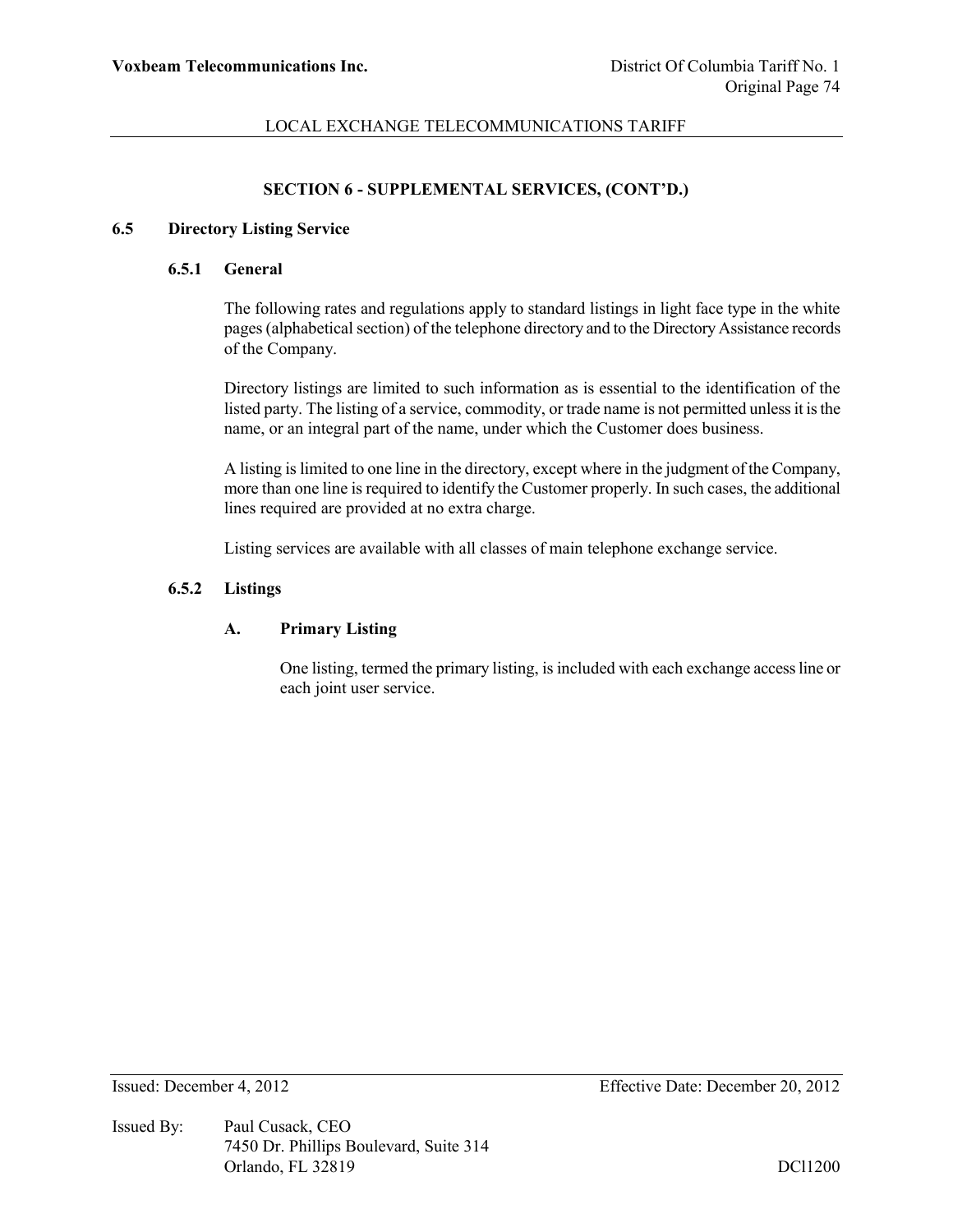## SECTION 6 - SUPPLEMENTAL SERVICES, (CONT'D.)

### 6.5 Directory Listing Service

#### 6.5.1 General

The following rates and regulations apply to standard listings in light face type in the white pages (alphabetical section) of the telephone directory and to the Directory Assistance records of the Company.

Directory listings are limited to such information as is essential to the identification of the listed party. The listing of a service, commodity, or trade name is not permitted unless it is the name, or an integral part of the name, under which the Customer does business.

A listing is limited to one line in the directory, except where in the judgment of the Company, more than one line is required to identify the Customer properly. In such cases, the additional lines required are provided at no extra charge.

Listing services are available with all classes of main telephone exchange service.

#### 6.5.2 Listings

**A. Primary Listing**

One listing, termed the primary listing, is included with each exchange access line or each joint user service.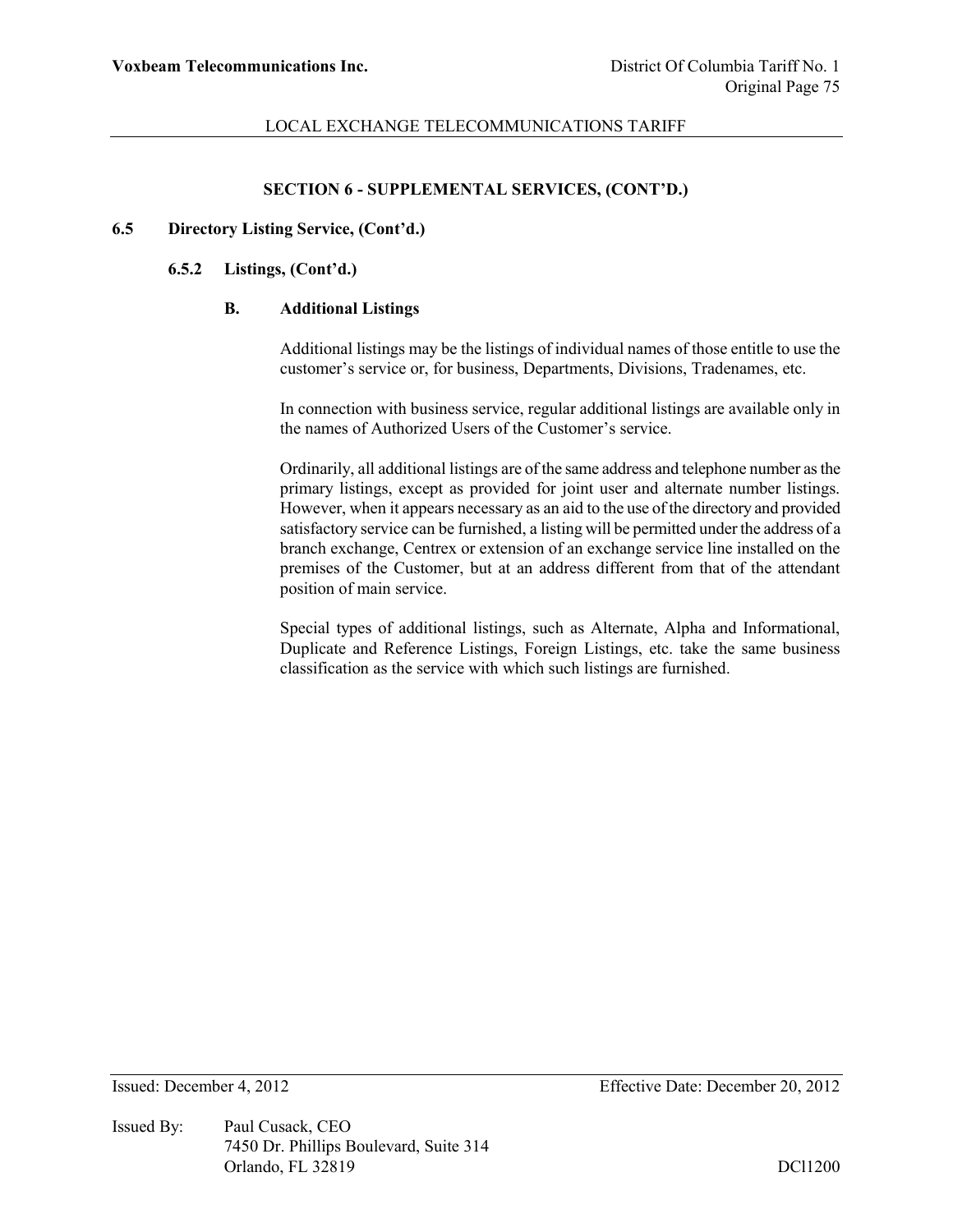## SECTION 6 - SUPPLEMENTAL SERVICES, (CONT'D.)

### 6.5 Directory Listing Service, (Cont'd.)

#### 6.5.2 Listings, (Cont'd.)

##### B. Additional Listings

Additional listings may be the listings of individual names of those entitle to use the customer's service or, for business, Departments, Divisions, Tradenames, etc.

In connection with business service, regular additional listings are available only in the names of Authorized Users of the Customer's service.

Ordinarily, all additional listings are of the same address and telephone number as the primary listings, except as provided for joint user and alternate number listings. However, when it appears necessary as an aid to the use of the directory and provided satisfactory service can be furnished, a listing will be permitted under the address of a branch exchange, Centrex or extension of an exchange service line installed on the premises of the Customer, but at an address different from that of the attendant position of main service.

Special types of additional listings, such as Alternate, Alpha and Informational, Duplicate and Reference Listings, Foreign Listings, etc. take the same business classification as the service with which such listings are furnished.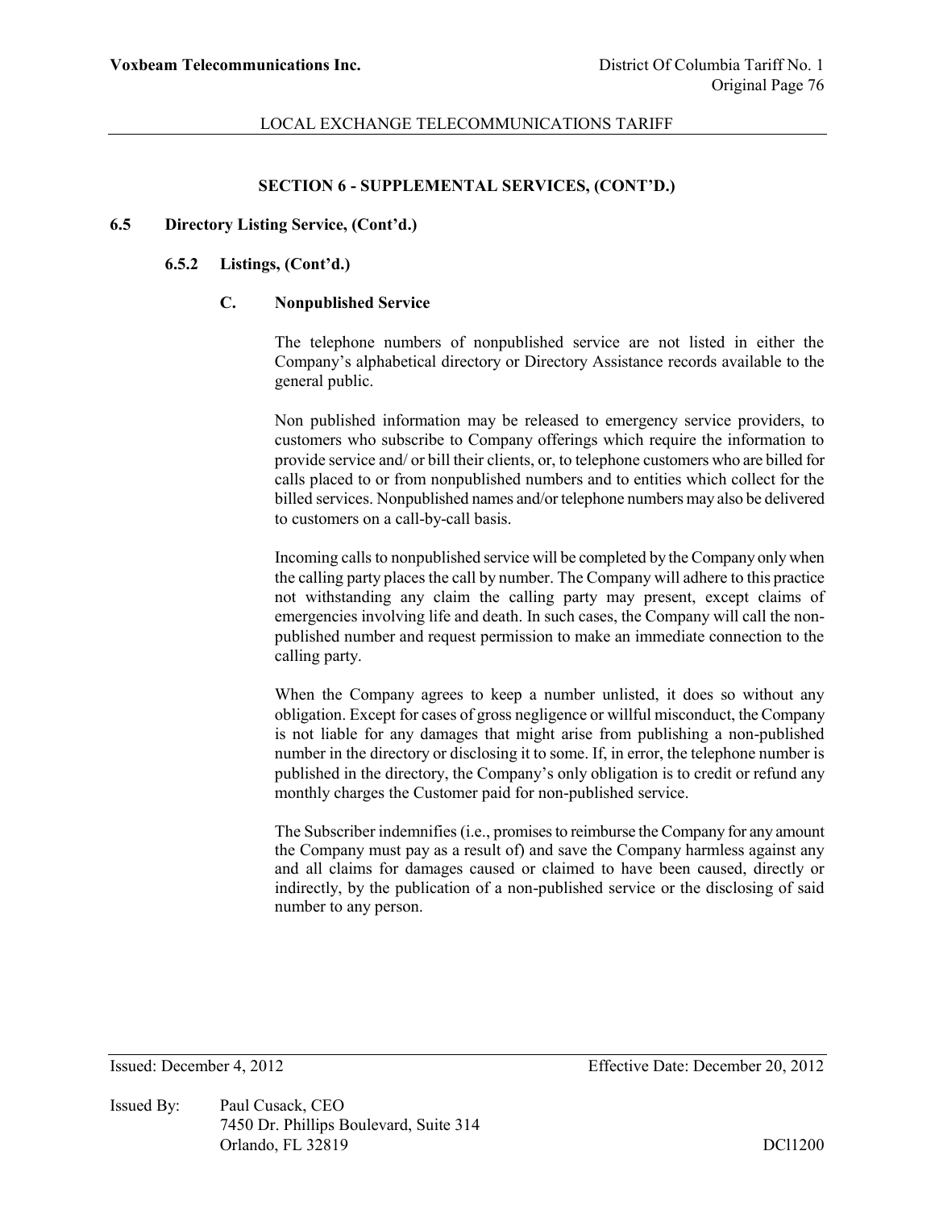## SECTION 6 - SUPPLEMENTAL SERVICES, (CONT'D.)

### 6.5 Directory Listing Service, (Cont'd.)

#### 6.5.2 Listings, (Cont'd.)

##### C. Nonpublished Service

The telephone numbers of nonpublished service are not listed in either the Company's alphabetical directory or Directory Assistance records available to the general public.

Non published information may be released to emergency service providers, to customers who subscribe to Company offerings which require the information to provide service and/ or bill their clients, or, to telephone customers who are billed for calls placed to or from nonpublished numbers and to entities which collect for the billed services. Nonpublished names and/or telephone numbers may also be delivered to customers on a call-by-call basis.

Incoming calls to nonpublished service will be completed by the Company only when the calling party places the call by number. The Company will adhere to this practice not withstanding any claim the calling party may present, except claims of emergencies involving life and death. In such cases, the Company will call the non-published number and request permission to make an immediate connection to the calling party.

When the Company agrees to keep a number unlisted, it does so without any obligation. Except for cases of gross negligence or willful misconduct, the Company is not liable for any damages that might arise from publishing a non-published number in the directory or disclosing it to some. If, in error, the telephone number is published in the directory, the Company's only obligation is to credit or refund any monthly charges the Customer paid for non-published service.

The Subscriber indemnifies (i.e., promises to reimburse the Company for any amount the Company must pay as a result of) and save the Company harmless against any and all claims for damages caused or claimed to have been caused, directly or indirectly, by the publication of a non-published service or the disclosing of said number to any person.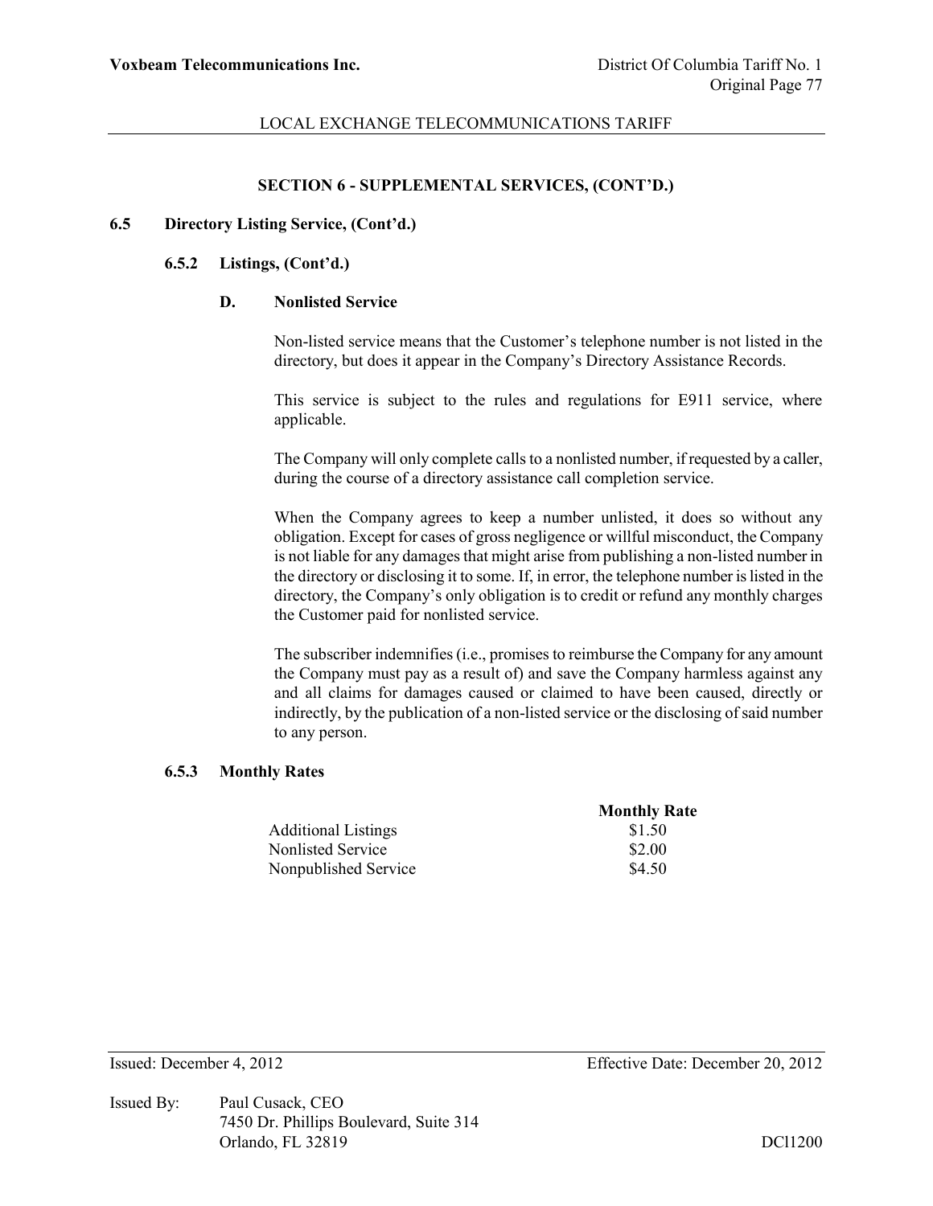## SECTION 6 - SUPPLEMENTAL SERVICES, (CONT'D.)

### 6.5 Directory Listing Service, (Cont'd.)

#### 6.5.2 Listings, (Cont'd.)

**D. Nonlisted Service**

Non-listed service means that the Customer's telephone number is not listed in the directory, but does it appear in the Company's Directory Assistance Records.

This service is subject to the rules and regulations for E911 service, where applicable.

The Company will only complete calls to a nonlisted number, if requested by a caller, during the course of a directory assistance call completion service.

When the Company agrees to keep a number unlisted, it does so without any obligation. Except for cases of gross negligence or willful misconduct, the Company is not liable for any damages that might arise from publishing a non-listed number in the directory or disclosing it to some. If, in error, the telephone number is listed in the directory, the Company's only obligation is to credit or refund any monthly charges the Customer paid for nonlisted service.

The subscriber indemnifies (i.e., promises to reimburse the Company for any amount the Company must pay as a result of) and save the Company harmless against any and all claims for damages caused or claimed to have been caused, directly or indirectly, by the publication of a non-listed service or the disclosing of said number to any person.

#### 6.5.3 Monthly Rates

| | Monthly Rate |
|---|---|
| Additional Listings | $1.50 |
| Nonlisted Service | $2.00 |
| Nonpublished Service | $4.50 |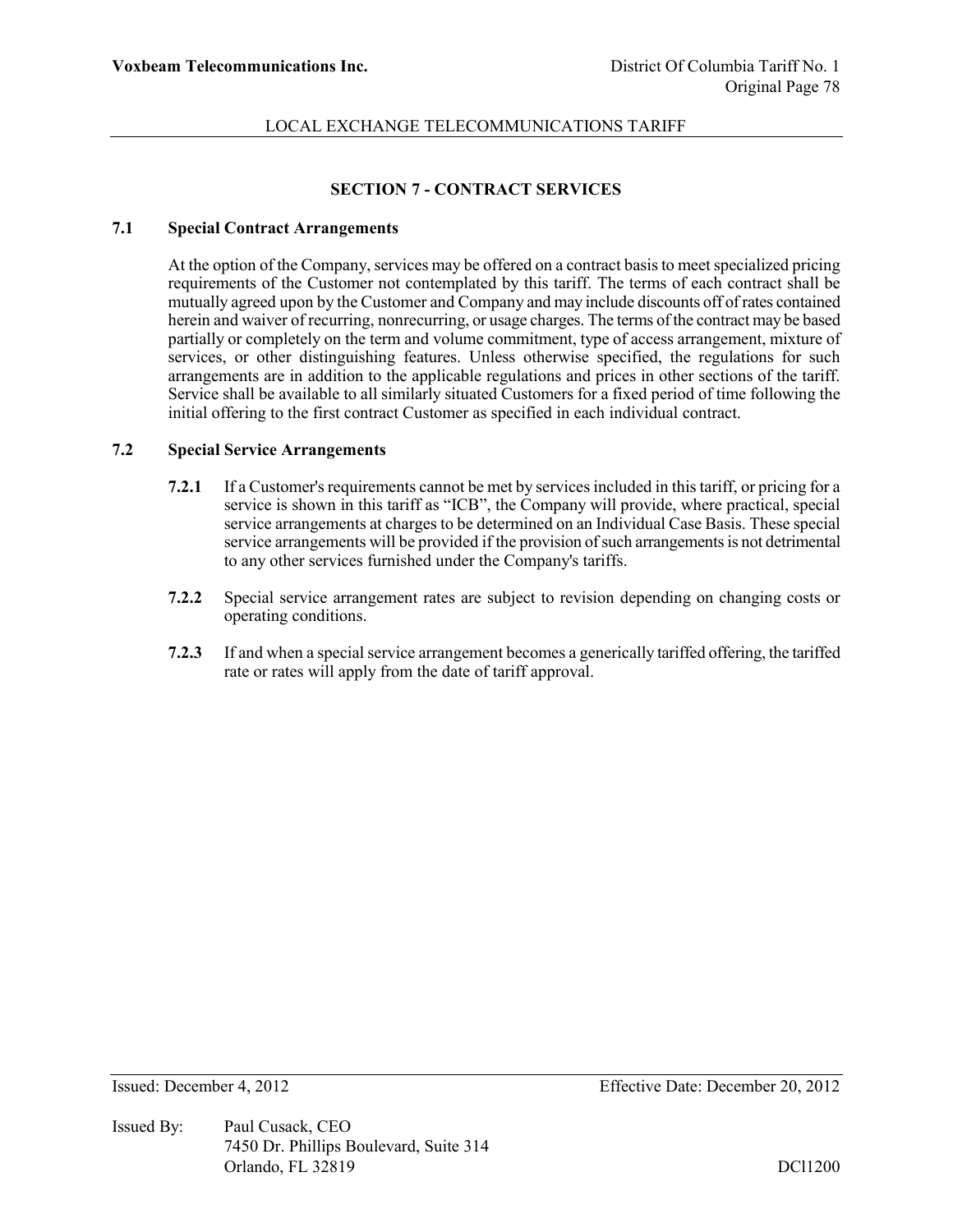# SECTION 7 - CONTRACT SERVICES

## 7.1 Special Contract Arrangements

At the option of the Company, services may be offered on a contract basis to meet specialized pricing requirements of the Customer not contemplated by this tariff. The terms of each contract shall be mutually agreed upon by the Customer and Company and may include discounts off of rates contained herein and waiver of recurring, nonrecurring, or usage charges. The terms of the contract may be based partially or completely on the term and volume commitment, type of access arrangement, mixture of services, or other distinguishing features. Unless otherwise specified, the regulations for such arrangements are in addition to the applicable regulations and prices in other sections of the tariff. Service shall be available to all similarly situated Customers for a fixed period of time following the initial offering to the first contract Customer as specified in each individual contract.

## 7.2 Special Service Arrangements

**7.2.1** If a Customer's requirements cannot be met by services included in this tariff, or pricing for a service is shown in this tariff as "ICB", the Company will provide, where practical, special service arrangements at charges to be determined on an Individual Case Basis. These special service arrangements will be provided if the provision of such arrangements is not detrimental to any other services furnished under the Company's tariffs.

**7.2.2** Special service arrangement rates are subject to revision depending on changing costs or operating conditions.

**7.2.3** If and when a special service arrangement becomes a generically tariffed offering, the tariffed rate or rates will apply from the date of tariff approval.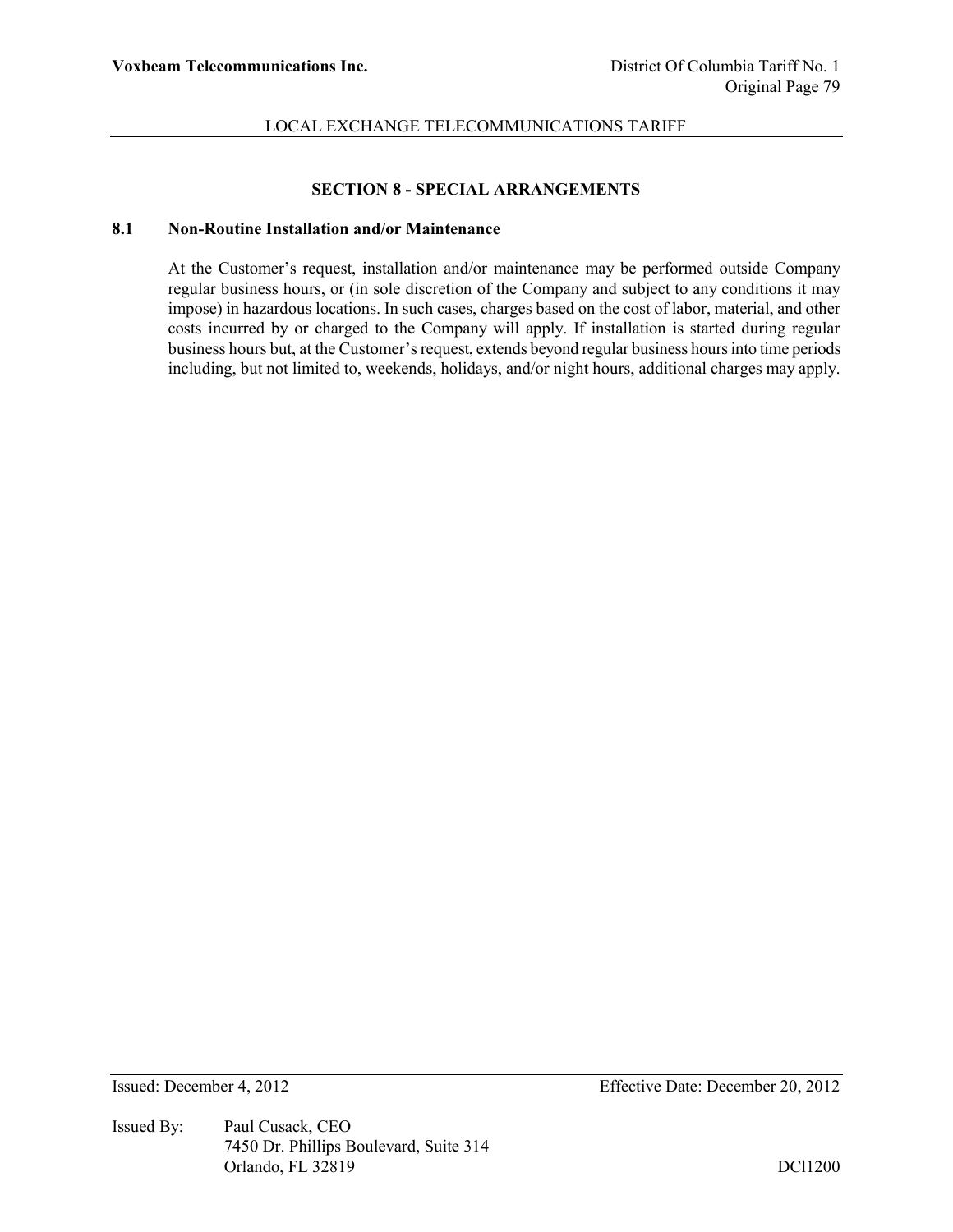## SECTION 8 - SPECIAL ARRANGEMENTS

### 8.1 Non-Routine Installation and/or Maintenance

At the Customer's request, installation and/or maintenance may be performed outside Company regular business hours, or (in sole discretion of the Company and subject to any conditions it may impose) in hazardous locations. In such cases, charges based on the cost of labor, material, and other costs incurred by or charged to the Company will apply. If installation is started during regular business hours but, at the Customer's request, extends beyond regular business hours into time periods including, but not limited to, weekends, holidays, and/or night hours, additional charges may apply.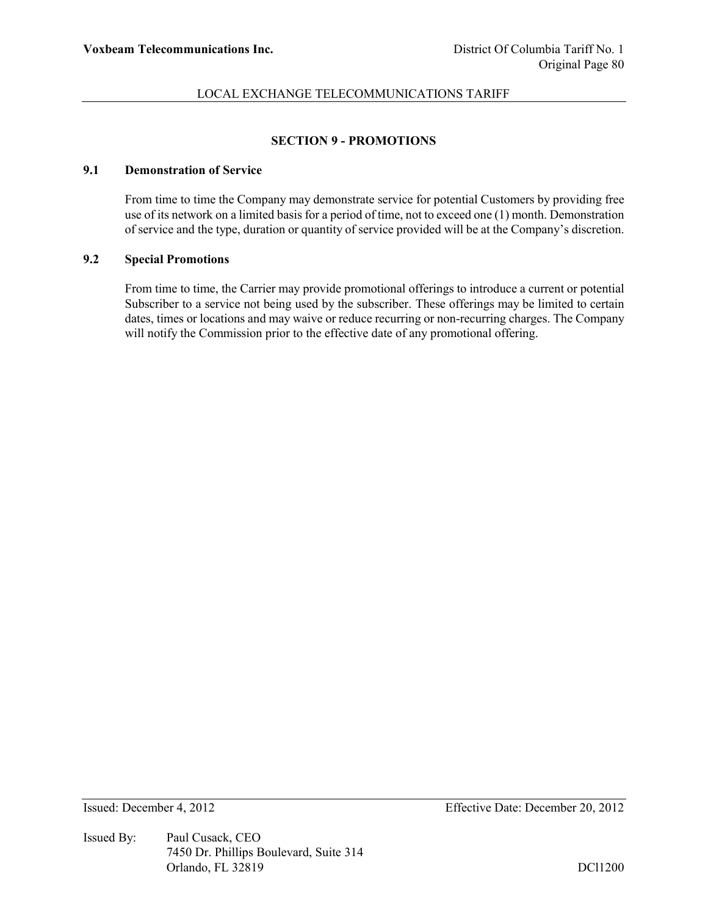## SECTION 9 - PROMOTIONS

### 9.1 Demonstration of Service

From time to time the Company may demonstrate service for potential Customers by providing free use of its network on a limited basis for a period of time, not to exceed one (1) month. Demonstration of service and the type, duration or quantity of service provided will be at the Company's discretion.

### 9.2 Special Promotions

From time to time, the Carrier may provide promotional offerings to introduce a current or potential Subscriber to a service not being used by the subscriber. These offerings may be limited to certain dates, times or locations and may waive or reduce recurring or non-recurring charges. The Company will notify the Commission prior to the effective date of any promotional offering.